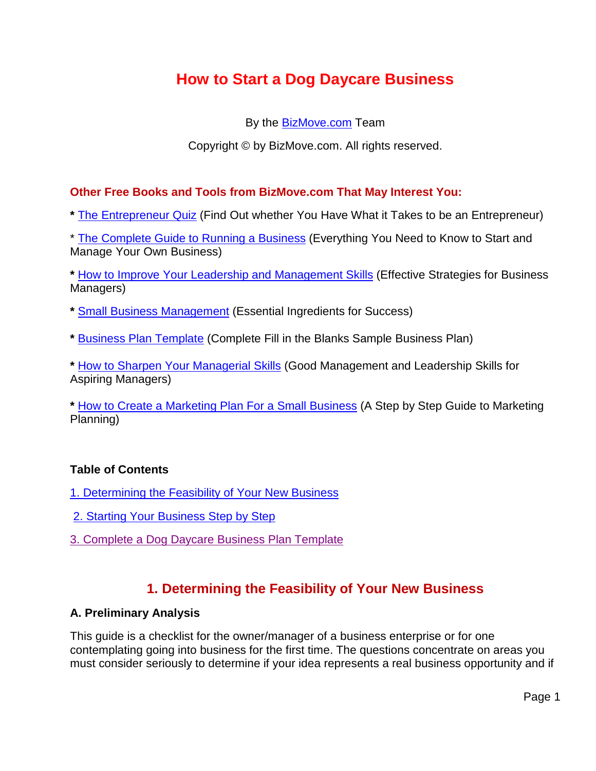# How to Start a Dog Daycare Business

By the BizMove.com Team

Copyright © by BizMove.com. All rights reserved.

**Other Free Books and Tools from BizMove.com That May Interest You:**

**\*** The Entrepreneur Quiz (Find Out whether You Have What it Takes to be an Entrepreneur)

\* The Complete Guide to Running a Business (Everything You Need to Know to Start and Manage Your Own Business)

**\*** How to Improve Your Leadership and Management Skills (Effective Strategies for Business Managers)

**\*** Small Business Management (Essential Ingredients for Success)

**\*** Business Plan Template (Complete Fill in the Blanks Sample Business Plan)

**\*** How to Sharpen Your Managerial Skills (Good Management and Leadership Skills for Aspiring Managers)

**\*** How to Create a Marketing Plan For a Small Business (A Step by Step Guide to Marketing Planning)

**Table of Contents**

1. Determining the Feasibility of Your New Business

2. Starting Your Business Step by Step

3. Complete a Dog Daycare Business Plan Template

## 1. Determining the Feasibility of Your New Business

### A. Preliminary Analysis

This guide is a checklist for the owner/manager of a business enterprise or for one contemplating going into business for the first time. The questions concentrate on areas you must consider seriously to determine if your idea represents a real business opportunity and if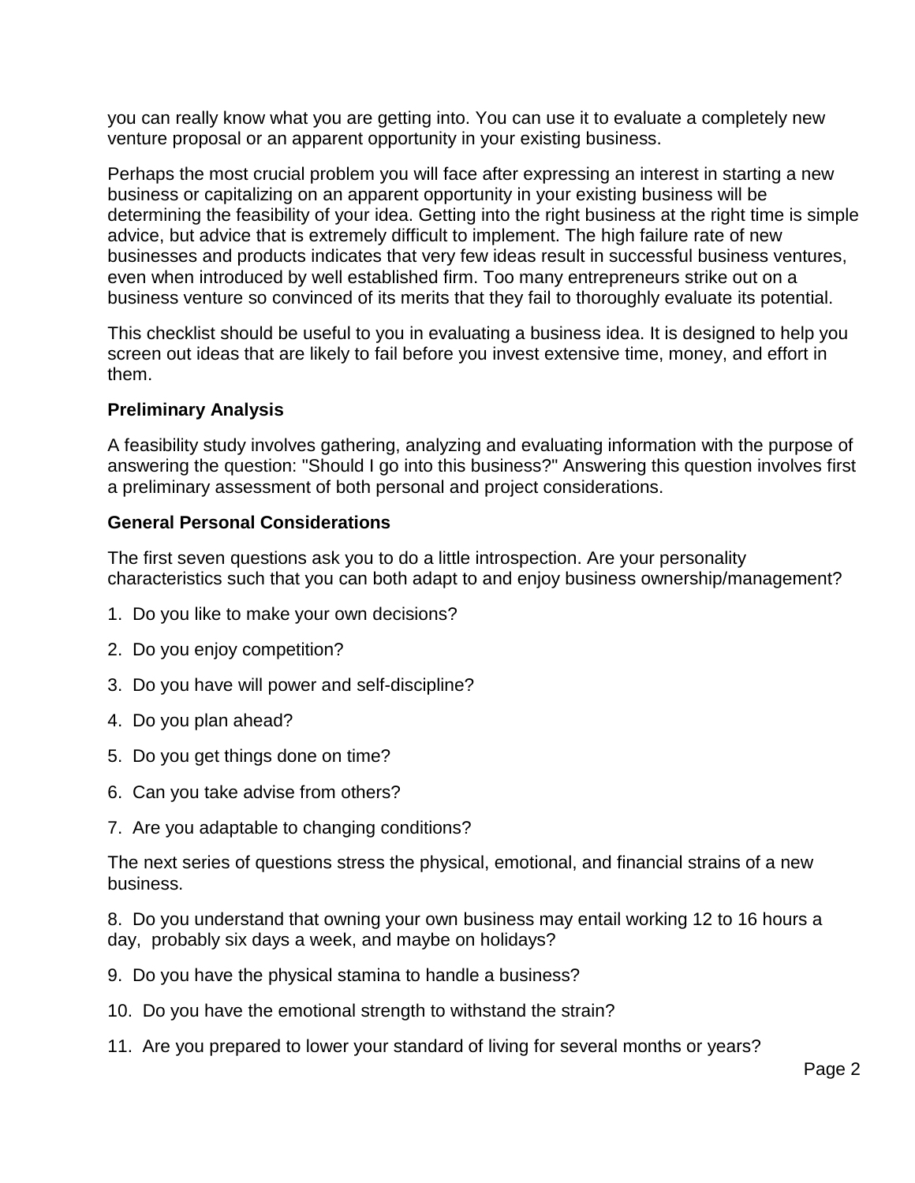you can really know what you are getting into. You can use it to evaluate a completely new venture proposal or an apparent opportunity in your existing business.

Perhaps the most crucial problem you will face after expressing an interest in starting a new business or capitalizing on an apparent opportunity in your existing business will be determining the feasibility of your idea. Getting into the right business at the right time is simple advice, but advice that is extremely difficult to implement. The high failure rate of new businesses and products indicates that very few ideas result in successful business ventures, even when introduced by well established firm. Too many entrepreneurs strike out on a business venture so convinced of its merits that they fail to thoroughly evaluate its potential.

This checklist should be useful to you in evaluating a business idea. It is designed to help you screen out ideas that are likely to fail before you invest extensive time, money, and effort in them.

**Preliminary Analysis**

A feasibility study involves gathering, analyzing and evaluating information with the purpose of answering the question: "Should I go into this business?" Answering this question involves first a preliminary assessment of both personal and project considerations.

**General Personal Considerations**

The first seven questions ask you to do a little introspection. Are your personality characteristics such that you can both adapt to and enjoy business ownership/management?

1. Do you like to make your own decisions?

2. Do you enjoy competition?

3. Do you have will power and self-discipline?

4. Do you plan ahead?

5. Do you get things done on time?

6. Can you take advise from others?

7. Are you adaptable to changing conditions?

The next series of questions stress the physical, emotional, and financial strains of a new business.

8. Do you understand that owning your own business may entail working 12 to 16 hours a day, probably six days a week, and maybe on holidays?

9. Do you have the physical stamina to handle a business?

10. Do you have the emotional strength to withstand the strain?

11. Are you prepared to lower your standard of living for several months or years?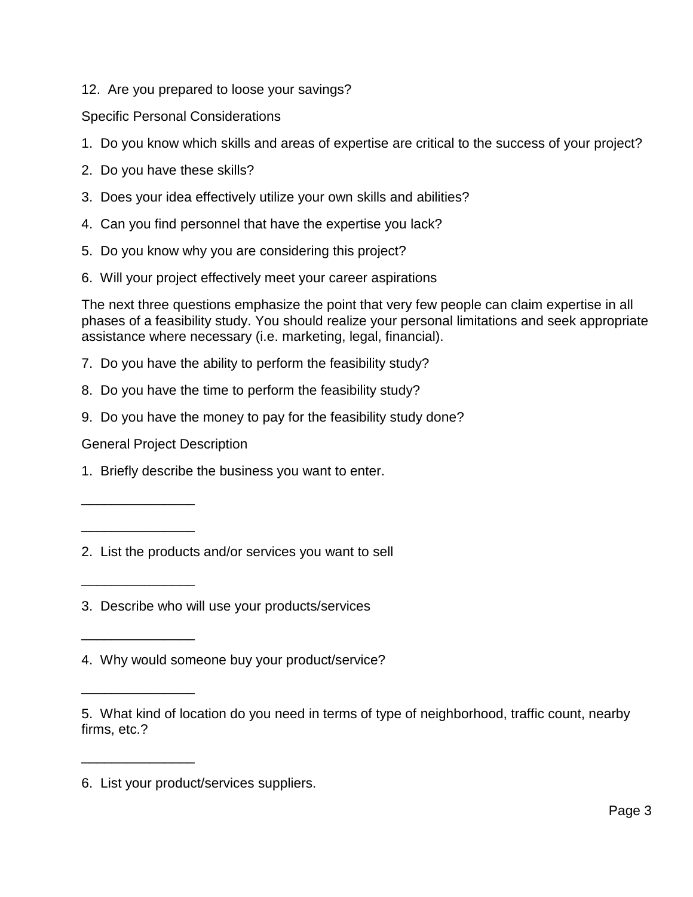12. Are you prepared to loose your savings?

Specific Personal Considerations

1. Do you know which skills and areas of expertise are critical to the success of your project?
2. Do you have these skills?
3. Does your idea effectively utilize your own skills and abilities?
4. Can you find personnel that have the expertise you lack?
5. Do you know why you are considering this project?
6. Will your project effectively meet your career aspirations

The next three questions emphasize the point that very few people can claim expertise in all phases of a feasibility study. You should realize your personal limitations and seek appropriate assistance where necessary (i.e. marketing, legal, financial).

7. Do you have the ability to perform the feasibility study?
8. Do you have the time to perform the feasibility study?
9. Do you have the money to pay for the feasibility study done?

General Project Description

1. Briefly describe the business you want to enter.

_______________

_______________

2. List the products and/or services you want to sell

_______________

3. Describe who will use your products/services

_______________

4. Why would someone buy your product/service?

_______________

5. What kind of location do you need in terms of type of neighborhood, traffic count, nearby firms, etc.?

_______________

6. List your product/services suppliers.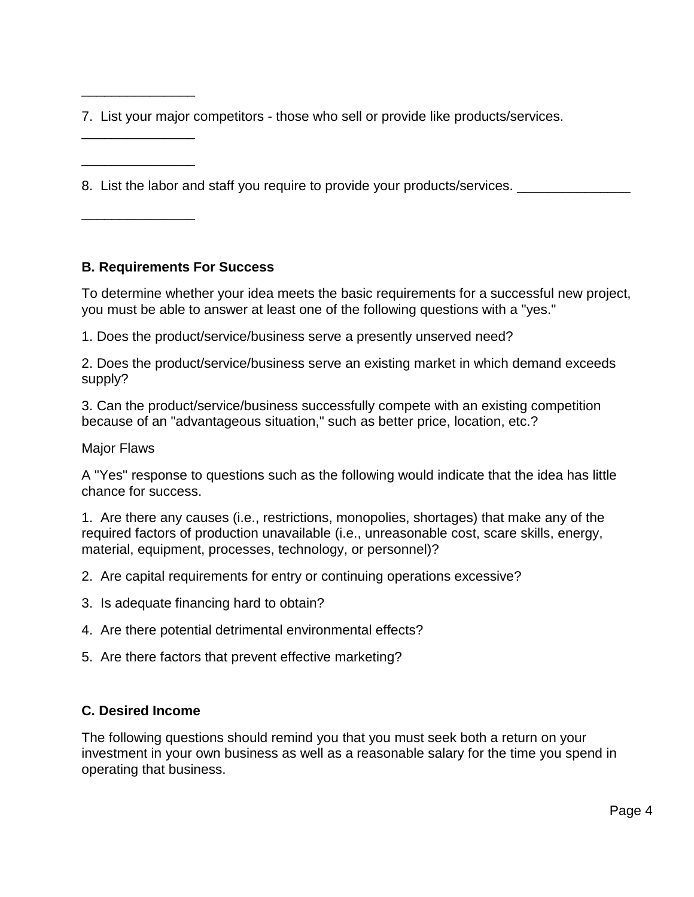_______________

7. List your major competitors - those who sell or provide like products/services.

_______________

_______________

8. List the labor and staff you require to provide your products/services. _______________

_______________

**B. Requirements For Success**

To determine whether your idea meets the basic requirements for a successful new project, you must be able to answer at least one of the following questions with a "yes."

1. Does the product/service/business serve a presently unserved need?

2. Does the product/service/business serve an existing market in which demand exceeds supply?

3. Can the product/service/business successfully compete with an existing competition because of an "advantageous situation," such as better price, location, etc.?

Major Flaws

A "Yes" response to questions such as the following would indicate that the idea has little chance for success.

1. Are there any causes (i.e., restrictions, monopolies, shortages) that make any of the required factors of production unavailable (i.e., unreasonable cost, scare skills, energy, material, equipment, processes, technology, or personnel)?

2. Are capital requirements for entry or continuing operations excessive?

3. Is adequate financing hard to obtain?

4. Are there potential detrimental environmental effects?

5. Are there factors that prevent effective marketing?

**C. Desired Income**

The following questions should remind you that you must seek both a return on your investment in your own business as well as a reasonable salary for the time you spend in operating that business.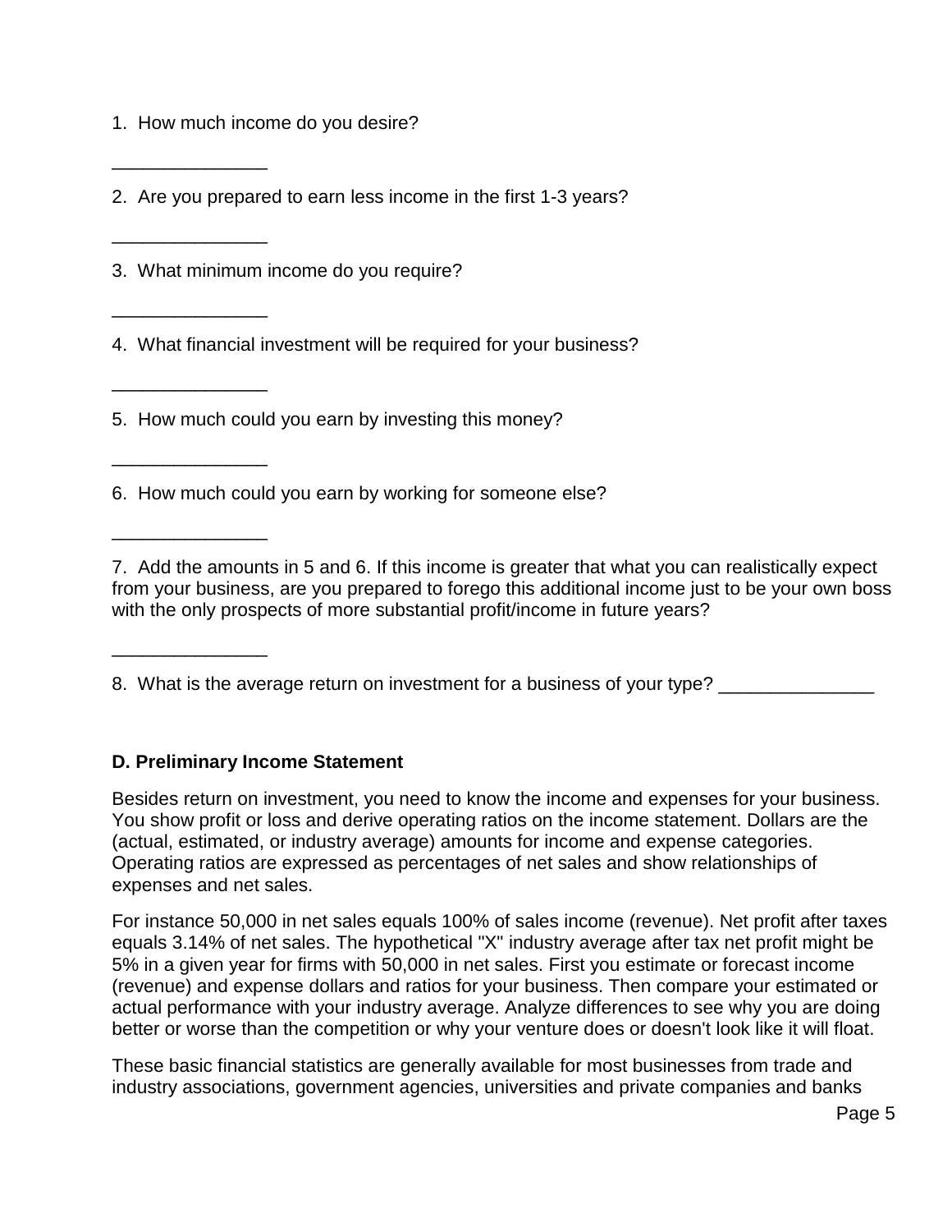1. How much income do you desire?

_______________

2. Are you prepared to earn less income in the first 1-3 years?

_______________

3. What minimum income do you require?

_______________

4. What financial investment will be required for your business?

_______________

5. How much could you earn by investing this money?

_______________

6. How much could you earn by working for someone else?

_______________

7. Add the amounts in 5 and 6. If this income is greater that what you can realistically expect from your business, are you prepared to forego this additional income just to be your own boss with the only prospects of more substantial profit/income in future years?

_______________

8. What is the average return on investment for a business of your type? _______________

**D. Preliminary Income Statement**

Besides return on investment, you need to know the income and expenses for your business. You show profit or loss and derive operating ratios on the income statement. Dollars are the (actual, estimated, or industry average) amounts for income and expense categories. Operating ratios are expressed as percentages of net sales and show relationships of expenses and net sales.

For instance 50,000 in net sales equals 100% of sales income (revenue). Net profit after taxes equals 3.14% of net sales. The hypothetical "X" industry average after tax net profit might be 5% in a given year for firms with 50,000 in net sales. First you estimate or forecast income (revenue) and expense dollars and ratios for your business. Then compare your estimated or actual performance with your industry average. Analyze differences to see why you are doing better or worse than the competition or why your venture does or doesn't look like it will float.

These basic financial statistics are generally available for most businesses from trade and industry associations, government agencies, universities and private companies and banks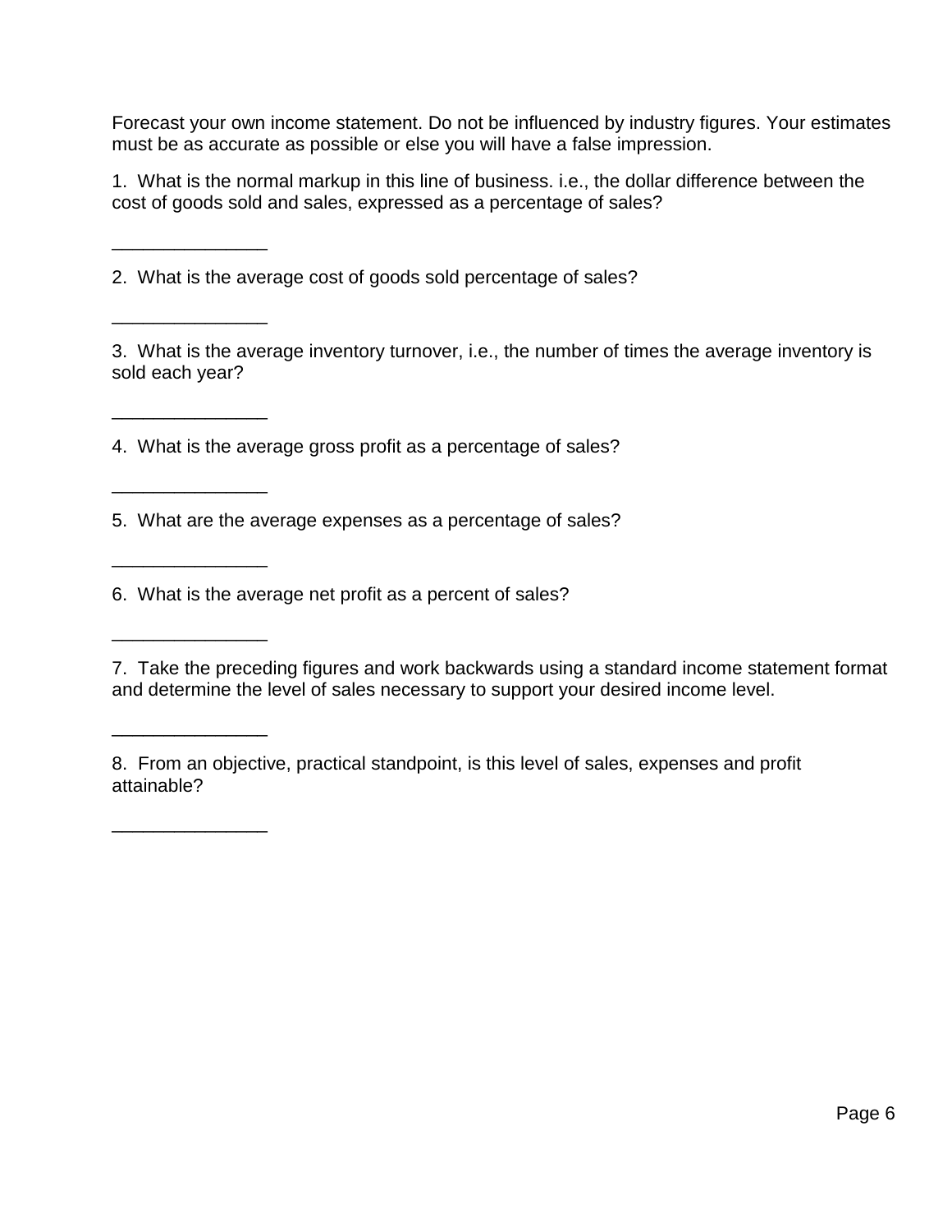Forecast your own income statement. Do not be influenced by industry figures. Your estimates must be as accurate as possible or else you will have a false impression.

1. What is the normal markup in this line of business. i.e., the dollar difference between the cost of goods sold and sales, expressed as a percentage of sales?

_______________

2. What is the average cost of goods sold percentage of sales?

_______________

3. What is the average inventory turnover, i.e., the number of times the average inventory is sold each year?

_______________

4. What is the average gross profit as a percentage of sales?

_______________

5. What are the average expenses as a percentage of sales?

_______________

6. What is the average net profit as a percent of sales?

_______________

7. Take the preceding figures and work backwards using a standard income statement format and determine the level of sales necessary to support your desired income level.

_______________

8. From an objective, practical standpoint, is this level of sales, expenses and profit attainable?

_______________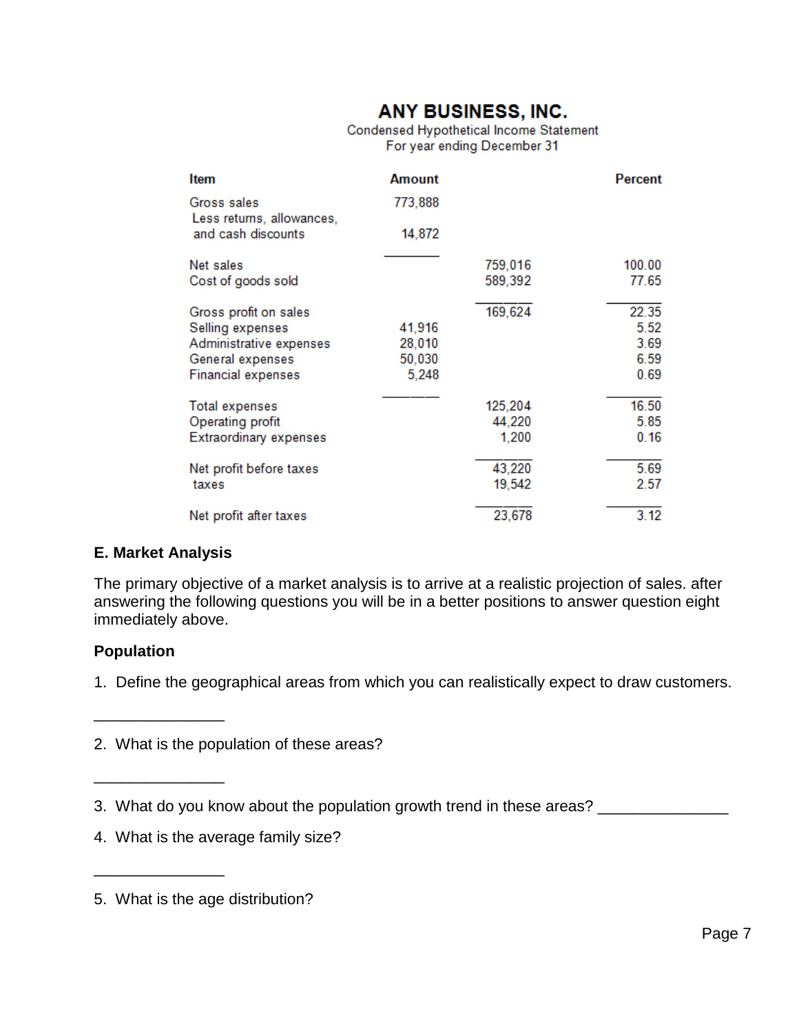## ANY BUSINESS, INC.

Condensed Hypothetical Income Statement
For year ending December 31

| Item | Amount | | Percent |
|---|---|---|---|
| Gross sales | 773,888 | | |
| Less returns, allowances, and cash discounts | 14,872 | | |
| Net sales | | 759,016 | 100.00 |
| Cost of goods sold | | 589,392 | 77.65 |
| Gross profit on sales | | 169,624 | 22.35 |
| Selling expenses | 41,916 | | 5.52 |
| Administrative expenses | 28,010 | | 3.69 |
| General expenses | 50,030 | | 6.59 |
| Financial expenses | 5,248 | | 0.69 |
| Total expenses | | 125,204 | 16.50 |
| Operating profit | | 44,220 | 5.85 |
| Extraordinary expenses | | 1,200 | 0.16 |
| Net profit before taxes | | 43,220 | 5.69 |
| taxes | | 19,542 | 2.57 |
| Net profit after taxes | | 23,678 | 3.12 |

### E. Market Analysis

The primary objective of a market analysis is to arrive at a realistic projection of sales. after answering the following questions you will be in a better positions to answer question eight immediately above.

### Population

1. Define the geographical areas from which you can realistically expect to draw customers.

_______________

2. What is the population of these areas?

_______________

3. What do you know about the population growth trend in these areas? _______________

4. What is the average family size?

_______________

5. What is the age distribution?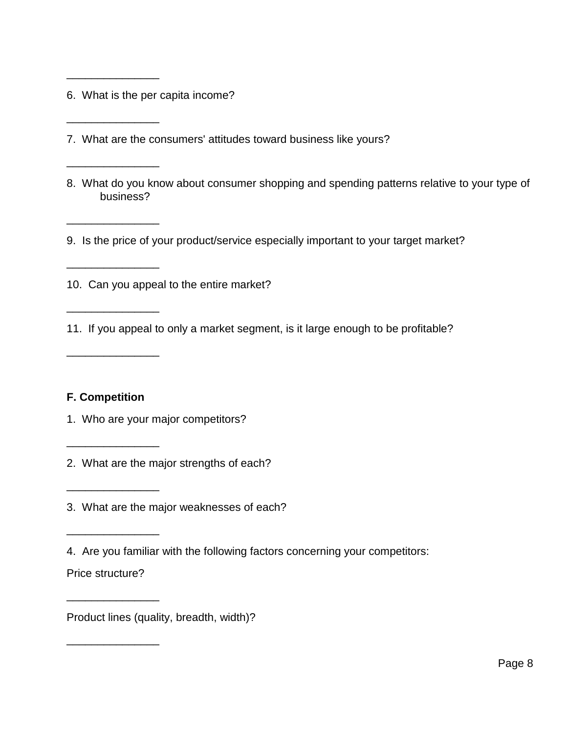_______________

6. What is the per capita income?

_______________

7. What are the consumers' attitudes toward business like yours?

_______________

8. What do you know about consumer shopping and spending patterns relative to your type of business?

_______________

9. Is the price of your product/service especially important to your target market?

_______________

10. Can you appeal to the entire market?

_______________

11. If you appeal to only a market segment, is it large enough to be profitable?

_______________

**F. Competition**

1. Who are your major competitors?

_______________

2. What are the major strengths of each?

_______________

3. What are the major weaknesses of each?

_______________

4. Are you familiar with the following factors concerning your competitors:

Price structure?

_______________

Product lines (quality, breadth, width)?

_______________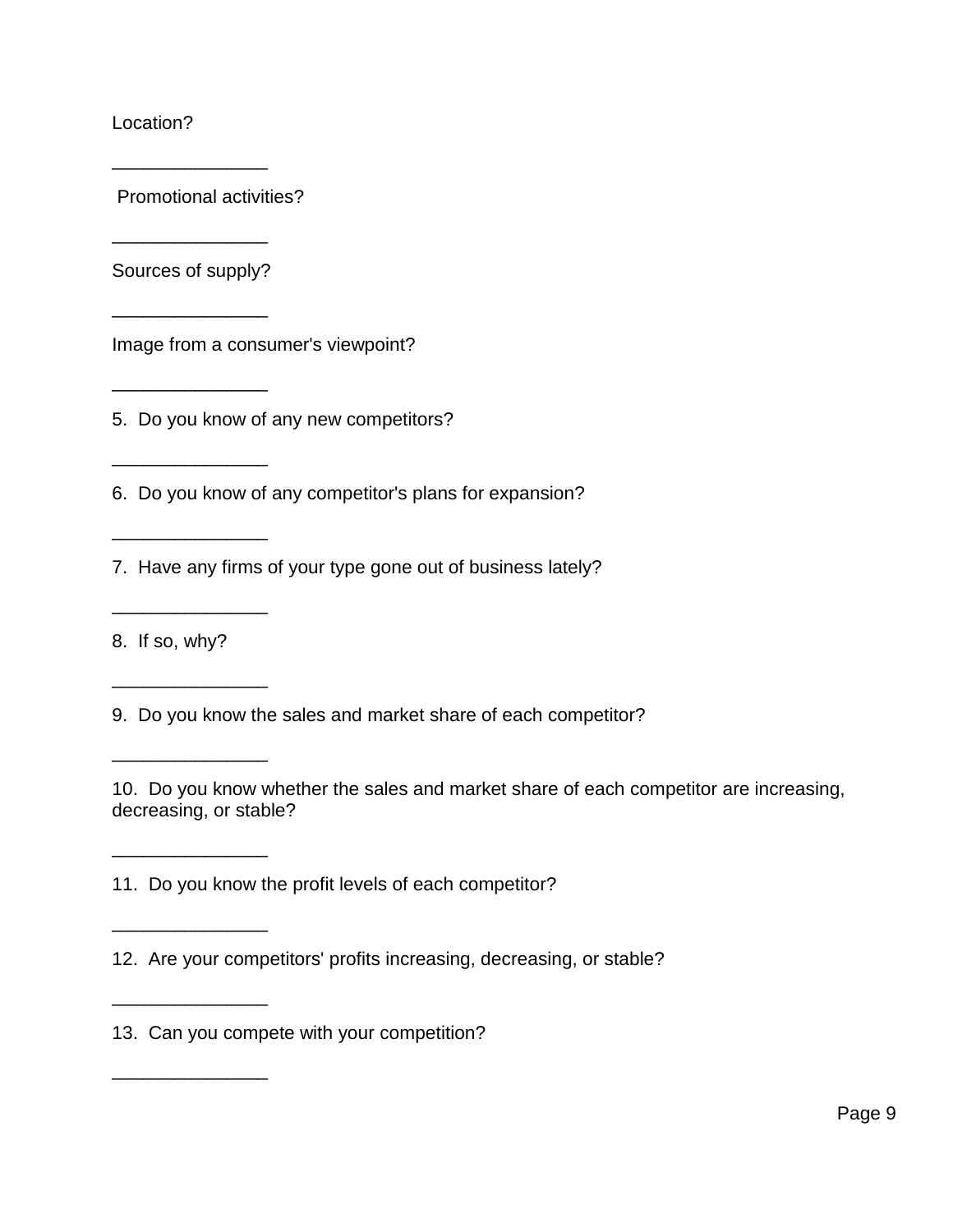Location?

_______________

Promotional activities?

_______________

Sources of supply?

_______________

Image from a consumer's viewpoint?

_______________

5. Do you know of any new competitors?

_______________

6. Do you know of any competitor's plans for expansion?

_______________

7. Have any firms of your type gone out of business lately?

_______________

8. If so, why?

_______________

9. Do you know the sales and market share of each competitor?

_______________

10. Do you know whether the sales and market share of each competitor are increasing, decreasing, or stable?

_______________

11. Do you know the profit levels of each competitor?

_______________

12. Are your competitors' profits increasing, decreasing, or stable?

_______________

13. Can you compete with your competition?

_______________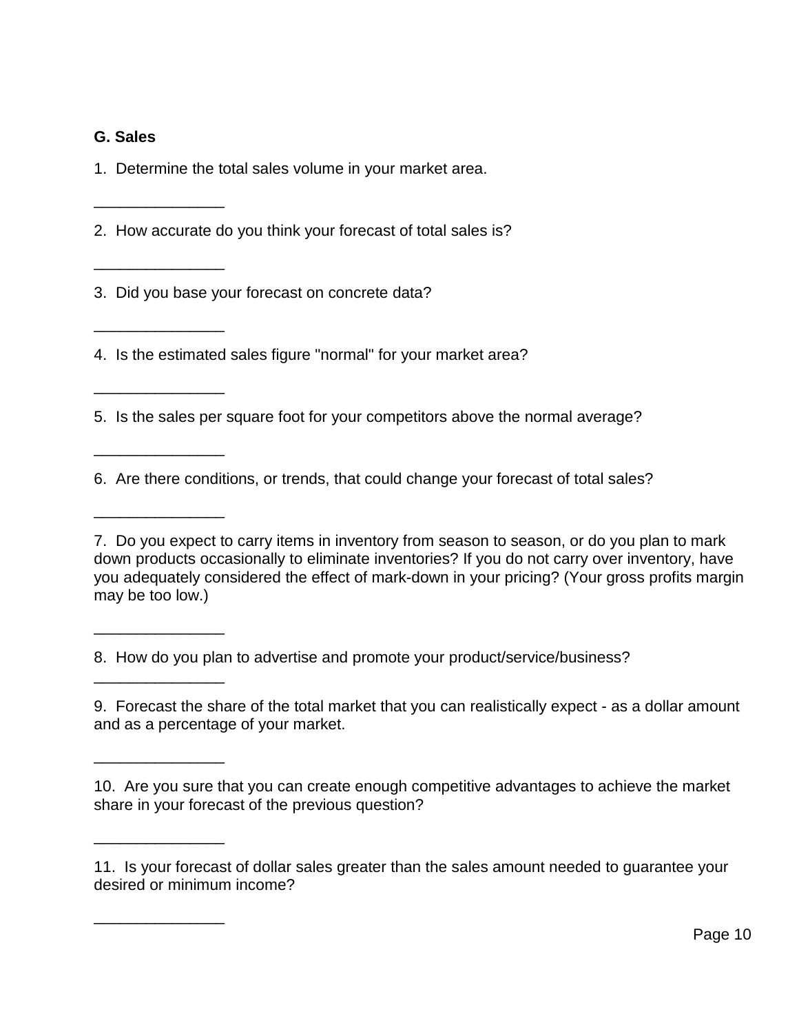**G. Sales**

1. Determine the total sales volume in your market area.

_______________

2. How accurate do you think your forecast of total sales is?

_______________

3. Did you base your forecast on concrete data?

_______________

4. Is the estimated sales figure "normal" for your market area?

_______________

5. Is the sales per square foot for your competitors above the normal average?

_______________

6. Are there conditions, or trends, that could change your forecast of total sales?

_______________

7. Do you expect to carry items in inventory from season to season, or do you plan to mark down products occasionally to eliminate inventories? If you do not carry over inventory, have you adequately considered the effect of mark-down in your pricing? (Your gross profits margin may be too low.)

_______________

8. How do you plan to advertise and promote your product/service/business?

_______________

9. Forecast the share of the total market that you can realistically expect - as a dollar amount and as a percentage of your market.

_______________

10. Are you sure that you can create enough competitive advantages to achieve the market share in your forecast of the previous question?

_______________

11. Is your forecast of dollar sales greater than the sales amount needed to guarantee your desired or minimum income?

_______________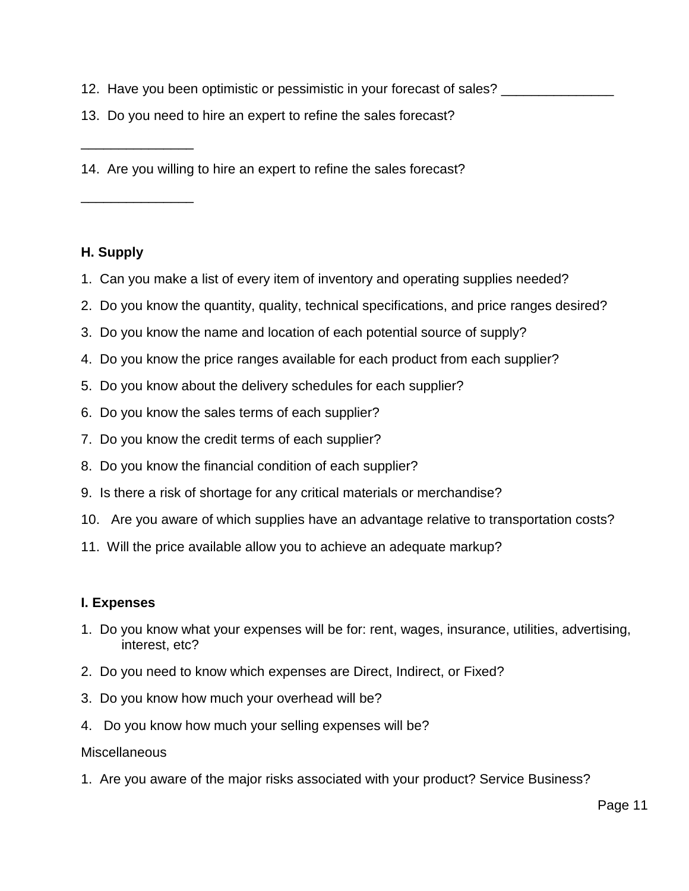12. Have you been optimistic or pessimistic in your forecast of sales? _______________

13. Do you need to hire an expert to refine the sales forecast?

_______________

14. Are you willing to hire an expert to refine the sales forecast?

_______________

**H. Supply**

1. Can you make a list of every item of inventory and operating supplies needed?
2. Do you know the quantity, quality, technical specifications, and price ranges desired?
3. Do you know the name and location of each potential source of supply?
4. Do you know the price ranges available for each product from each supplier?
5. Do you know about the delivery schedules for each supplier?
6. Do you know the sales terms of each supplier?
7. Do you know the credit terms of each supplier?
8. Do you know the financial condition of each supplier?
9. Is there a risk of shortage for any critical materials or merchandise?
10. Are you aware of which supplies have an advantage relative to transportation costs?
11. Will the price available allow you to achieve an adequate markup?

**I. Expenses**

1. Do you know what your expenses will be for: rent, wages, insurance, utilities, advertising, interest, etc?
2. Do you need to know which expenses are Direct, Indirect, or Fixed?
3. Do you know how much your overhead will be?
4. Do you know how much your selling expenses will be?

Miscellaneous

1. Are you aware of the major risks associated with your product? Service Business?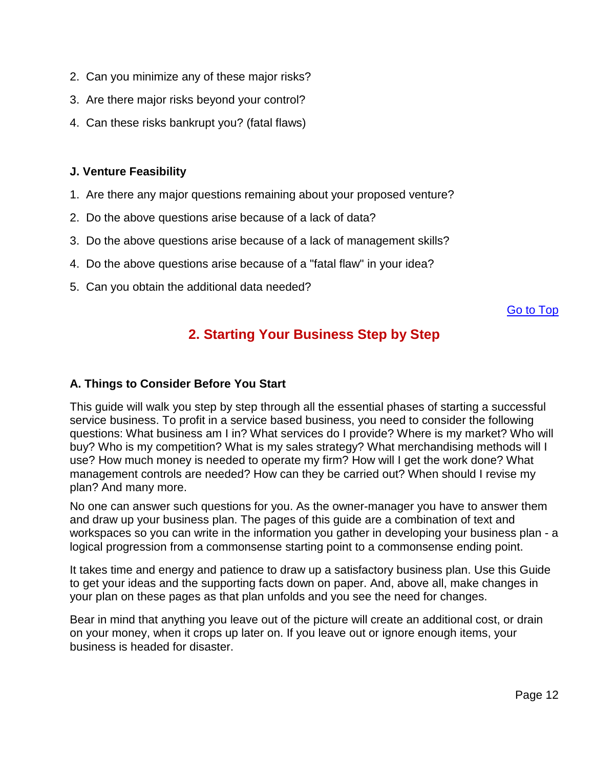2. Can you minimize any of these major risks?
3. Are there major risks beyond your control?
4. Can these risks bankrupt you? (fatal flaws)

### J. Venture Feasibility

1. Are there any major questions remaining about your proposed venture?
2. Do the above questions arise because of a lack of data?
3. Do the above questions arise because of a lack of management skills?
4. Do the above questions arise because of a "fatal flaw" in your idea?
5. Can you obtain the additional data needed?

Go to Top

## 2. Starting Your Business Step by Step

### A. Things to Consider Before You Start

This guide will walk you step by step through all the essential phases of starting a successful service business. To profit in a service based business, you need to consider the following questions: What business am I in? What services do I provide? Where is my market? Who will buy? Who is my competition? What is my sales strategy? What merchandising methods will I use? How much money is needed to operate my firm? How will I get the work done? What management controls are needed? How can they be carried out? When should I revise my plan? And many more.

No one can answer such questions for you. As the owner-manager you have to answer them and draw up your business plan. The pages of this guide are a combination of text and workspaces so you can write in the information you gather in developing your business plan - a logical progression from a commonsense starting point to a commonsense ending point.

It takes time and energy and patience to draw up a satisfactory business plan. Use this Guide to get your ideas and the supporting facts down on paper. And, above all, make changes in your plan on these pages as that plan unfolds and you see the need for changes.

Bear in mind that anything you leave out of the picture will create an additional cost, or drain on your money, when it crops up later on. If you leave out or ignore enough items, your business is headed for disaster.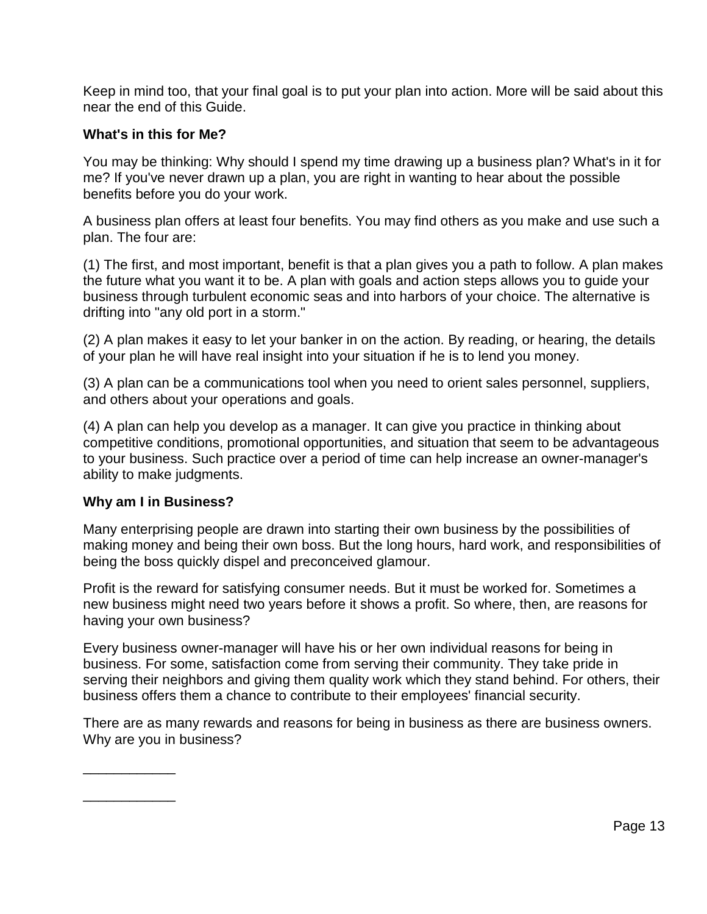Keep in mind too, that your final goal is to put your plan into action. More will be said about this near the end of this Guide.

**What's in this for Me?**

You may be thinking: Why should I spend my time drawing up a business plan? What's in it for me? If you've never drawn up a plan, you are right in wanting to hear about the possible benefits before you do your work.

A business plan offers at least four benefits. You may find others as you make and use such a plan. The four are:

(1) The first, and most important, benefit is that a plan gives you a path to follow. A plan makes the future what you want it to be. A plan with goals and action steps allows you to guide your business through turbulent economic seas and into harbors of your choice. The alternative is drifting into "any old port in a storm."

(2) A plan makes it easy to let your banker in on the action. By reading, or hearing, the details of your plan he will have real insight into your situation if he is to lend you money.

(3) A plan can be a communications tool when you need to orient sales personnel, suppliers, and others about your operations and goals.

(4) A plan can help you develop as a manager. It can give you practice in thinking about competitive conditions, promotional opportunities, and situation that seem to be advantageous to your business. Such practice over a period of time can help increase an owner-manager's ability to make judgments.

**Why am I in Business?**

Many enterprising people are drawn into starting their own business by the possibilities of making money and being their own boss. But the long hours, hard work, and responsibilities of being the boss quickly dispel and preconceived glamour.

Profit is the reward for satisfying consumer needs. But it must be worked for. Sometimes a new business might need two years before it shows a profit. So where, then, are reasons for having your own business?

Every business owner-manager will have his or her own individual reasons for being in business. For some, satisfaction come from serving their community. They take pride in serving their neighbors and giving them quality work which they stand behind. For others, their business offers them a chance to contribute to their employees' financial security.

There are as many rewards and reasons for being in business as there are business owners. Why are you in business?

____________

____________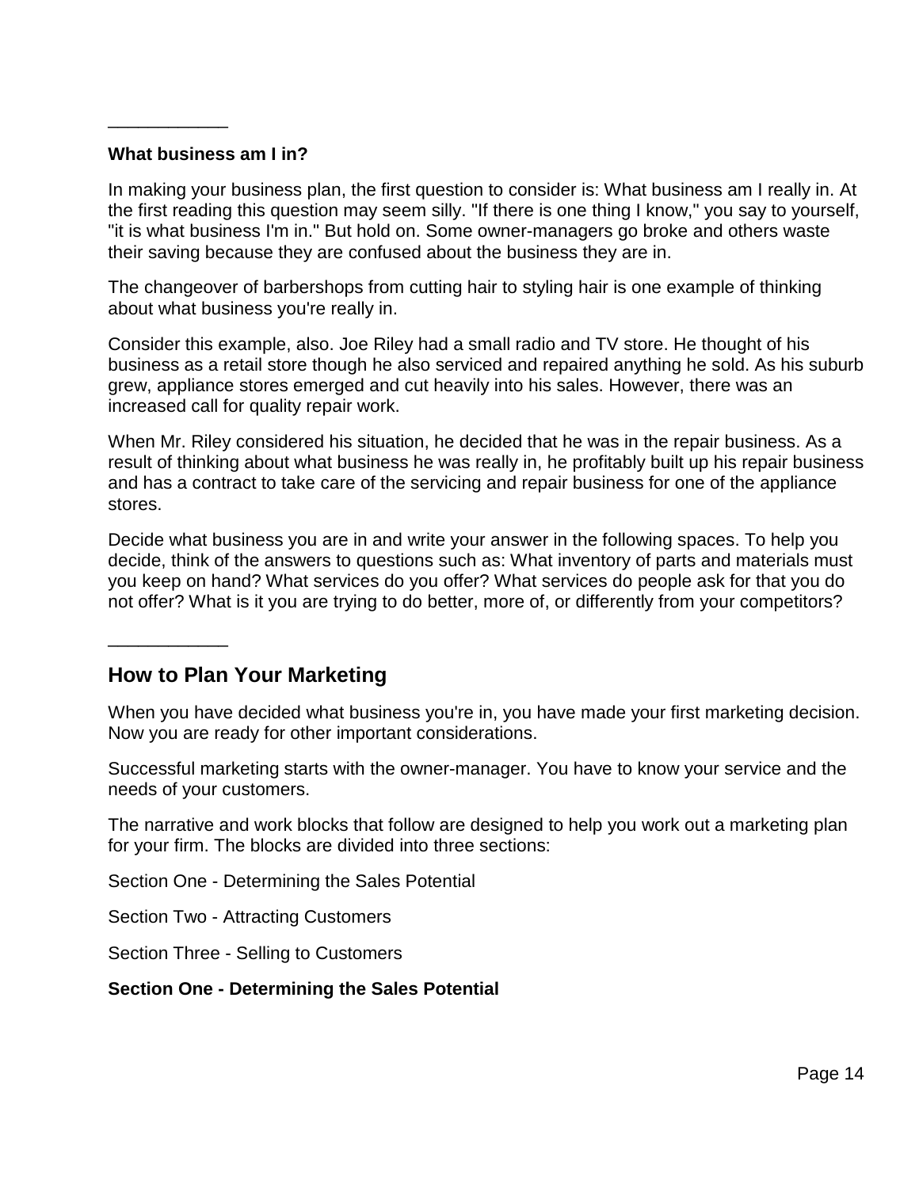___________

**What business am I in?**

In making your business plan, the first question to consider is: What business am I really in. At the first reading this question may seem silly. "If there is one thing I know," you say to yourself, "it is what business I'm in." But hold on. Some owner-managers go broke and others waste their saving because they are confused about the business they are in.

The changeover of barbershops from cutting hair to styling hair is one example of thinking about what business you're really in.

Consider this example, also. Joe Riley had a small radio and TV store. He thought of his business as a retail store though he also serviced and repaired anything he sold. As his suburb grew, appliance stores emerged and cut heavily into his sales. However, there was an increased call for quality repair work.

When Mr. Riley considered his situation, he decided that he was in the repair business. As a result of thinking about what business he was really in, he profitably built up his repair business and has a contract to take care of the servicing and repair business for one of the appliance stores.

Decide what business you are in and write your answer in the following spaces. To help you decide, think of the answers to questions such as: What inventory of parts and materials must you keep on hand? What services do you offer? What services do people ask for that you do not offer? What is it you are trying to do better, more of, or differently from your competitors?

___________

## How to Plan Your Marketing

When you have decided what business you're in, you have made your first marketing decision. Now you are ready for other important considerations.

Successful marketing starts with the owner-manager. You have to know your service and the needs of your customers.

The narrative and work blocks that follow are designed to help you work out a marketing plan for your firm. The blocks are divided into three sections:

Section One - Determining the Sales Potential

Section Two - Attracting Customers

Section Three - Selling to Customers

**Section One - Determining the Sales Potential**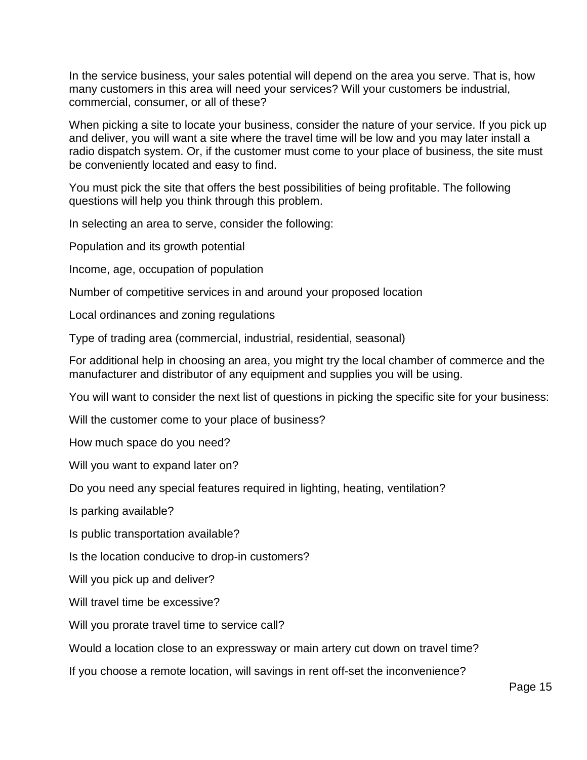In the service business, your sales potential will depend on the area you serve. That is, how many customers in this area will need your services? Will your customers be industrial, commercial, consumer, or all of these?

When picking a site to locate your business, consider the nature of your service. If you pick up and deliver, you will want a site where the travel time will be low and you may later install a radio dispatch system. Or, if the customer must come to your place of business, the site must be conveniently located and easy to find.

You must pick the site that offers the best possibilities of being profitable. The following questions will help you think through this problem.

In selecting an area to serve, consider the following:

Population and its growth potential

Income, age, occupation of population

Number of competitive services in and around your proposed location

Local ordinances and zoning regulations

Type of trading area (commercial, industrial, residential, seasonal)

For additional help in choosing an area, you might try the local chamber of commerce and the manufacturer and distributor of any equipment and supplies you will be using.

You will want to consider the next list of questions in picking the specific site for your business:

Will the customer come to your place of business?

How much space do you need?

Will you want to expand later on?

Do you need any special features required in lighting, heating, ventilation?

Is parking available?

Is public transportation available?

Is the location conducive to drop-in customers?

Will you pick up and deliver?

Will travel time be excessive?

Will you prorate travel time to service call?

Would a location close to an expressway or main artery cut down on travel time?

If you choose a remote location, will savings in rent off-set the inconvenience?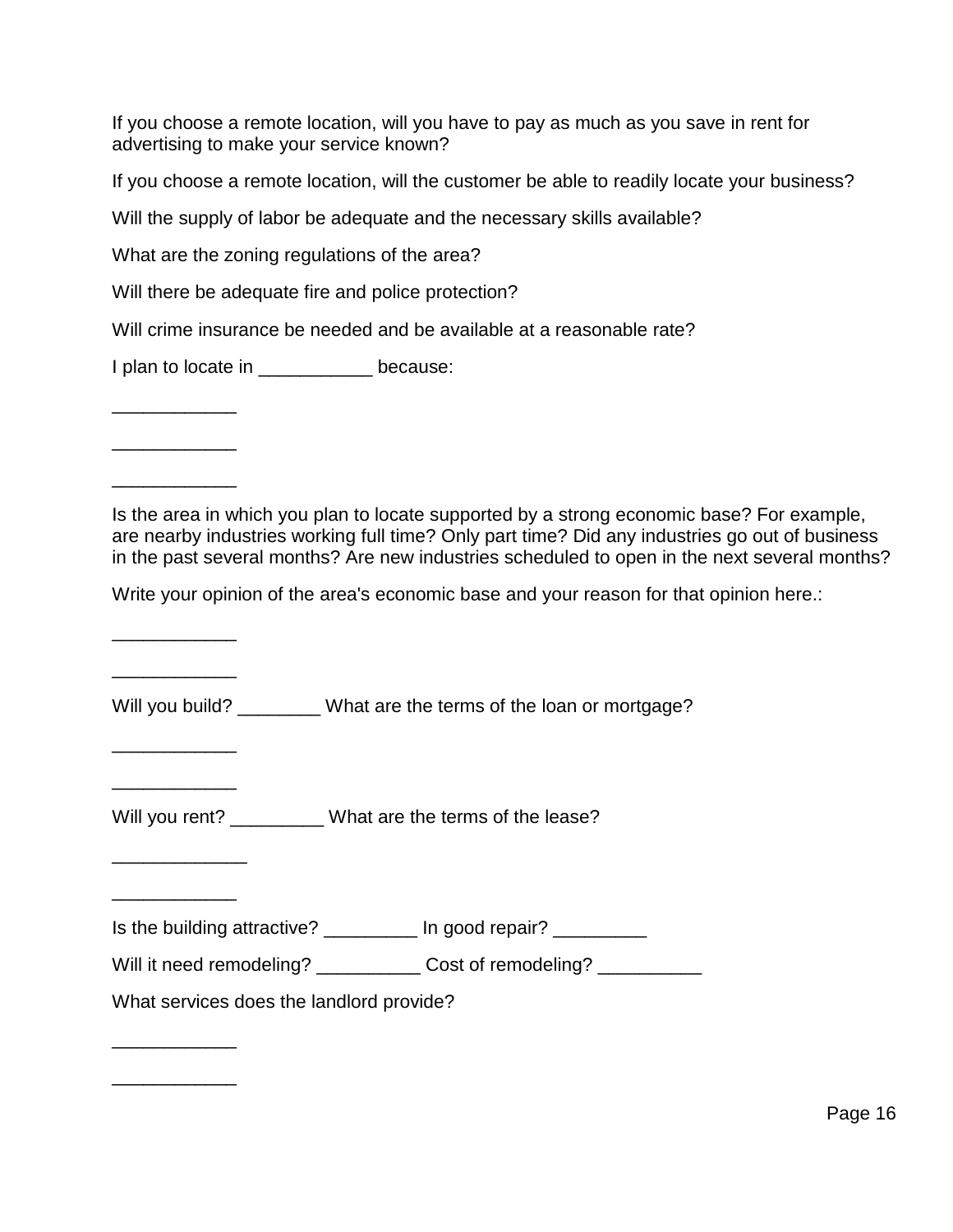If you choose a remote location, will you have to pay as much as you save in rent for advertising to make your service known?

If you choose a remote location, will the customer be able to readily locate your business?

Will the supply of labor be adequate and the necessary skills available?

What are the zoning regulations of the area?

Will there be adequate fire and police protection?

Will crime insurance be needed and be available at a reasonable rate?

I plan to locate in ___________ because:

____________

____________

____________

Is the area in which you plan to locate supported by a strong economic base? For example, are nearby industries working full time? Only part time? Did any industries go out of business in the past several months? Are new industries scheduled to open in the next several months?

Write your opinion of the area's economic base and your reason for that opinion here.:

____________

____________

Will you build? ________ What are the terms of the loan or mortgage?

____________

____________

Will you rent? _________ What are the terms of the lease?

_____________

____________

Is the building attractive? _________ In good repair? _________

Will it need remodeling? __________ Cost of remodeling? __________

What services does the landlord provide?

____________

____________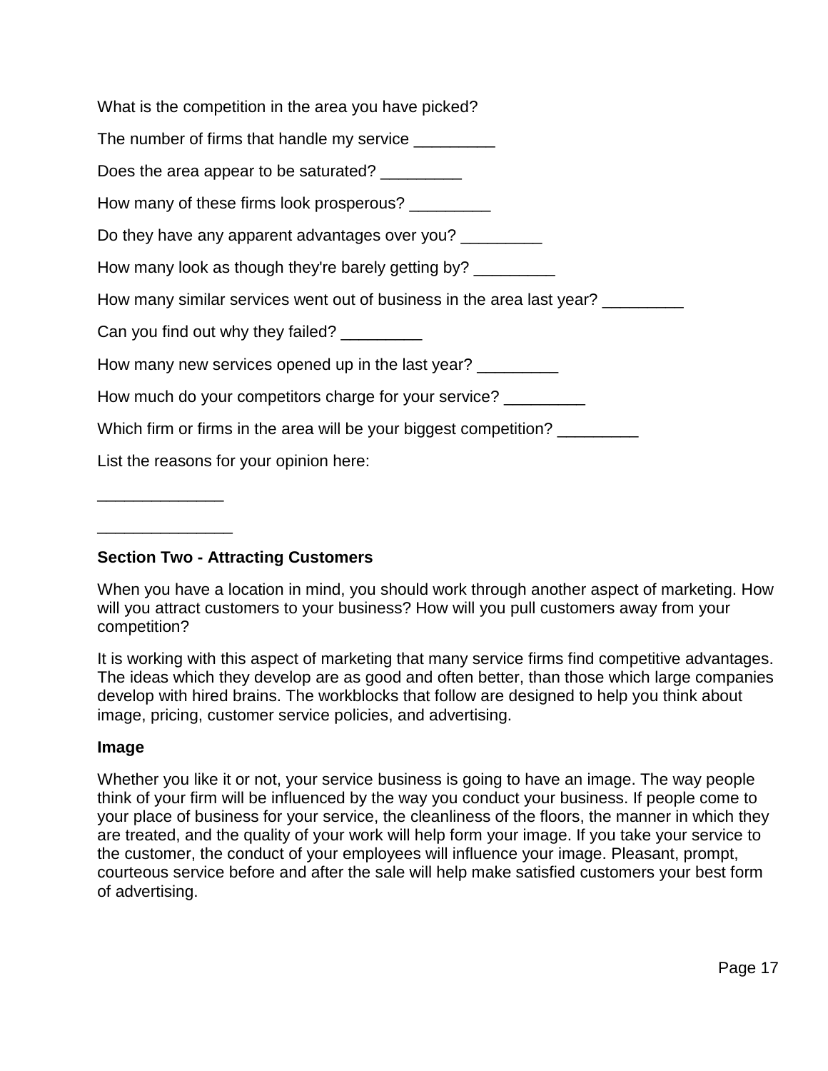What is the competition in the area you have picked?

The number of firms that handle my service _________

Does the area appear to be saturated? _________

How many of these firms look prosperous? _________

Do they have any apparent advantages over you? _________

How many look as though they're barely getting by? _________

How many similar services went out of business in the area last year? _________

Can you find out why they failed? _________

How many new services opened up in the last year? _________

How much do your competitors charge for your service? _________

Which firm or firms in the area will be your biggest competition? _________

List the reasons for your opinion here:

______________

_______________

**Section Two - Attracting Customers**

When you have a location in mind, you should work through another aspect of marketing. How will you attract customers to your business? How will you pull customers away from your competition?

It is working with this aspect of marketing that many service firms find competitive advantages. The ideas which they develop are as good and often better, than those which large companies develop with hired brains. The workblocks that follow are designed to help you think about image, pricing, customer service policies, and advertising.

**Image**

Whether you like it or not, your service business is going to have an image. The way people think of your firm will be influenced by the way you conduct your business. If people come to your place of business for your service, the cleanliness of the floors, the manner in which they are treated, and the quality of your work will help form your image. If you take your service to the customer, the conduct of your employees will influence your image. Pleasant, prompt, courteous service before and after the sale will help make satisfied customers your best form of advertising.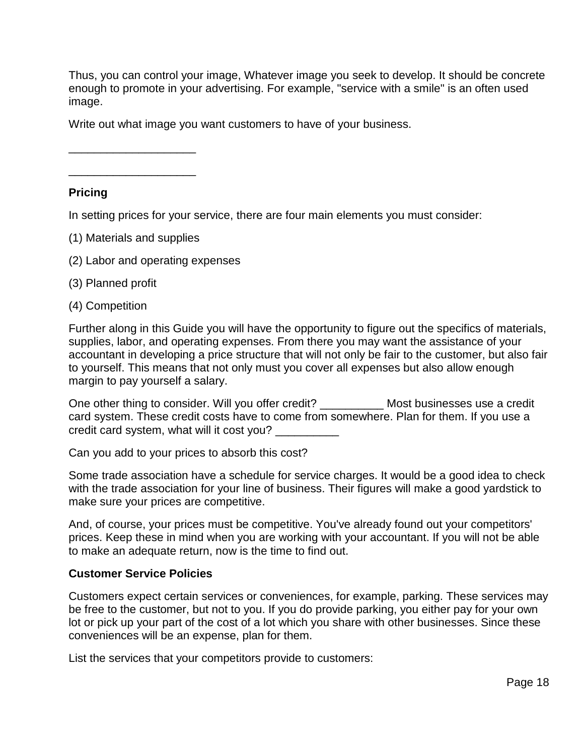Thus, you can control your image, Whatever image you seek to develop. It should be concrete enough to promote in your advertising. For example, "service with a smile" is an often used image.

Write out what image you want customers to have of your business.

____________________

____________________

**Pricing**

In setting prices for your service, there are four main elements you must consider:

(1) Materials and supplies

(2) Labor and operating expenses

(3) Planned profit

(4) Competition

Further along in this Guide you will have the opportunity to figure out the specifics of materials, supplies, labor, and operating expenses. From there you may want the assistance of your accountant in developing a price structure that will not only be fair to the customer, but also fair to yourself. This means that not only must you cover all expenses but also allow enough margin to pay yourself a salary.

One other thing to consider. Will you offer credit? __________ Most businesses use a credit card system. These credit costs have to come from somewhere. Plan for them. If you use a credit card system, what will it cost you? __________

Can you add to your prices to absorb this cost?

Some trade association have a schedule for service charges. It would be a good idea to check with the trade association for your line of business. Their figures will make a good yardstick to make sure your prices are competitive.

And, of course, your prices must be competitive. You've already found out your competitors' prices. Keep these in mind when you are working with your accountant. If you will not be able to make an adequate return, now is the time to find out.

**Customer Service Policies**

Customers expect certain services or conveniences, for example, parking. These services may be free to the customer, but not to you. If you do provide parking, you either pay for your own lot or pick up your part of the cost of a lot which you share with other businesses. Since these conveniences will be an expense, plan for them.

List the services that your competitors provide to customers: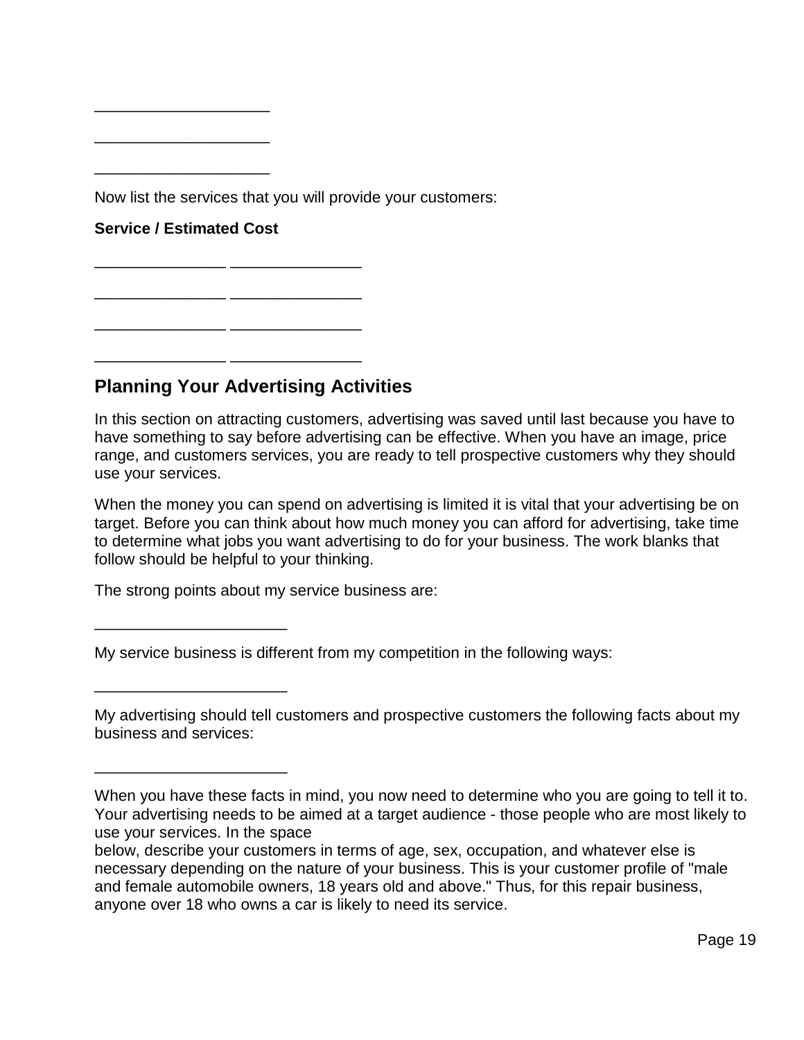____________________

____________________

____________________

Now list the services that you will provide your customers:

**Service / Estimated Cost**

_______________ _______________

_______________ _______________

_______________ _______________

_______________ _______________

## Planning Your Advertising Activities

In this section on attracting customers, advertising was saved until last because you have to have something to say before advertising can be effective. When you have an image, price range, and customers services, you are ready to tell prospective customers why they should use your services.

When the money you can spend on advertising is limited it is vital that your advertising be on target. Before you can think about how much money you can afford for advertising, take time to determine what jobs you want advertising to do for your business. The work blanks that follow should be helpful to your thinking.

The strong points about my service business are:

______________________

My service business is different from my competition in the following ways:

______________________

My advertising should tell customers and prospective customers the following facts about my business and services:

______________________

When you have these facts in mind, you now need to determine who you are going to tell it to. Your advertising needs to be aimed at a target audience - those people who are most likely to use your services. In the space
below, describe your customers in terms of age, sex, occupation, and whatever else is necessary depending on the nature of your business. This is your customer profile of "male and female automobile owners, 18 years old and above." Thus, for this repair business, anyone over 18 who owns a car is likely to need its service.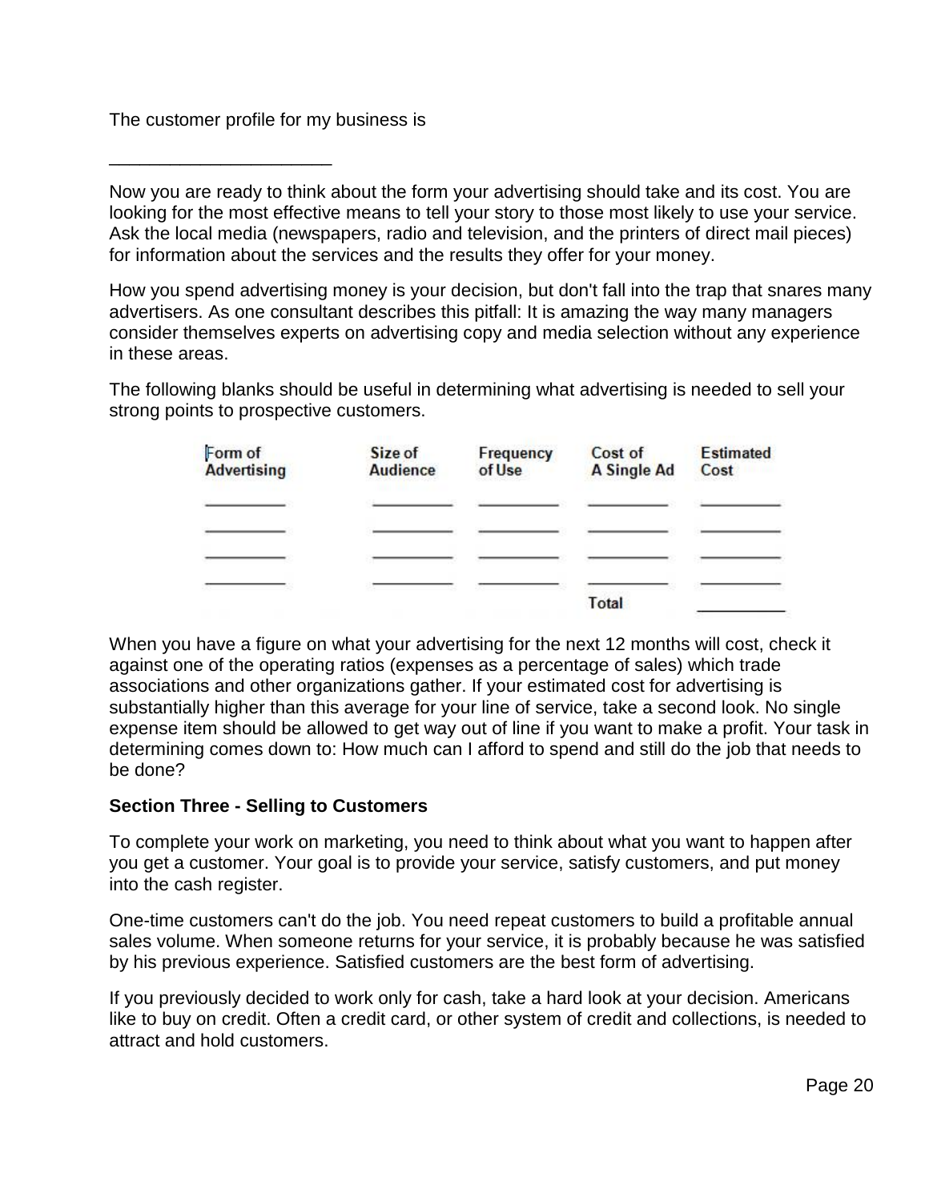The customer profile for my business is

______________________

Now you are ready to think about the form your advertising should take and its cost. You are looking for the most effective means to tell your story to those most likely to use your service. Ask the local media (newspapers, radio and television, and the printers of direct mail pieces) for information about the services and the results they offer for your money.

How you spend advertising money is your decision, but don't fall into the trap that snares many advertisers. As one consultant describes this pitfall: It is amazing the way many managers consider themselves experts on advertising copy and media selection without any experience in these areas.

The following blanks should be useful in determining what advertising is needed to sell your strong points to prospective customers.

| Form of Advertising | Size of Audience | Frequency of Use | Cost of A Single Ad | Estimated Cost |
|---|---|---|---|---|
| _________ | _________ | _________ | _________ | _________ |
| _________ | _________ | _________ | _________ | _________ |
| _________ | _________ | _________ | _________ | _________ |
| _________ | _________ | _________ | _________ | _________ |
| | | | Total | _________ |

When you have a figure on what your advertising for the next 12 months will cost, check it against one of the operating ratios (expenses as a percentage of sales) which trade associations and other organizations gather. If your estimated cost for advertising is substantially higher than this average for your line of service, take a second look. No single expense item should be allowed to get way out of line if you want to make a profit. Your task in determining comes down to: How much can I afford to spend and still do the job that needs to be done?

**Section Three - Selling to Customers**

To complete your work on marketing, you need to think about what you want to happen after you get a customer. Your goal is to provide your service, satisfy customers, and put money into the cash register.

One-time customers can't do the job. You need repeat customers to build a profitable annual sales volume. When someone returns for your service, it is probably because he was satisfied by his previous experience. Satisfied customers are the best form of advertising.

If you previously decided to work only for cash, take a hard look at your decision. Americans like to buy on credit. Often a credit card, or other system of credit and collections, is needed to attract and hold customers.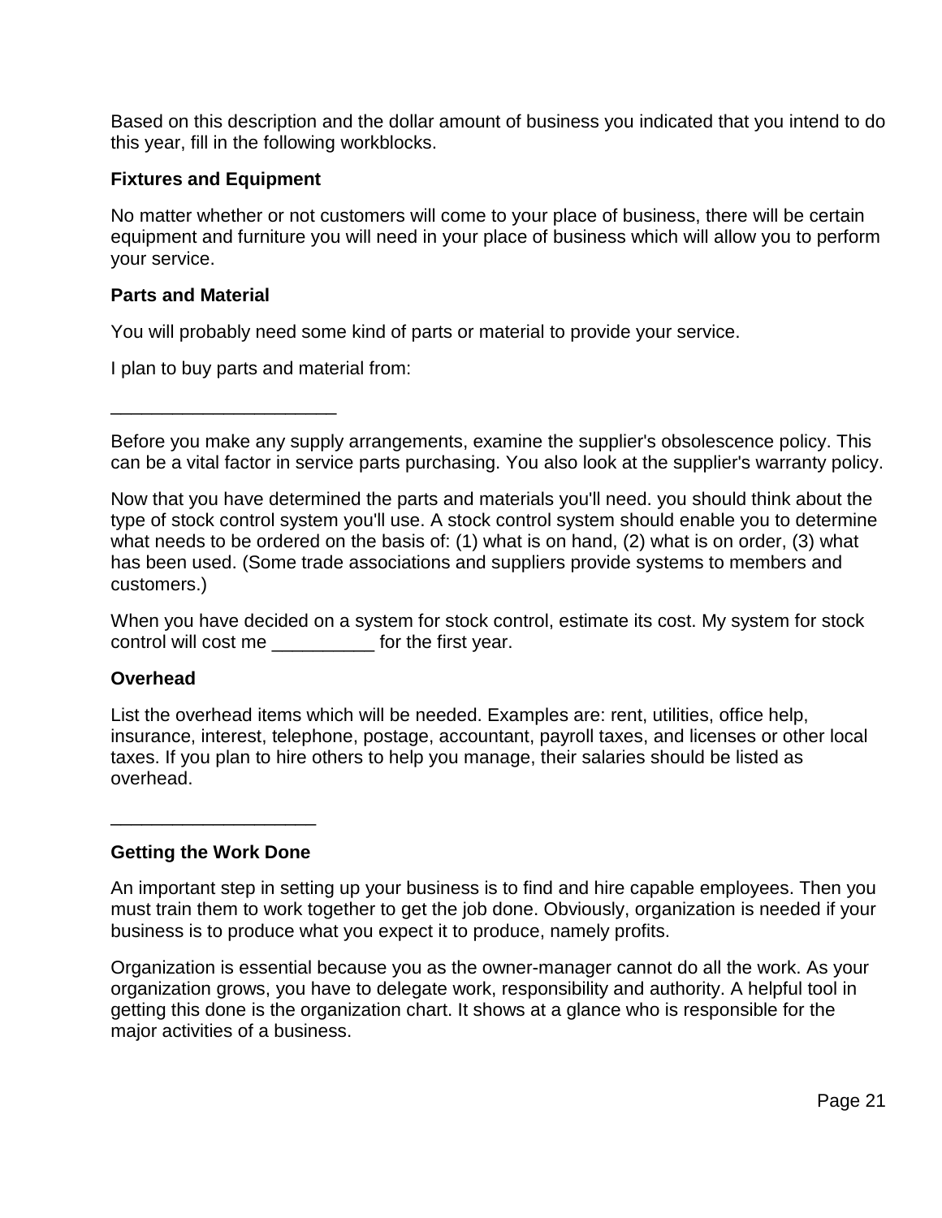Based on this description and the dollar amount of business you indicated that you intend to do this year, fill in the following workblocks.

### Fixtures and Equipment

No matter whether or not customers will come to your place of business, there will be certain equipment and furniture you will need in your place of business which will allow you to perform your service.

### Parts and Material

You will probably need some kind of parts or material to provide your service.

I plan to buy parts and material from:

______________________

Before you make any supply arrangements, examine the supplier's obsolescence policy. This can be a vital factor in service parts purchasing. You also look at the supplier's warranty policy.

Now that you have determined the parts and materials you'll need. you should think about the type of stock control system you'll use. A stock control system should enable you to determine what needs to be ordered on the basis of: (1) what is on hand, (2) what is on order, (3) what has been used. (Some trade associations and suppliers provide systems to members and customers.)

When you have decided on a system for stock control, estimate its cost. My system for stock control will cost me __________ for the first year.

### Overhead

List the overhead items which will be needed. Examples are: rent, utilities, office help, insurance, interest, telephone, postage, accountant, payroll taxes, and licenses or other local taxes. If you plan to hire others to help you manage, their salaries should be listed as overhead.

____________________

### Getting the Work Done

An important step in setting up your business is to find and hire capable employees. Then you must train them to work together to get the job done. Obviously, organization is needed if your business is to produce what you expect it to produce, namely profits.

Organization is essential because you as the owner-manager cannot do all the work. As your organization grows, you have to delegate work, responsibility and authority. A helpful tool in getting this done is the organization chart. It shows at a glance who is responsible for the major activities of a business.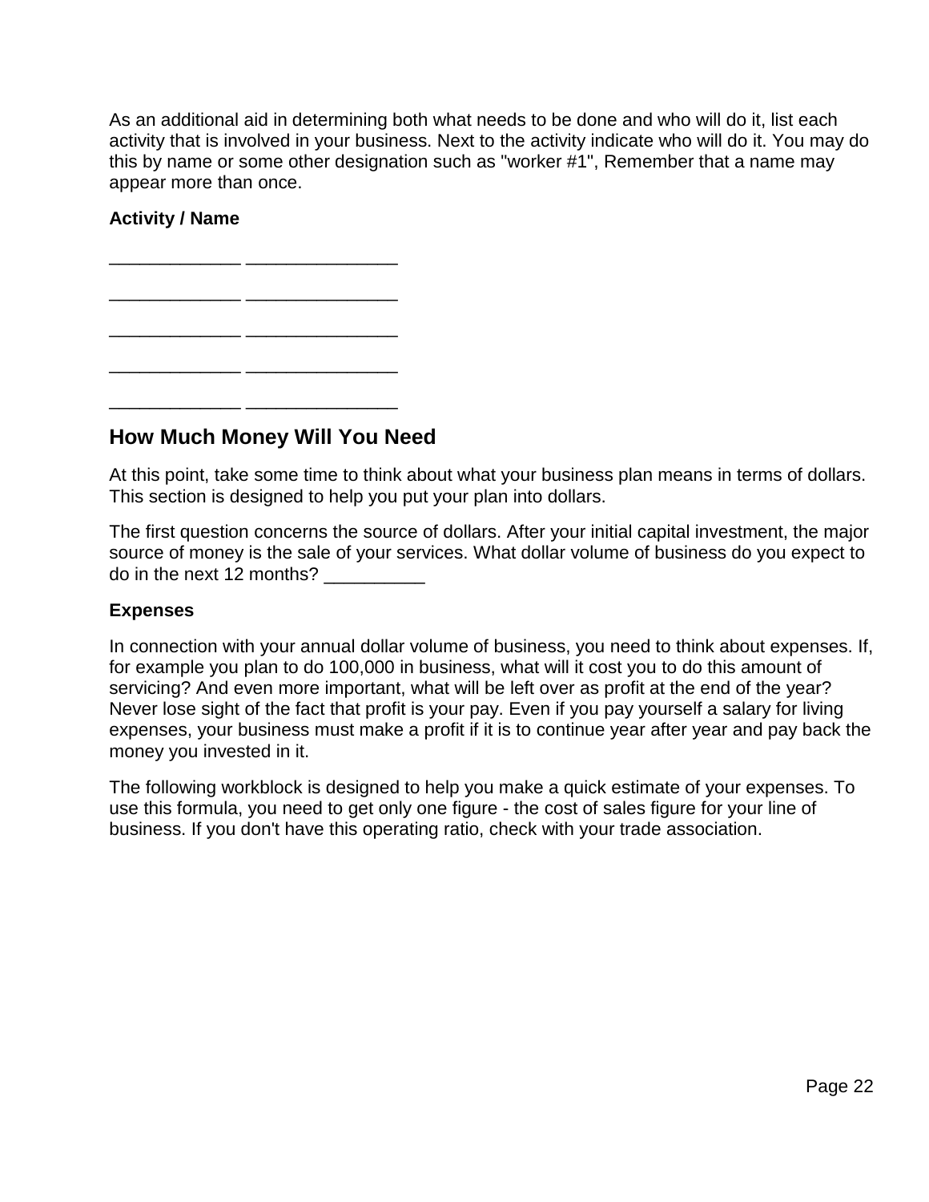As an additional aid in determining both what needs to be done and who will do it, list each activity that is involved in your business. Next to the activity indicate who will do it. You may do this by name or some other designation such as "worker #1", Remember that a name may appear more than once.

**Activity / Name**

_____________ _______________

_____________ _______________

_____________ _______________

_____________ _______________

_____________ _______________

## How Much Money Will You Need

At this point, take some time to think about what your business plan means in terms of dollars. This section is designed to help you put your plan into dollars.

The first question concerns the source of dollars. After your initial capital investment, the major source of money is the sale of your services. What dollar volume of business do you expect to do in the next 12 months? __________

**Expenses**

In connection with your annual dollar volume of business, you need to think about expenses. If, for example you plan to do 100,000 in business, what will it cost you to do this amount of servicing? And even more important, what will be left over as profit at the end of the year? Never lose sight of the fact that profit is your pay. Even if you pay yourself a salary for living expenses, your business must make a profit if it is to continue year after year and pay back the money you invested in it.

The following workblock is designed to help you make a quick estimate of your expenses. To use this formula, you need to get only one figure - the cost of sales figure for your line of business. If you don't have this operating ratio, check with your trade association.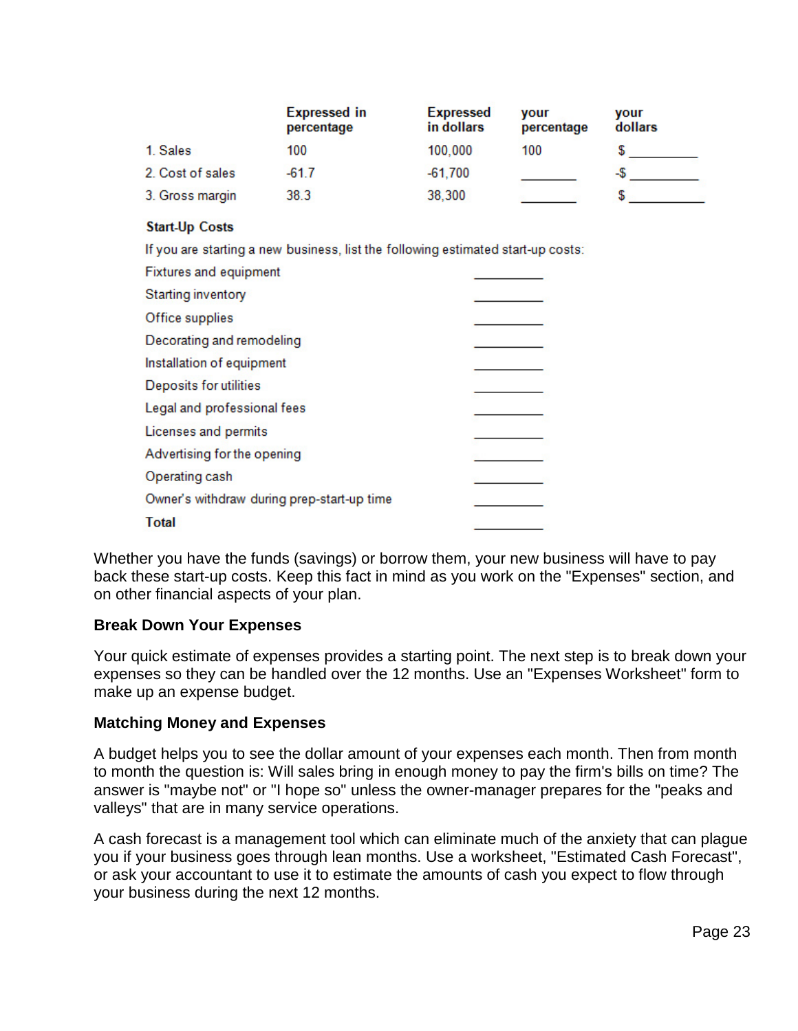| | Expressed in percentage | Expressed in dollars | your percentage | your dollars |
|---|---|---|---|---|
| 1. Sales | 100 | 100,000 | 100 | $ __________ |
| 2. Cost of sales | -61.7 | -61,700 | ________ | -$ __________ |
| 3. Gross margin | 38.3 | 38,300 | ________ | $ __________ |

**Start-Up Costs**

If you are starting a new business, list the following estimated start-up costs:

| | |
|---|---|
| Fixtures and equipment | __________ |
| Starting inventory | __________ |
| Office supplies | __________ |
| Decorating and remodeling | __________ |
| Installation of equipment | __________ |
| Deposits for utilities | __________ |
| Legal and professional fees | __________ |
| Licenses and permits | __________ |
| Advertising for the opening | __________ |
| Operating cash | __________ |
| Owner's withdraw during prep-start-up time | __________ |
| **Total** | __________ |

Whether you have the funds (savings) or borrow them, your new business will have to pay back these start-up costs. Keep this fact in mind as you work on the "Expenses" section, and on other financial aspects of your plan.

### Break Down Your Expenses

Your quick estimate of expenses provides a starting point. The next step is to break down your expenses so they can be handled over the 12 months. Use an "Expenses Worksheet" form to make up an expense budget.

### Matching Money and Expenses

A budget helps you to see the dollar amount of your expenses each month. Then from month to month the question is: Will sales bring in enough money to pay the firm's bills on time? The answer is "maybe not" or "I hope so" unless the owner-manager prepares for the "peaks and valleys" that are in many service operations.

A cash forecast is a management tool which can eliminate much of the anxiety that can plague you if your business goes through lean months. Use a worksheet, "Estimated Cash Forecast", or ask your accountant to use it to estimate the amounts of cash you expect to flow through your business during the next 12 months.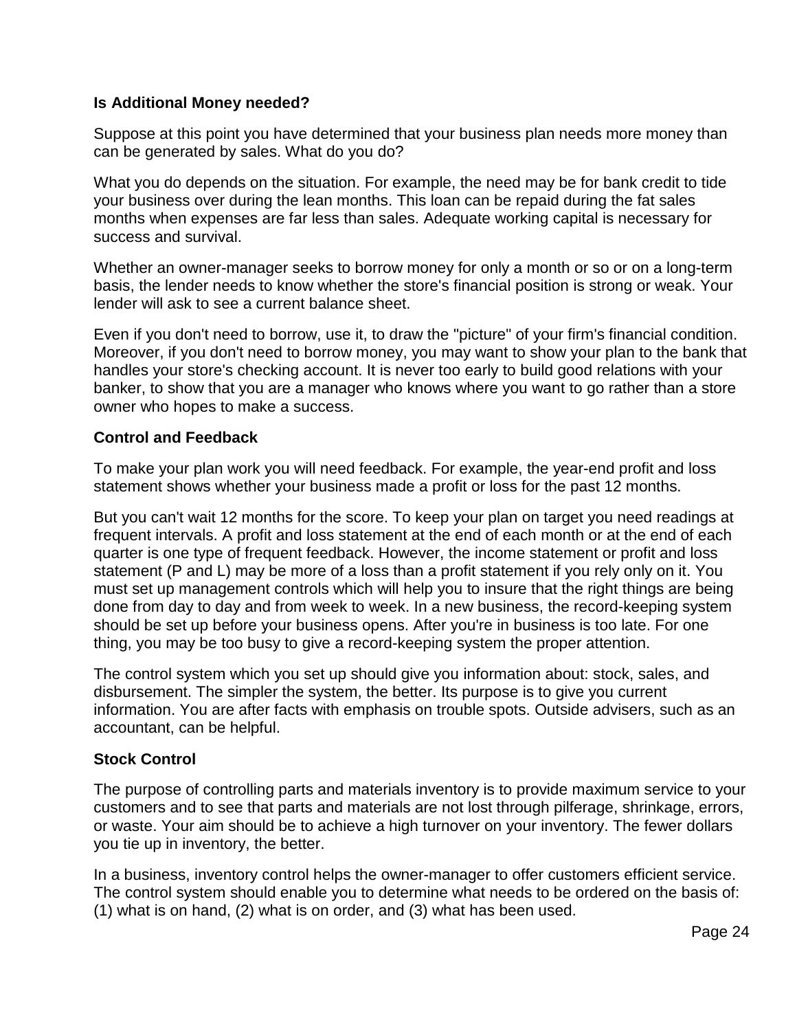### Is Additional Money needed?

Suppose at this point you have determined that your business plan needs more money than can be generated by sales. What do you do?

What you do depends on the situation. For example, the need may be for bank credit to tide your business over during the lean months. This loan can be repaid during the fat sales months when expenses are far less than sales. Adequate working capital is necessary for success and survival.

Whether an owner-manager seeks to borrow money for only a month or so or on a long-term basis, the lender needs to know whether the store's financial position is strong or weak. Your lender will ask to see a current balance sheet.

Even if you don't need to borrow, use it, to draw the "picture" of your firm's financial condition. Moreover, if you don't need to borrow money, you may want to show your plan to the bank that handles your store's checking account. It is never too early to build good relations with your banker, to show that you are a manager who knows where you want to go rather than a store owner who hopes to make a success.

### Control and Feedback

To make your plan work you will need feedback. For example, the year-end profit and loss statement shows whether your business made a profit or loss for the past 12 months.

But you can't wait 12 months for the score. To keep your plan on target you need readings at frequent intervals. A profit and loss statement at the end of each month or at the end of each quarter is one type of frequent feedback. However, the income statement or profit and loss statement (P and L) may be more of a loss than a profit statement if you rely only on it. You must set up management controls which will help you to insure that the right things are being done from day to day and from week to week. In a new business, the record-keeping system should be set up before your business opens. After you're in business is too late. For one thing, you may be too busy to give a record-keeping system the proper attention.

The control system which you set up should give you information about: stock, sales, and disbursement. The simpler the system, the better. Its purpose is to give you current information. You are after facts with emphasis on trouble spots. Outside advisers, such as an accountant, can be helpful.

### Stock Control

The purpose of controlling parts and materials inventory is to provide maximum service to your customers and to see that parts and materials are not lost through pilferage, shrinkage, errors, or waste. Your aim should be to achieve a high turnover on your inventory. The fewer dollars you tie up in inventory, the better.

In a business, inventory control helps the owner-manager to offer customers efficient service. The control system should enable you to determine what needs to be ordered on the basis of: (1) what is on hand, (2) what is on order, and (3) what has been used.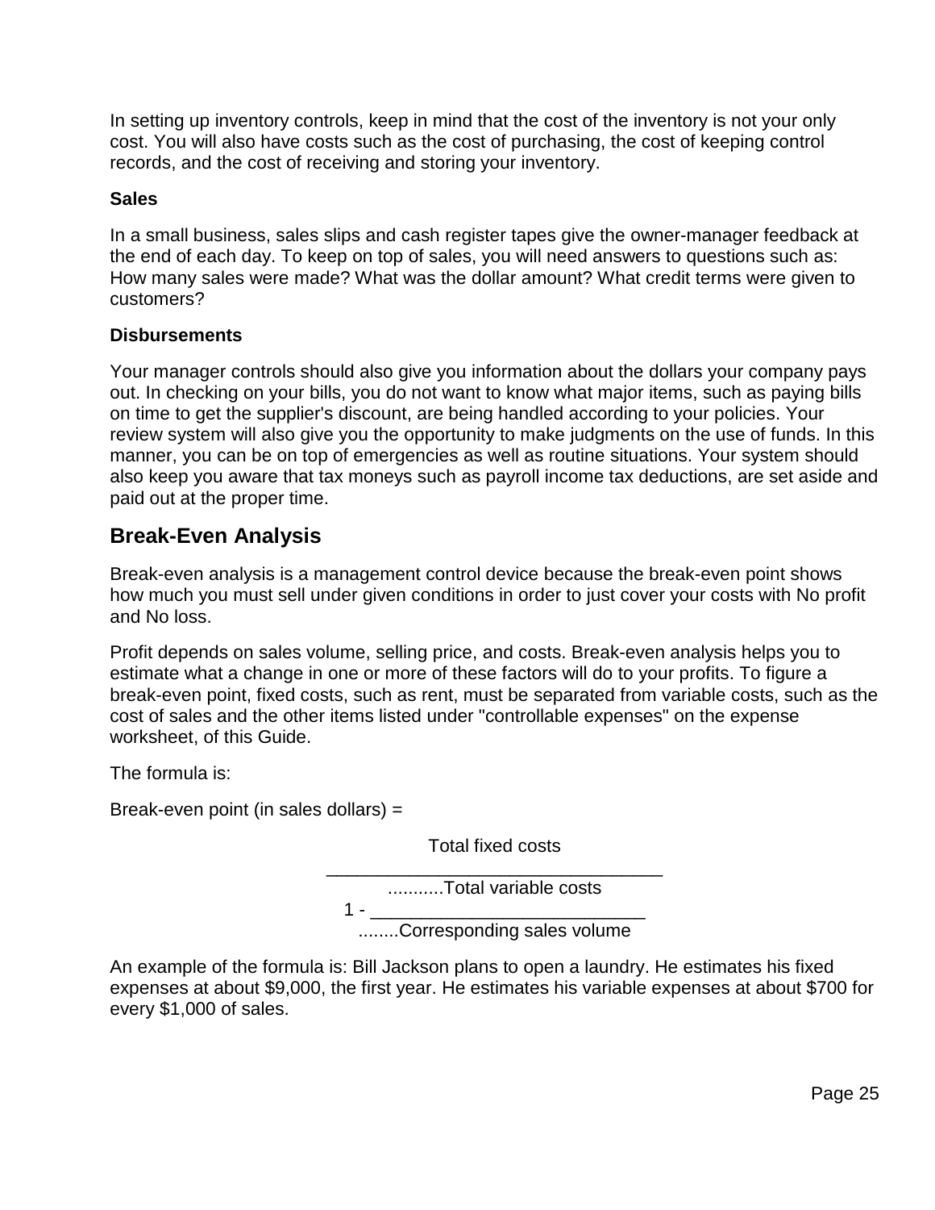In setting up inventory controls, keep in mind that the cost of the inventory is not your only cost. You will also have costs such as the cost of purchasing, the cost of keeping control records, and the cost of receiving and storing your inventory.

**Sales**

In a small business, sales slips and cash register tapes give the owner-manager feedback at the end of each day. To keep on top of sales, you will need answers to questions such as: How many sales were made? What was the dollar amount? What credit terms were given to customers?

**Disbursements**

Your manager controls should also give you information about the dollars your company pays out. In checking on your bills, you do not want to know what major items, such as paying bills on time to get the supplier's discount, are being handled according to your policies. Your review system will also give you the opportunity to make judgments on the use of funds. In this manner, you can be on top of emergencies as well as routine situations. Your system should also keep you aware that tax moneys such as payroll income tax deductions, are set aside and paid out at the proper time.

## Break-Even Analysis

Break-even analysis is a management control device because the break-even point shows how much you must sell under given conditions in order to just cover your costs with No profit and No loss.

Profit depends on sales volume, selling price, and costs. Break-even analysis helps you to estimate what a change in one or more of these factors will do to your profits. To figure a break-even point, fixed costs, such as rent, must be separated from variable costs, such as the cost of sales and the other items listed under "controllable expenses" on the expense worksheet, of this Guide.

The formula is:

Break-even point (in sales dollars) =

$$\frac{\text{Total fixed costs}}{1 - \dfrac{\text{Total variable costs}}{\text{Corresponding sales volume}}}$$

An example of the formula is: Bill Jackson plans to open a laundry. He estimates his fixed expenses at about $9,000, the first year. He estimates his variable expenses at about $700 for every $1,000 of sales.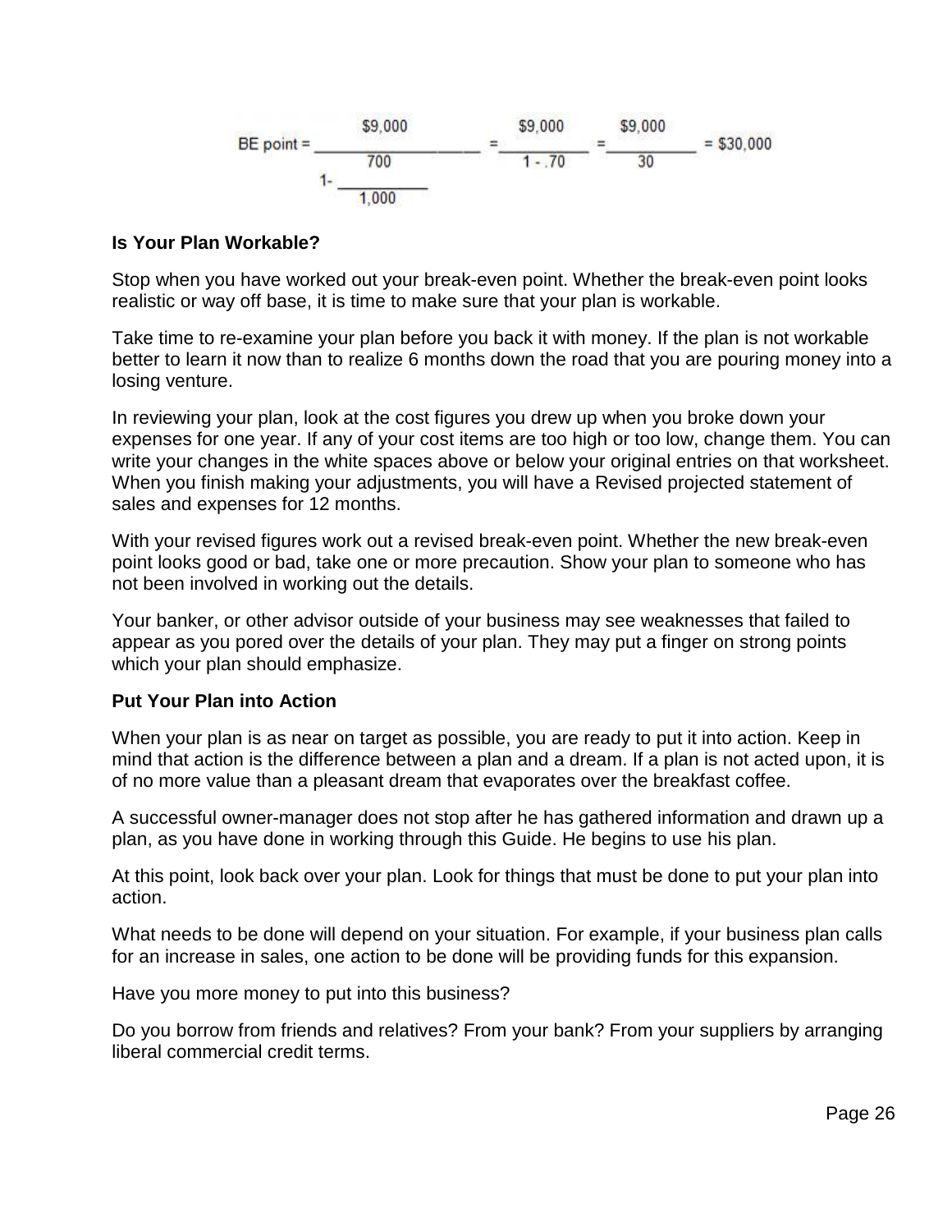$$\text{BE point} = \frac{\$9{,}000}{1 - \frac{700}{1{,}000}} = \frac{\$9{,}000}{1 - .70} = \frac{\$9{,}000}{30} = \$30{,}000$$

**Is Your Plan Workable?**

Stop when you have worked out your break-even point. Whether the break-even point looks realistic or way off base, it is time to make sure that your plan is workable.

Take time to re-examine your plan before you back it with money. If the plan is not workable better to learn it now than to realize 6 months down the road that you are pouring money into a losing venture.

In reviewing your plan, look at the cost figures you drew up when you broke down your expenses for one year. If any of your cost items are too high or too low, change them. You can write your changes in the white spaces above or below your original entries on that worksheet. When you finish making your adjustments, you will have a Revised projected statement of sales and expenses for 12 months.

With your revised figures work out a revised break-even point. Whether the new break-even point looks good or bad, take one or more precaution. Show your plan to someone who has not been involved in working out the details.

Your banker, or other advisor outside of your business may see weaknesses that failed to appear as you pored over the details of your plan. They may put a finger on strong points which your plan should emphasize.

**Put Your Plan into Action**

When your plan is as near on target as possible, you are ready to put it into action. Keep in mind that action is the difference between a plan and a dream. If a plan is not acted upon, it is of no more value than a pleasant dream that evaporates over the breakfast coffee.

A successful owner-manager does not stop after he has gathered information and drawn up a plan, as you have done in working through this Guide. He begins to use his plan.

At this point, look back over your plan. Look for things that must be done to put your plan into action.

What needs to be done will depend on your situation. For example, if your business plan calls for an increase in sales, one action to be done will be providing funds for this expansion.

Have you more money to put into this business?

Do you borrow from friends and relatives? From your bank? From your suppliers by arranging liberal commercial credit terms.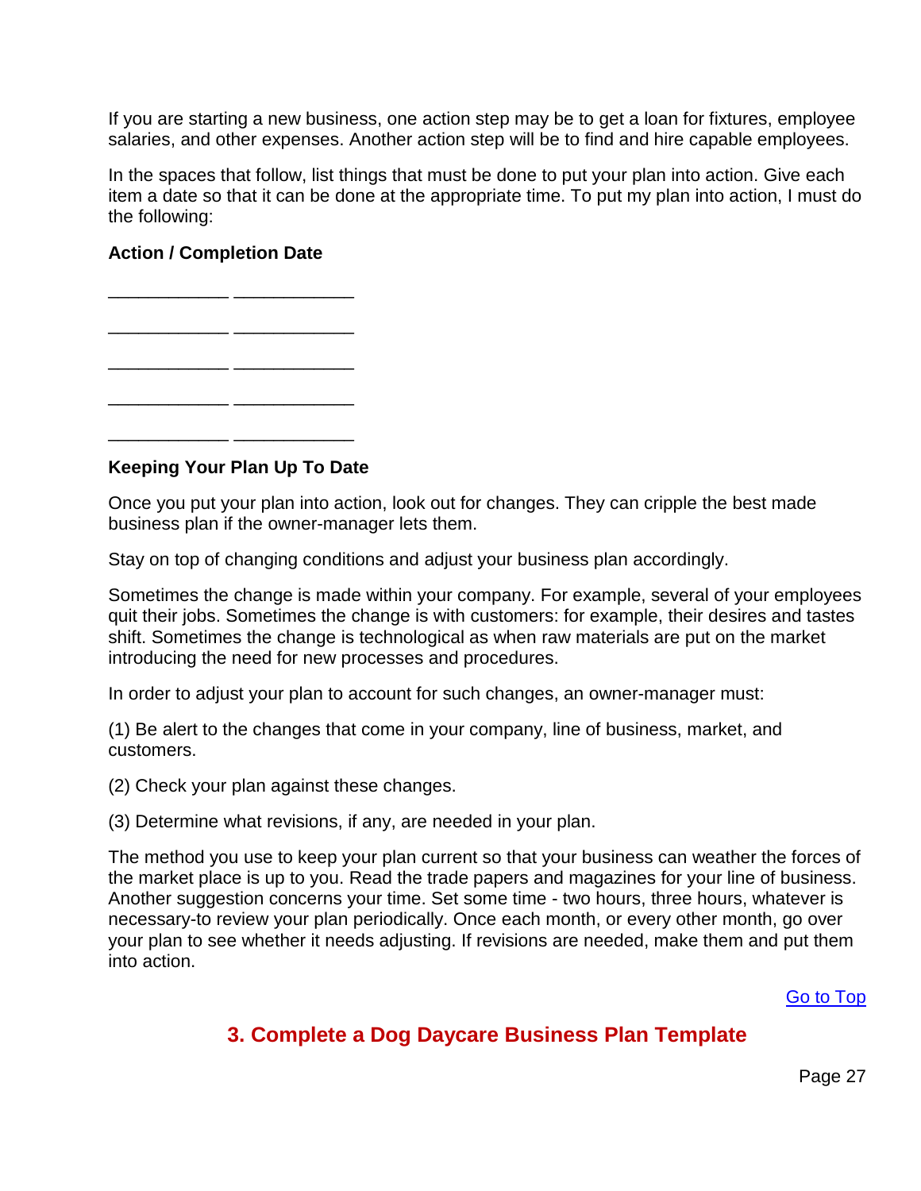If you are starting a new business, one action step may be to get a loan for fixtures, employee salaries, and other expenses. Another action step will be to find and hire capable employees.

In the spaces that follow, list things that must be done to put your plan into action. Give each item a date so that it can be done at the appropriate time. To put my plan into action, I must do the following:

**Action / Completion Date**

____________ ____________

____________ ____________

____________ ____________

____________ ____________

____________ ____________

**Keeping Your Plan Up To Date**

Once you put your plan into action, look out for changes. They can cripple the best made business plan if the owner-manager lets them.

Stay on top of changing conditions and adjust your business plan accordingly.

Sometimes the change is made within your company. For example, several of your employees quit their jobs. Sometimes the change is with customers: for example, their desires and tastes shift. Sometimes the change is technological as when raw materials are put on the market introducing the need for new processes and procedures.

In order to adjust your plan to account for such changes, an owner-manager must:

(1) Be alert to the changes that come in your company, line of business, market, and customers.

(2) Check your plan against these changes.

(3) Determine what revisions, if any, are needed in your plan.

The method you use to keep your plan current so that your business can weather the forces of the market place is up to you. Read the trade papers and magazines for your line of business. Another suggestion concerns your time. Set some time - two hours, three hours, whatever is necessary-to review your plan periodically. Once each month, or every other month, go over your plan to see whether it needs adjusting. If revisions are needed, make them and put them into action.

Go to Top

## 3. Complete a Dog Daycare Business Plan Template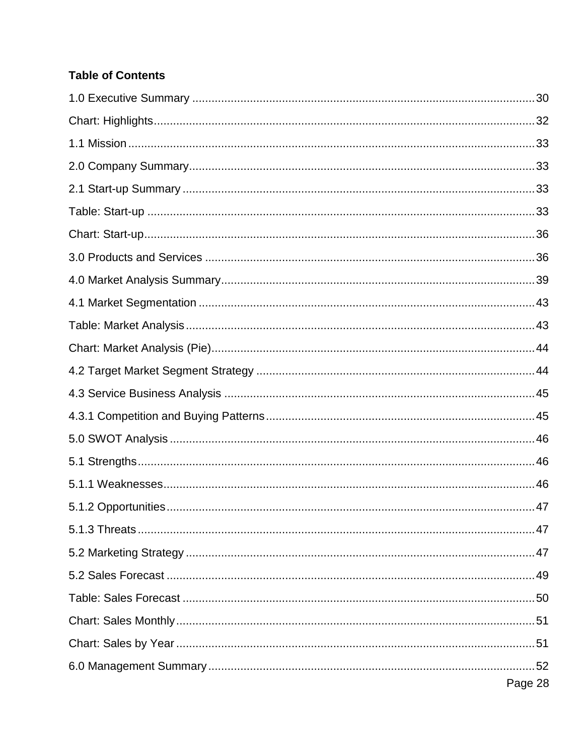**Table of Contents**

1.0 Executive Summary ........................................................................................................ 30

Chart: Highlights.................................................................................................................. 32

1.1 Mission ............................................................................................................................ 33

2.0 Company Summary......................................................................................................... 33

2.1 Start-up Summary ........................................................................................................... 33

Table: Start-up ...................................................................................................................... 33

Chart: Start-up....................................................................................................................... 36

3.0 Products and Services .................................................................................................... 36

4.0 Market Analysis Summary............................................................................................... 39

4.1 Market Segmentation ...................................................................................................... 43

Table: Market Analysis.......................................................................................................... 43

Chart: Market Analysis (Pie).................................................................................................. 44

4.2 Target Market Segment Strategy .................................................................................... 44

4.3 Service Business Analysis .............................................................................................. 45

4.3.1 Competition and Buying Patterns ................................................................................ 45

5.0 SWOT Analysis ............................................................................................................... 46

5.1 Strengths......................................................................................................................... 46

5.1.1 Weaknesses................................................................................................................. 46

5.1.2 Opportunities................................................................................................................ 47

5.1.3 Threats......................................................................................................................... 47

5.2 Marketing Strategy .......................................................................................................... 47

5.2 Sales Forecast ................................................................................................................ 49

Table: Sales Forecast ........................................................................................................... 50

Chart: Sales Monthly ............................................................................................................. 51

Chart: Sales by Year ............................................................................................................. 51

6.0 Management Summary ................................................................................................... 52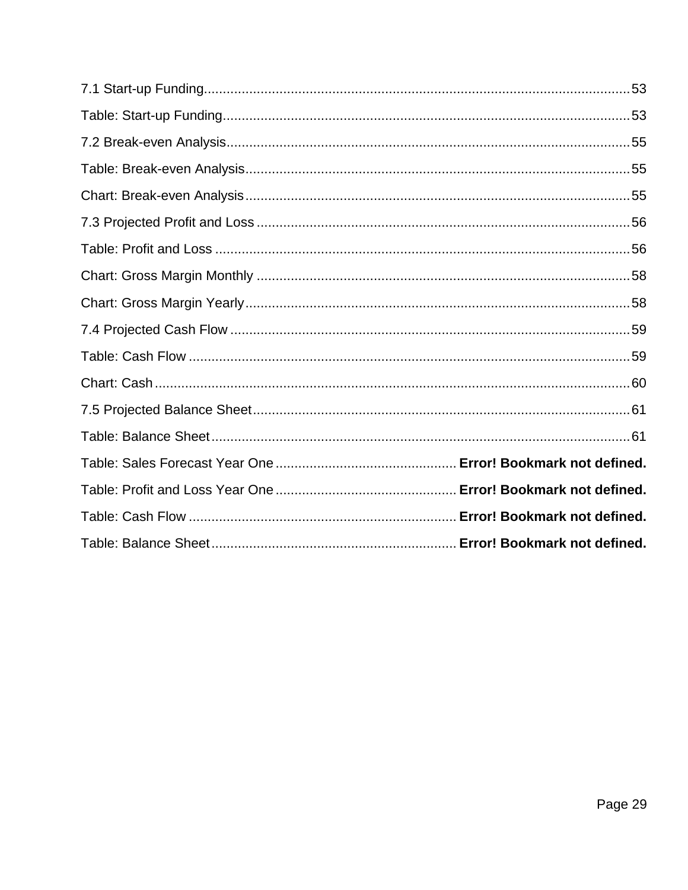7.1 Start-up Funding........................................................................................................53

Table: Start-up Funding....................................................................................................53

7.2 Break-even Analysis.....................................................................................................55

Table: Break-even Analysis...............................................................................................55

Chart: Break-even Analysis...............................................................................................55

7.3 Projected Profit and Loss .............................................................................................56

Table: Profit and Loss ......................................................................................................56

Chart: Gross Margin Monthly ............................................................................................58

Chart: Gross Margin Yearly...............................................................................................58

7.4 Projected Cash Flow ....................................................................................................59

Table: Cash Flow .............................................................................................................59

Chart: Cash ......................................................................................................................60

7.5 Projected Balance Sheet...............................................................................................61

Table: Balance Sheet........................................................................................................61

Table: Sales Forecast Year One .............................................. **Error! Bookmark not defined.**

Table: Profit and Loss Year One .............................................. **Error! Bookmark not defined.**

Table: Cash Flow ..................................................................... **Error! Bookmark not defined.**

Table: Balance Sheet............................................................... **Error! Bookmark not defined.**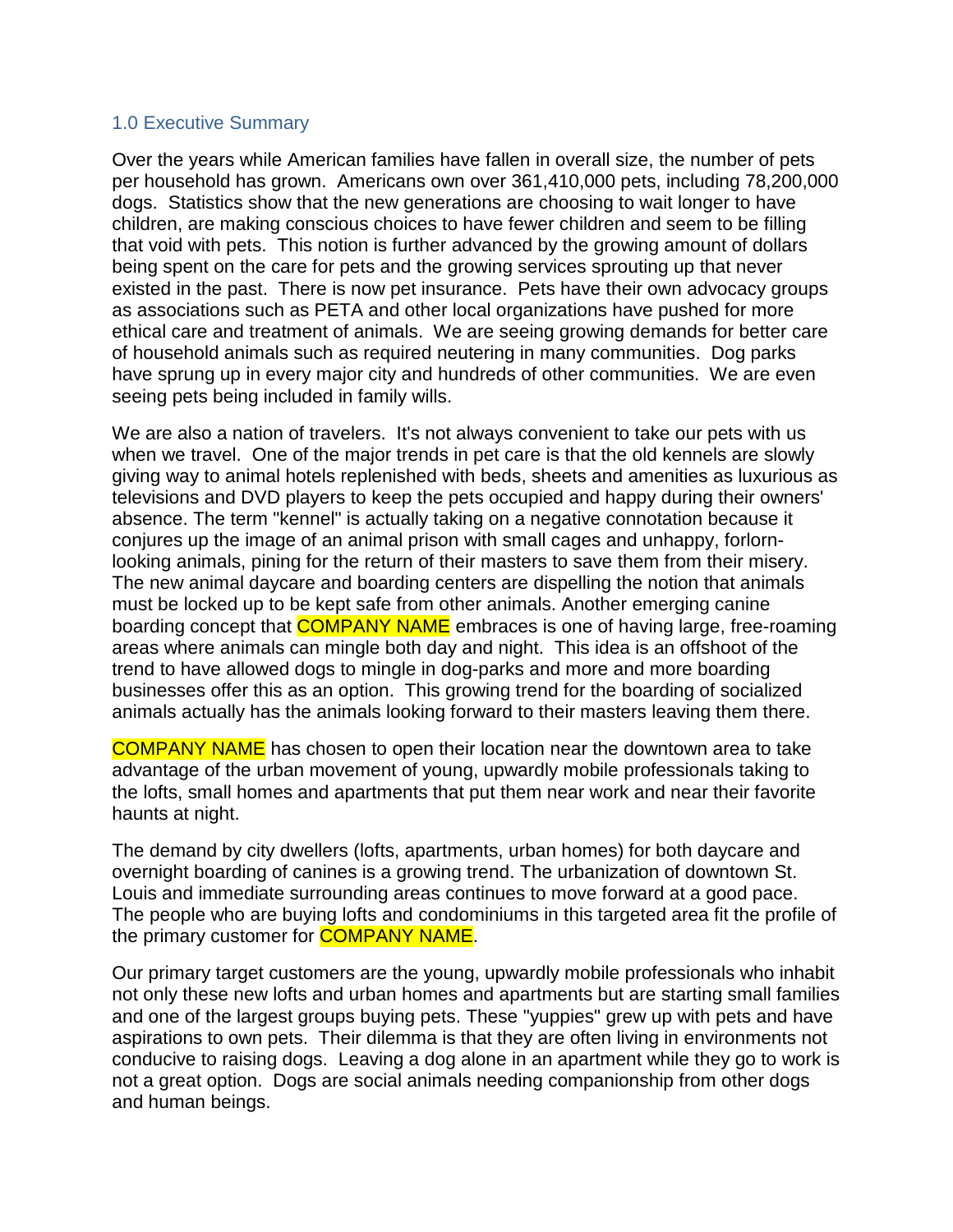## 1.0 Executive Summary

Over the years while American families have fallen in overall size, the number of pets per household has grown. Americans own over 361,410,000 pets, including 78,200,000 dogs. Statistics show that the new generations are choosing to wait longer to have children, are making conscious choices to have fewer children and seem to be filling that void with pets. This notion is further advanced by the growing amount of dollars being spent on the care for pets and the growing services sprouting up that never existed in the past. There is now pet insurance. Pets have their own advocacy groups as associations such as PETA and other local organizations have pushed for more ethical care and treatment of animals. We are seeing growing demands for better care of household animals such as required neutering in many communities. Dog parks have sprung up in every major city and hundreds of other communities. We are even seeing pets being included in family wills.

We are also a nation of travelers. It's not always convenient to take our pets with us when we travel. One of the major trends in pet care is that the old kennels are slowly giving way to animal hotels replenished with beds, sheets and amenities as luxurious as televisions and DVD players to keep the pets occupied and happy during their owners' absence. The term "kennel" is actually taking on a negative connotation because it conjures up the image of an animal prison with small cages and unhappy, forlorn-looking animals, pining for the return of their masters to save them from their misery. The new animal daycare and boarding centers are dispelling the notion that animals must be locked up to be kept safe from other animals. Another emerging canine boarding concept that COMPANY NAME embraces is one of having large, free-roaming areas where animals can mingle both day and night. This idea is an offshoot of the trend to have allowed dogs to mingle in dog-parks and more and more boarding businesses offer this as an option. This growing trend for the boarding of socialized animals actually has the animals looking forward to their masters leaving them there.

COMPANY NAME has chosen to open their location near the downtown area to take advantage of the urban movement of young, upwardly mobile professionals taking to the lofts, small homes and apartments that put them near work and near their favorite haunts at night.

The demand by city dwellers (lofts, apartments, urban homes) for both daycare and overnight boarding of canines is a growing trend. The urbanization of downtown St. Louis and immediate surrounding areas continues to move forward at a good pace. The people who are buying lofts and condominiums in this targeted area fit the profile of the primary customer for COMPANY NAME.

Our primary target customers are the young, upwardly mobile professionals who inhabit not only these new lofts and urban homes and apartments but are starting small families and one of the largest groups buying pets. These "yuppies" grew up with pets and have aspirations to own pets. Their dilemma is that they are often living in environments not conducive to raising dogs. Leaving a dog alone in an apartment while they go to work is not a great option. Dogs are social animals needing companionship from other dogs and human beings.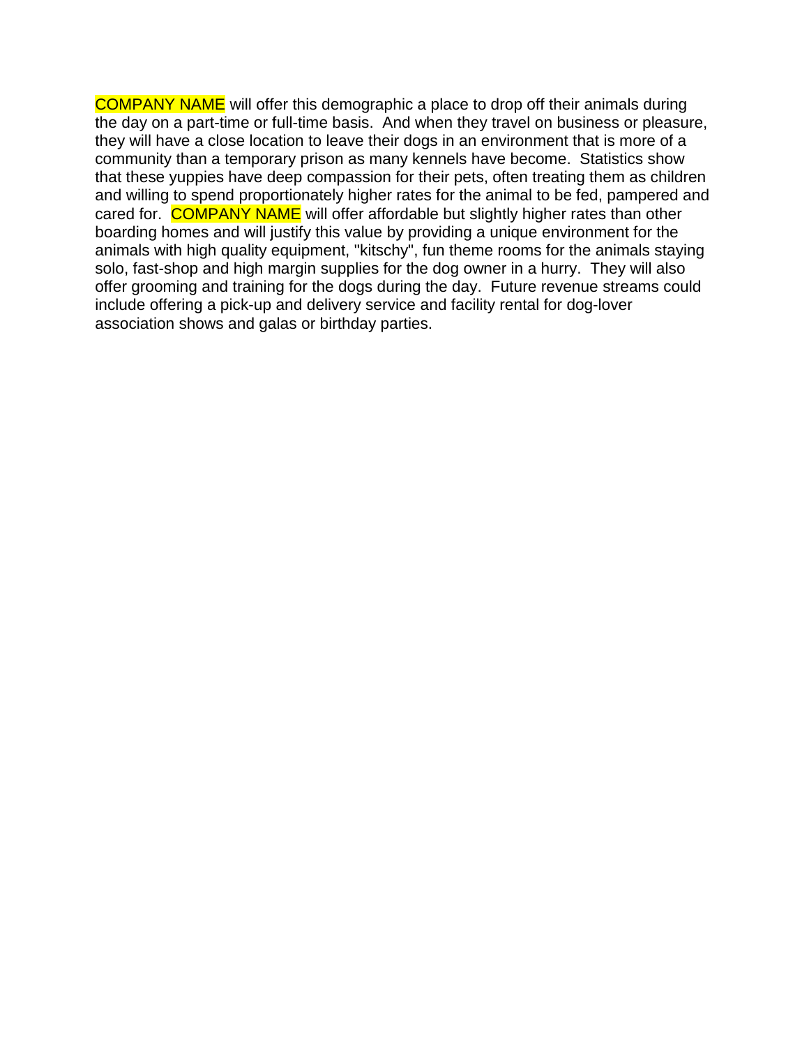COMPANY NAME will offer this demographic a place to drop off their animals during the day on a part-time or full-time basis. And when they travel on business or pleasure, they will have a close location to leave their dogs in an environment that is more of a community than a temporary prison as many kennels have become. Statistics show that these yuppies have deep compassion for their pets, often treating them as children and willing to spend proportionately higher rates for the animal to be fed, pampered and cared for. COMPANY NAME will offer affordable but slightly higher rates than other boarding homes and will justify this value by providing a unique environment for the animals with high quality equipment, "kitschy", fun theme rooms for the animals staying solo, fast-shop and high margin supplies for the dog owner in a hurry. They will also offer grooming and training for the dogs during the day. Future revenue streams could include offering a pick-up and delivery service and facility rental for dog-lover association shows and galas or birthday parties.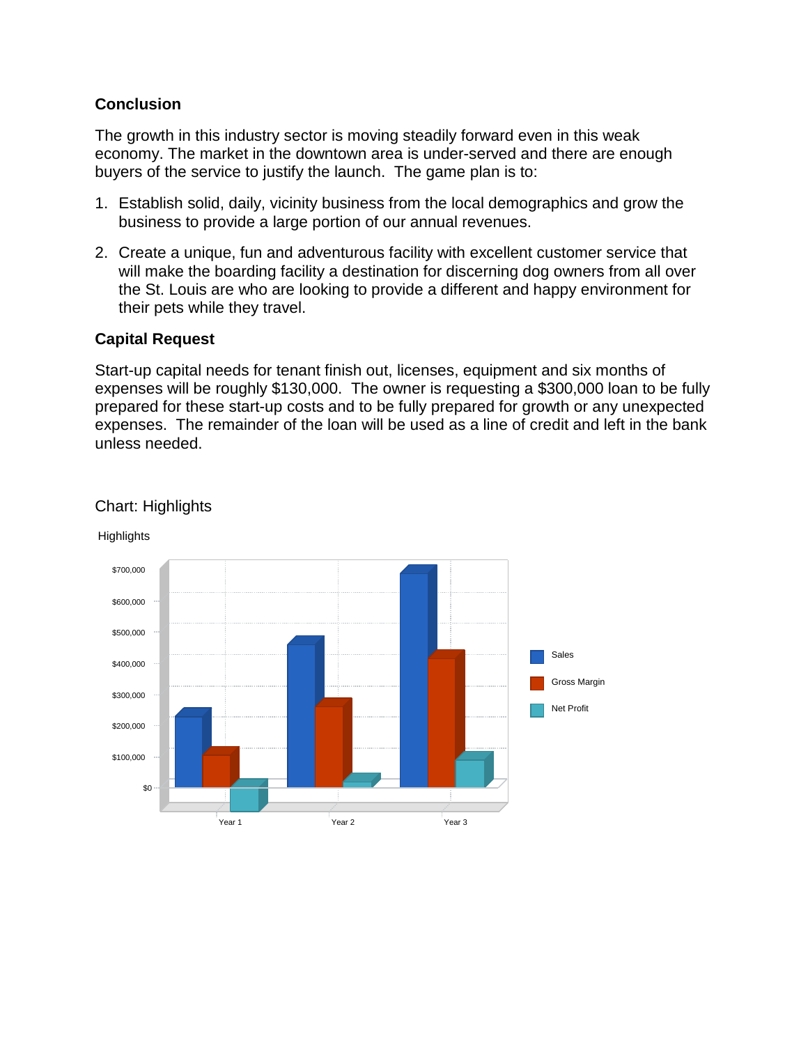## Conclusion

The growth in this industry sector is moving steadily forward even in this weak economy. The market in the downtown area is under-served and there are enough buyers of the service to justify the launch. The game plan is to:

1. Establish solid, daily, vicinity business from the local demographics and grow the business to provide a large portion of our annual revenues.
2. Create a unique, fun and adventurous facility with excellent customer service that will make the boarding facility a destination for discerning dog owners from all over the St. Louis are who are looking to provide a different and happy environment for their pets while they travel.

## Capital Request

Start-up capital needs for tenant finish out, licenses, equipment and six months of expenses will be roughly $130,000. The owner is requesting a $300,000 loan to be fully prepared for these start-up costs and to be fully prepared for growth or any unexpected expenses. The remainder of the loan will be used as a line of credit and left in the bank unless needed.

Chart: Highlights

Highlights

$700,000
$600,000
$500,000
$400,000
$300,000
$200,000
$100,000
$0

Year 1 Year 2 Year 3

Sales
Gross Margin
Net Profit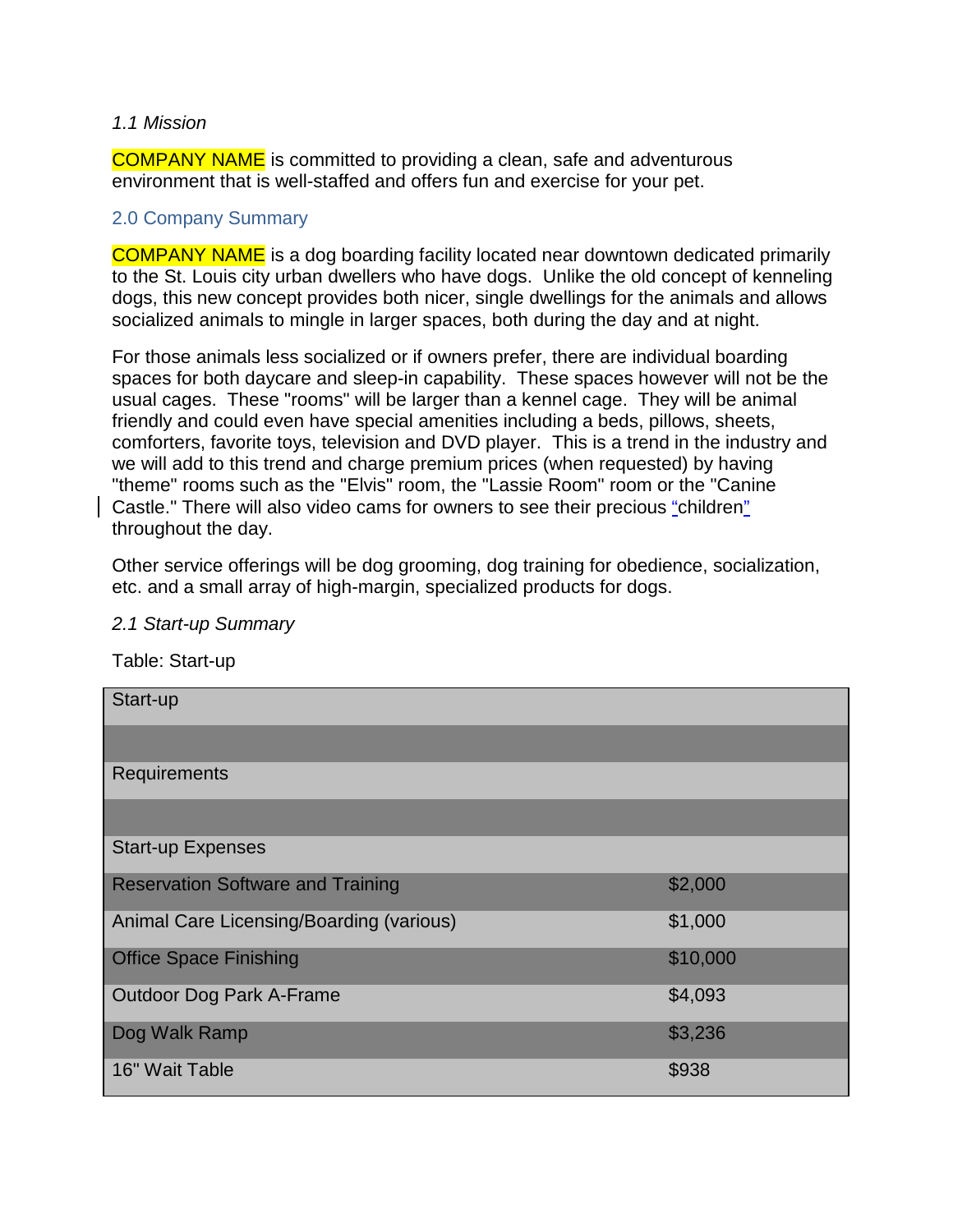*1.1 Mission*

COMPANY NAME is committed to providing a clean, safe and adventurous environment that is well-staffed and offers fun and exercise for your pet.

## 2.0 Company Summary

COMPANY NAME is a dog boarding facility located near downtown dedicated primarily to the St. Louis city urban dwellers who have dogs. Unlike the old concept of kenneling dogs, this new concept provides both nicer, single dwellings for the animals and allows socialized animals to mingle in larger spaces, both during the day and at night.

For those animals less socialized or if owners prefer, there are individual boarding spaces for both daycare and sleep-in capability. These spaces however will not be the usual cages. These "rooms" will be larger than a kennel cage. They will be animal friendly and could even have special amenities including a beds, pillows, sheets, comforters, favorite toys, television and DVD player. This is a trend in the industry and we will add to this trend and charge premium prices (when requested) by having "theme" rooms such as the "Elvis" room, the "Lassie Room" room or the "Canine Castle." There will also video cams for owners to see their precious "children" throughout the day.

Other service offerings will be dog grooming, dog training for obedience, socialization, etc. and a small array of high-margin, specialized products for dogs.

*2.1 Start-up Summary*

Table: Start-up

| Start-up | |
|---|---|
| | |
| Requirements | |
| | |
| Start-up Expenses | |
| Reservation Software and Training | $2,000 |
| Animal Care Licensing/Boarding (various) | $1,000 |
| Office Space Finishing | $10,000 |
| Outdoor Dog Park A-Frame | $4,093 |
| Dog Walk Ramp | $3,236 |
| 16" Wait Table | $938 |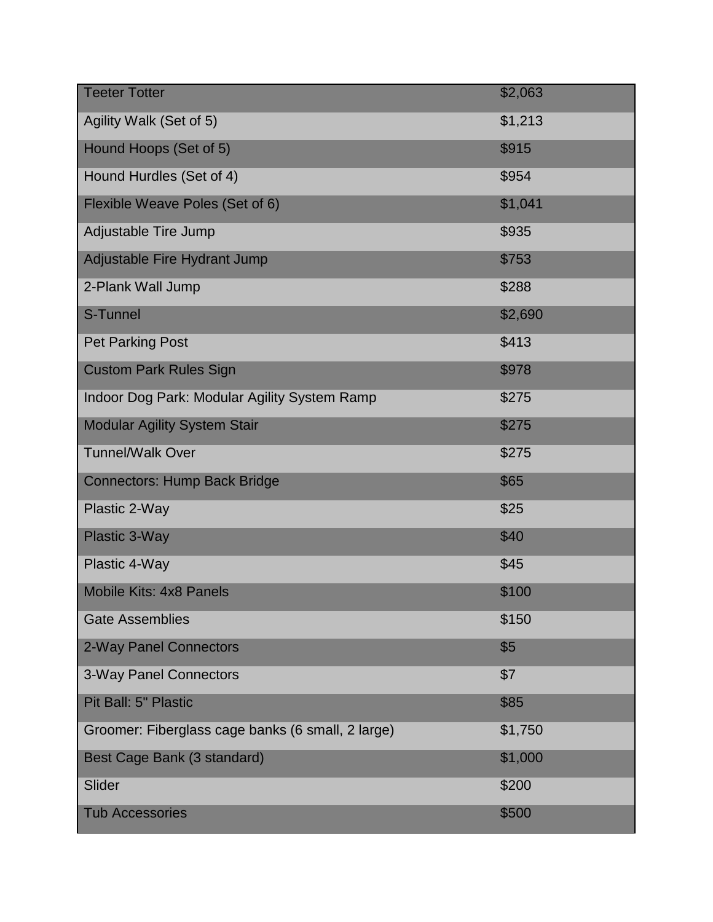| | |
|---|---|
| Teeter Totter | $2,063 |
| Agility Walk (Set of 5) | $1,213 |
| Hound Hoops (Set of 5) | $915 |
| Hound Hurdles (Set of 4) | $954 |
| Flexible Weave Poles (Set of 6) | $1,041 |
| Adjustable Tire Jump | $935 |
| Adjustable Fire Hydrant Jump | $753 |
| 2-Plank Wall Jump | $288 |
| S-Tunnel | $2,690 |
| Pet Parking Post | $413 |
| Custom Park Rules Sign | $978 |
| Indoor Dog Park: Modular Agility System Ramp | $275 |
| Modular Agility System Stair | $275 |
| Tunnel/Walk Over | $275 |
| Connectors: Hump Back Bridge | $65 |
| Plastic 2-Way | $25 |
| Plastic 3-Way | $40 |
| Plastic 4-Way | $45 |
| Mobile Kits: 4x8 Panels | $100 |
| Gate Assemblies | $150 |
| 2-Way Panel Connectors | $5 |
| 3-Way Panel Connectors | $7 |
| Pit Ball: 5" Plastic | $85 |
| Groomer: Fiberglass cage banks (6 small, 2 large) | $1,750 |
| Best Cage Bank (3 standard) | $1,000 |
| Slider | $200 |
| Tub Accessories | $500 |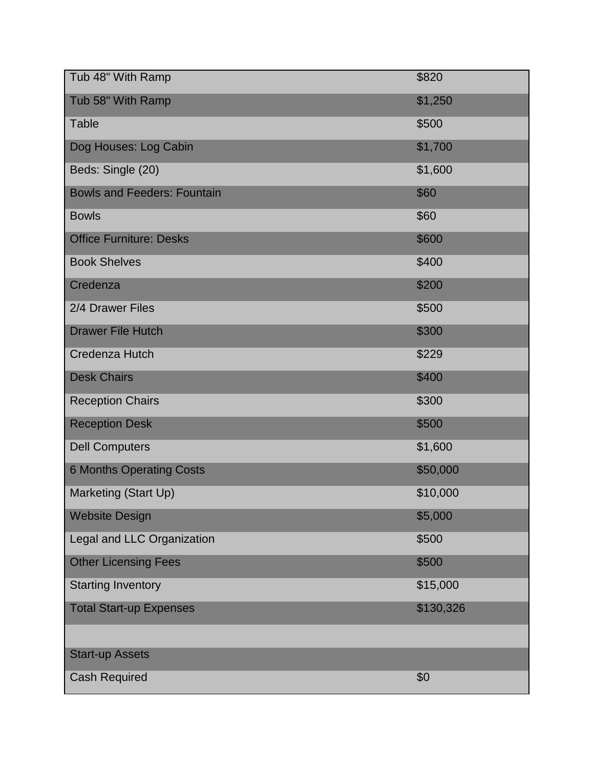| | |
|---|---|
| Tub 48" With Ramp | $820 |
| Tub 58" With Ramp | $1,250 |
| Table | $500 |
| Dog Houses: Log Cabin | $1,700 |
| Beds: Single (20) | $1,600 |
| Bowls and Feeders: Fountain | $60 |
| Bowls | $60 |
| Office Furniture: Desks | $600 |
| Book Shelves | $400 |
| Credenza | $200 |
| 2/4 Drawer Files | $500 |
| Drawer File Hutch | $300 |
| Credenza Hutch | $229 |
| Desk Chairs | $400 |
| Reception Chairs | $300 |
| Reception Desk | $500 |
| Dell Computers | $1,600 |
| 6 Months Operating Costs | $50,000 |
| Marketing (Start Up) | $10,000 |
| Website Design | $5,000 |
| Legal and LLC Organization | $500 |
| Other Licensing Fees | $500 |
| Starting Inventory | $15,000 |
| Total Start-up Expenses | $130,326 |
| | |
| Start-up Assets | |
| Cash Required | $0 |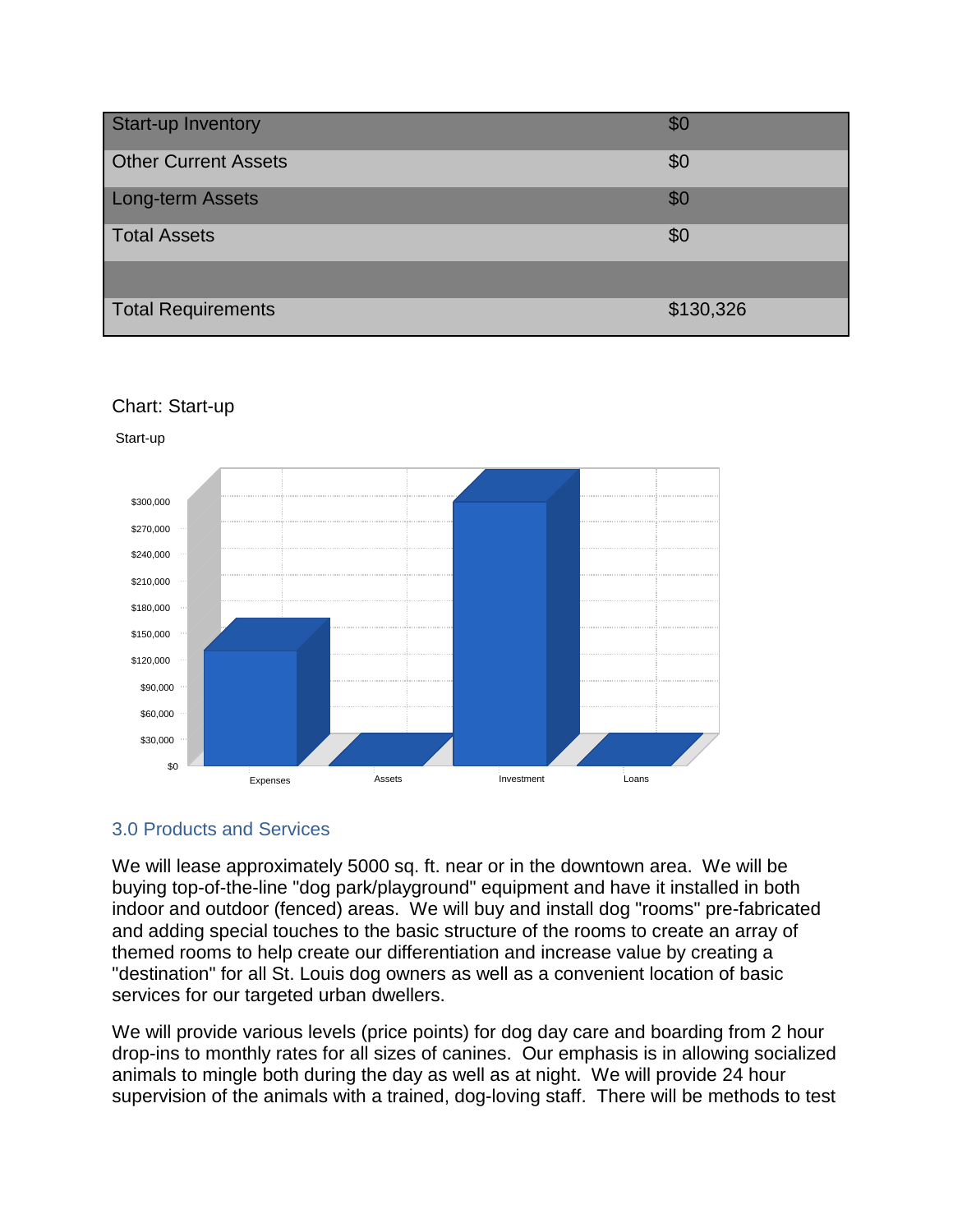| Start-up Inventory | $0 |
|---|---|
| Other Current Assets | $0 |
| Long-term Assets | $0 |
| Total Assets | $0 |
| | |
| Total Requirements | $130,326 |

Chart: Start-up

## 3.0 Products and Services

We will lease approximately 5000 sq. ft. near or in the downtown area. We will be buying top-of-the-line "dog park/playground" equipment and have it installed in both indoor and outdoor (fenced) areas. We will buy and install dog "rooms" pre-fabricated and adding special touches to the basic structure of the rooms to create an array of themed rooms to help create our differentiation and increase value by creating a "destination" for all St. Louis dog owners as well as a convenient location of basic services for our targeted urban dwellers.

We will provide various levels (price points) for dog day care and boarding from 2 hour drop-ins to monthly rates for all sizes of canines. Our emphasis is in allowing socialized animals to mingle both during the day as well as at night. We will provide 24 hour supervision of the animals with a trained, dog-loving staff. There will be methods to test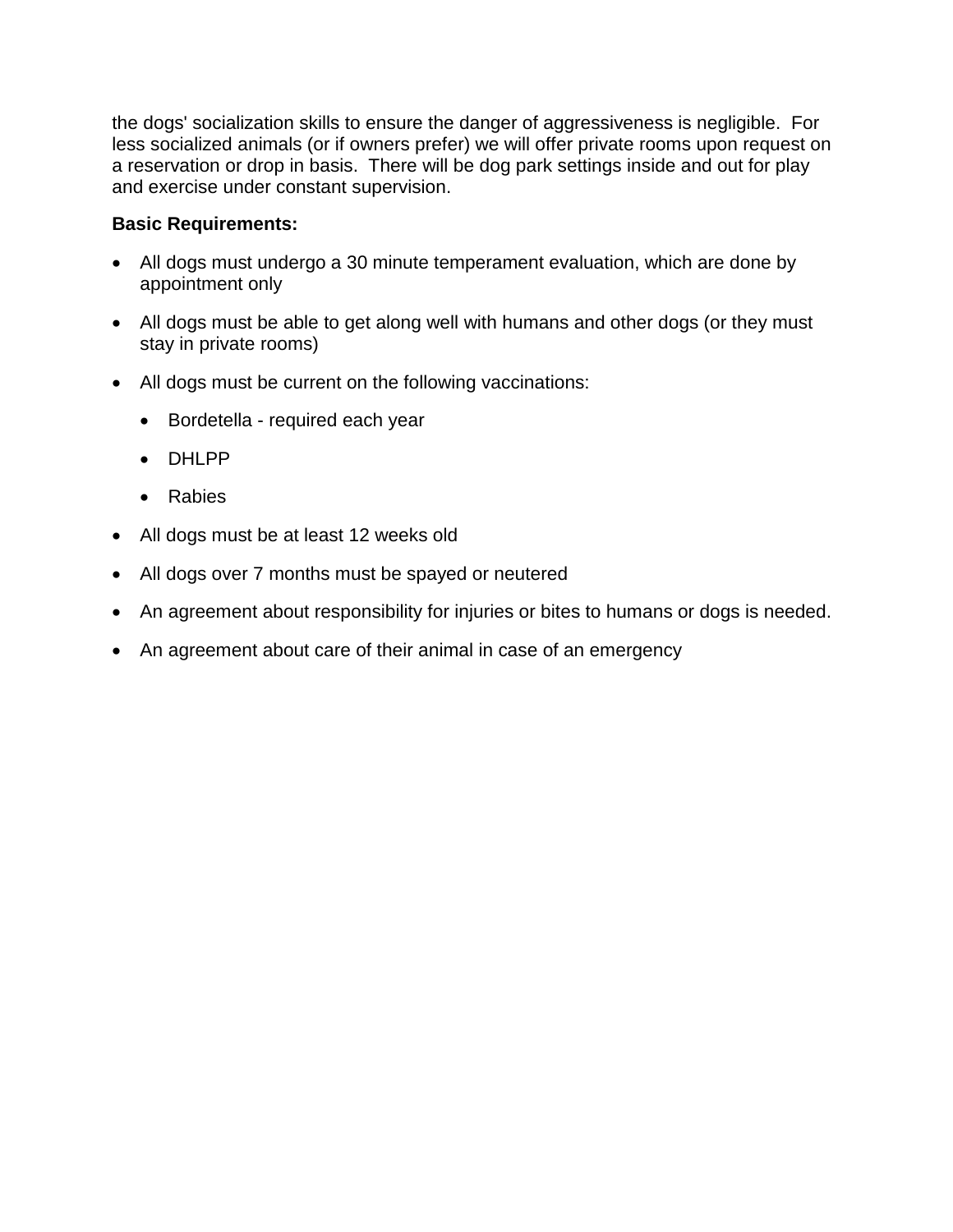the dogs' socialization skills to ensure the danger of aggressiveness is negligible.  For less socialized animals (or if owners prefer) we will offer private rooms upon request on a reservation or drop in basis.  There will be dog park settings inside and out for play and exercise under constant supervision.

**Basic Requirements:**

- All dogs must undergo a 30 minute temperament evaluation, which are done by appointment only
- All dogs must be able to get along well with humans and other dogs (or they must stay in private rooms)
- All dogs must be current on the following vaccinations:
  - Bordetella - required each year
  - DHLPP
  - Rabies
- All dogs must be at least 12 weeks old
- All dogs over 7 months must be spayed or neutered
- An agreement about responsibility for injuries or bites to humans or dogs is needed.
- An agreement about care of their animal in case of an emergency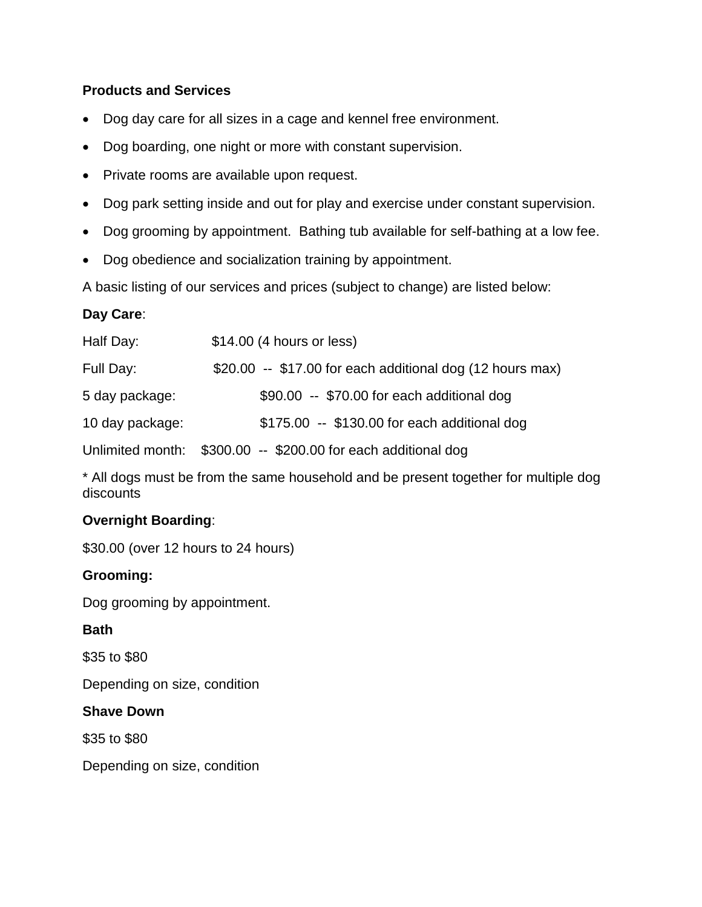**Products and Services**

- Dog day care for all sizes in a cage and kennel free environment.
- Dog boarding, one night or more with constant supervision.
- Private rooms are available upon request.
- Dog park setting inside and out for play and exercise under constant supervision.
- Dog grooming by appointment. Bathing tub available for self-bathing at a low fee.
- Dog obedience and socialization training by appointment.

A basic listing of our services and prices (subject to change) are listed below:

**Day Care**:

Half Day: $14.00 (4 hours or less)

Full Day: $20.00 -- $17.00 for each additional dog (12 hours max)

5 day package: $90.00 -- $70.00 for each additional dog

10 day package: $175.00 -- $130.00 for each additional dog

Unlimited month: $300.00 -- $200.00 for each additional dog

* All dogs must be from the same household and be present together for multiple dog discounts

**Overnight Boarding**:

$30.00 (over 12 hours to 24 hours)

**Grooming:**

Dog grooming by appointment.

**Bath**

$35 to $80

Depending on size, condition

**Shave Down**

$35 to $80

Depending on size, condition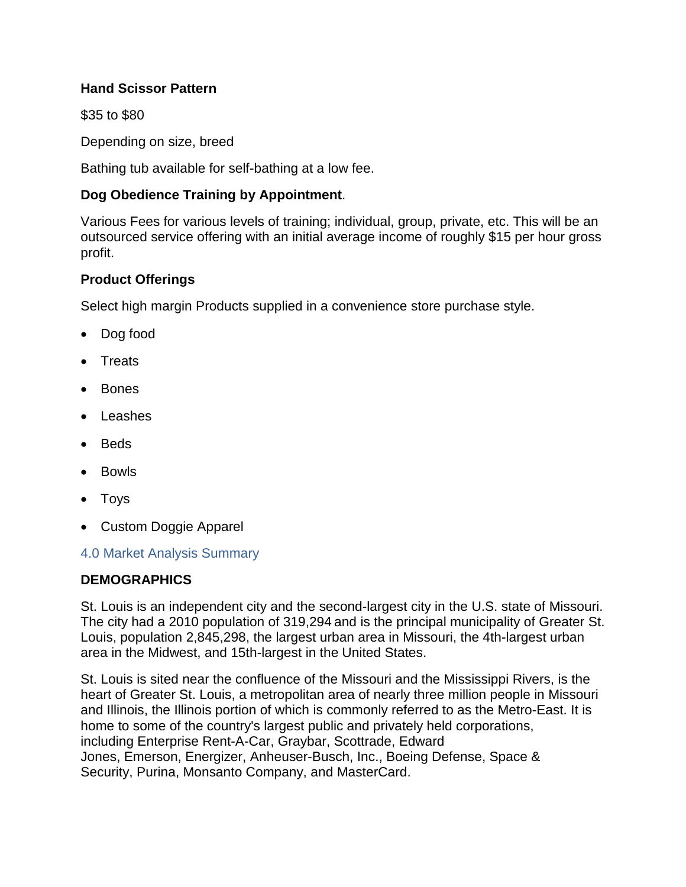**Hand Scissor Pattern**

$35 to $80

Depending on size, breed

Bathing tub available for self-bathing at a low fee.

**Dog Obedience Training by Appointment**.

Various Fees for various levels of training; individual, group, private, etc. This will be an outsourced service offering with an initial average income of roughly $15 per hour gross profit.

**Product Offerings**

Select high margin Products supplied in a convenience store purchase style.

- Dog food
- Treats
- Bones
- Leashes
- Beds
- Bowls
- Toys
- Custom Doggie Apparel

## 4.0 Market Analysis Summary

**DEMOGRAPHICS**

St. Louis is an independent city and the second-largest city in the U.S. state of Missouri. The city had a 2010 population of 319,294 and is the principal municipality of Greater St. Louis, population 2,845,298, the largest urban area in Missouri, the 4th-largest urban area in the Midwest, and 15th-largest in the United States.

St. Louis is sited near the confluence of the Missouri and the Mississippi Rivers, is the heart of Greater St. Louis, a metropolitan area of nearly three million people in Missouri and Illinois, the Illinois portion of which is commonly referred to as the Metro-East. It is home to some of the country's largest public and privately held corporations, including Enterprise Rent-A-Car, Graybar, Scottrade, Edward Jones, Emerson, Energizer, Anheuser-Busch, Inc., Boeing Defense, Space & Security, Purina, Monsanto Company, and MasterCard.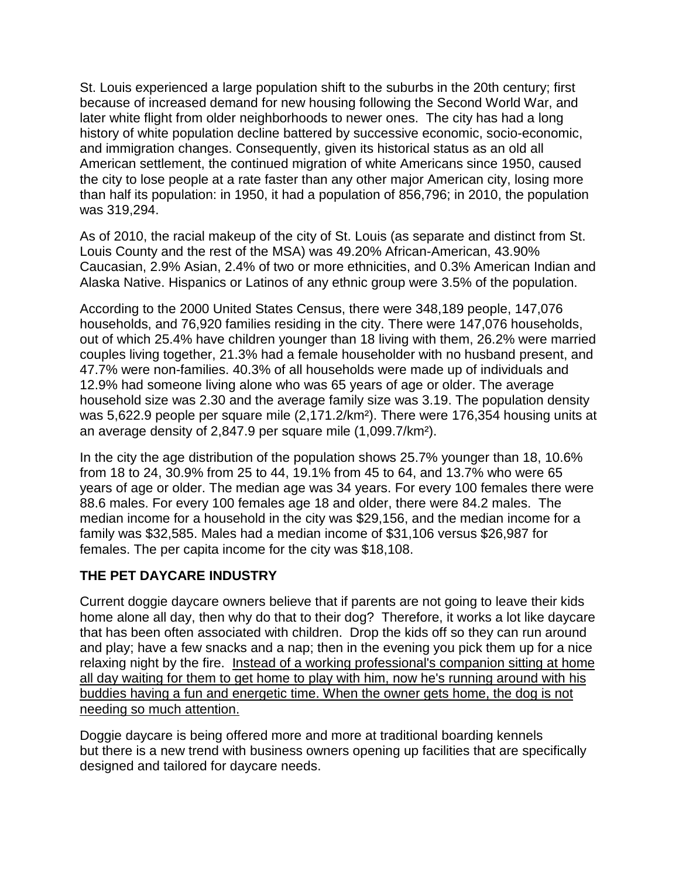St. Louis experienced a large population shift to the suburbs in the 20th century; first because of increased demand for new housing following the Second World War, and later white flight from older neighborhoods to newer ones. The city has had a long history of white population decline battered by successive economic, socio-economic, and immigration changes. Consequently, given its historical status as an old all American settlement, the continued migration of white Americans since 1950, caused the city to lose people at a rate faster than any other major American city, losing more than half its population: in 1950, it had a population of 856,796; in 2010, the population was 319,294.

As of 2010, the racial makeup of the city of St. Louis (as separate and distinct from St. Louis County and the rest of the MSA) was 49.20% African-American, 43.90% Caucasian, 2.9% Asian, 2.4% of two or more ethnicities, and 0.3% American Indian and Alaska Native. Hispanics or Latinos of any ethnic group were 3.5% of the population.

According to the 2000 United States Census, there were 348,189 people, 147,076 households, and 76,920 families residing in the city. There were 147,076 households, out of which 25.4% have children younger than 18 living with them, 26.2% were married couples living together, 21.3% had a female householder with no husband present, and 47.7% were non-families. 40.3% of all households were made up of individuals and 12.9% had someone living alone who was 65 years of age or older. The average household size was 2.30 and the average family size was 3.19. The population density was 5,622.9 people per square mile (2,171.2/km²). There were 176,354 housing units at an average density of 2,847.9 per square mile (1,099.7/km²).

In the city the age distribution of the population shows 25.7% younger than 18, 10.6% from 18 to 24, 30.9% from 25 to 44, 19.1% from 45 to 64, and 13.7% who were 65 years of age or older. The median age was 34 years. For every 100 females there were 88.6 males. For every 100 females age 18 and older, there were 84.2 males. The median income for a household in the city was $29,156, and the median income for a family was $32,585. Males had a median income of $31,106 versus $26,987 for females. The per capita income for the city was $18,108.

**THE PET DAYCARE INDUSTRY**

Current doggie daycare owners believe that if parents are not going to leave their kids home alone all day, then why do that to their dog? Therefore, it works a lot like daycare that has been often associated with children. Drop the kids off so they can run around and play; have a few snacks and a nap; then in the evening you pick them up for a nice relaxing night by the fire. <u>Instead of a working professional's companion sitting at home all day waiting for them to get home to play with him, now he's running around with his buddies having a fun and energetic time. When the owner gets home, the dog is not needing so much attention.</u>

Doggie daycare is being offered more and more at traditional boarding kennels but there is a new trend with business owners opening up facilities that are specifically designed and tailored for daycare needs.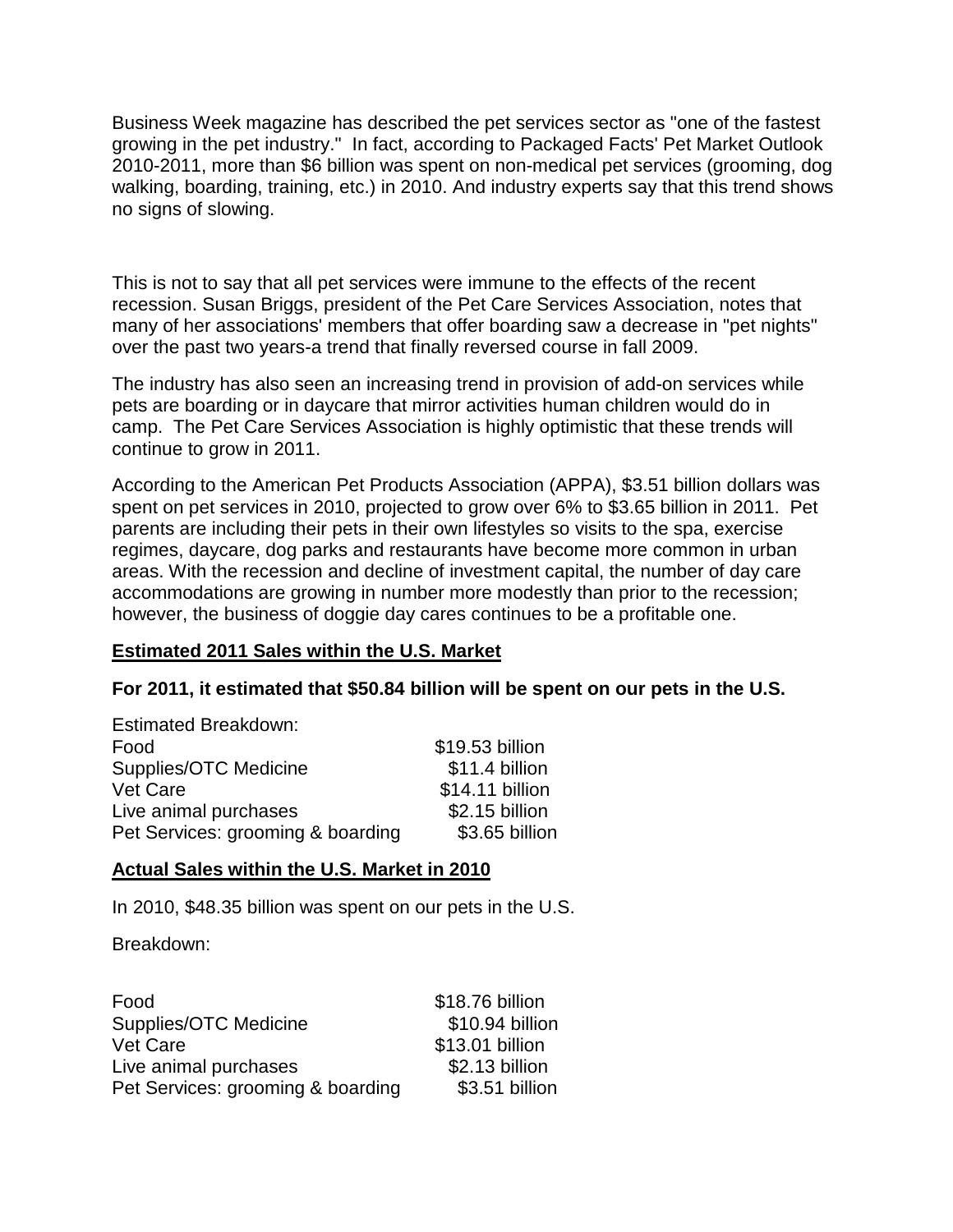Business Week magazine has described the pet services sector as "one of the fastest growing in the pet industry." In fact, according to Packaged Facts' Pet Market Outlook 2010-2011, more than $6 billion was spent on non-medical pet services (grooming, dog walking, boarding, training, etc.) in 2010. And industry experts say that this trend shows no signs of slowing.

This is not to say that all pet services were immune to the effects of the recent recession. Susan Briggs, president of the Pet Care Services Association, notes that many of her associations' members that offer boarding saw a decrease in "pet nights" over the past two years-a trend that finally reversed course in fall 2009.

The industry has also seen an increasing trend in provision of add-on services while pets are boarding or in daycare that mirror activities human children would do in camp. The Pet Care Services Association is highly optimistic that these trends will continue to grow in 2011.

According to the American Pet Products Association (APPA), $3.51 billion dollars was spent on pet services in 2010, projected to grow over 6% to $3.65 billion in 2011. Pet parents are including their pets in their own lifestyles so visits to the spa, exercise regimes, daycare, dog parks and restaurants have become more common in urban areas. With the recession and decline of investment capital, the number of day care accommodations are growing in number more modestly than prior to the recession; however, the business of doggie day cares continues to be a profitable one.

**<u>Estimated 2011 Sales within the U.S. Market</u>**

**For 2011, it estimated that $50.84 billion will be spent on our pets in the U.S.**

Estimated Breakdown:

| | |
|---|---|
| Food | $19.53 billion |
| Supplies/OTC Medicine | $11.4 billion |
| Vet Care | $14.11 billion |
| Live animal purchases | $2.15 billion |
| Pet Services: grooming & boarding | $3.65 billion |

**<u>Actual Sales within the U.S. Market in 2010</u>**

In 2010, $48.35 billion was spent on our pets in the U.S.

Breakdown:

| | |
|---|---|
| Food | $18.76 billion |
| Supplies/OTC Medicine | $10.94 billion |
| Vet Care | $13.01 billion |
| Live animal purchases | $2.13 billion |
| Pet Services: grooming & boarding | $3.51 billion |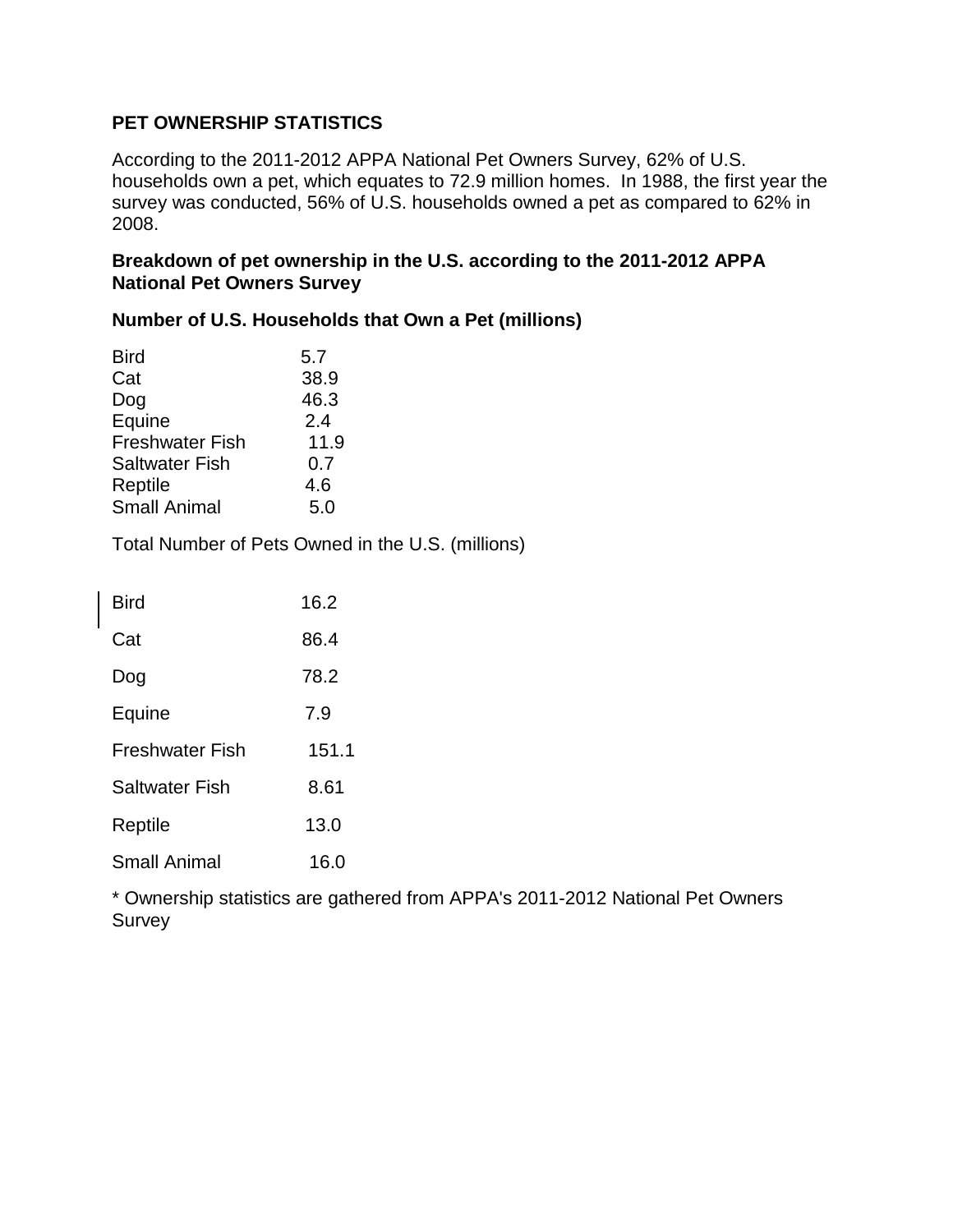## PET OWNERSHIP STATISTICS

According to the 2011-2012 APPA National Pet Owners Survey, 62% of U.S. households own a pet, which equates to 72.9 million homes. In 1988, the first year the survey was conducted, 56% of U.S. households owned a pet as compared to 62% in 2008.

### Breakdown of pet ownership in the U.S. according to the 2011-2012 APPA National Pet Owners Survey

**Number of U.S. Households that Own a Pet (millions)**

| | |
|---|---|
| Bird | 5.7 |
| Cat | 38.9 |
| Dog | 46.3 |
| Equine | 2.4 |
| Freshwater Fish | 11.9 |
| Saltwater Fish | 0.7 |
| Reptile | 4.6 |
| Small Animal | 5.0 |

Total Number of Pets Owned in the U.S. (millions)

| | |
|---|---|
| Bird | 16.2 |
| Cat | 86.4 |
| Dog | 78.2 |
| Equine | 7.9 |
| Freshwater Fish | 151.1 |
| Saltwater Fish | 8.61 |
| Reptile | 13.0 |
| Small Animal | 16.0 |

* Ownership statistics are gathered from APPA's 2011-2012 National Pet Owners Survey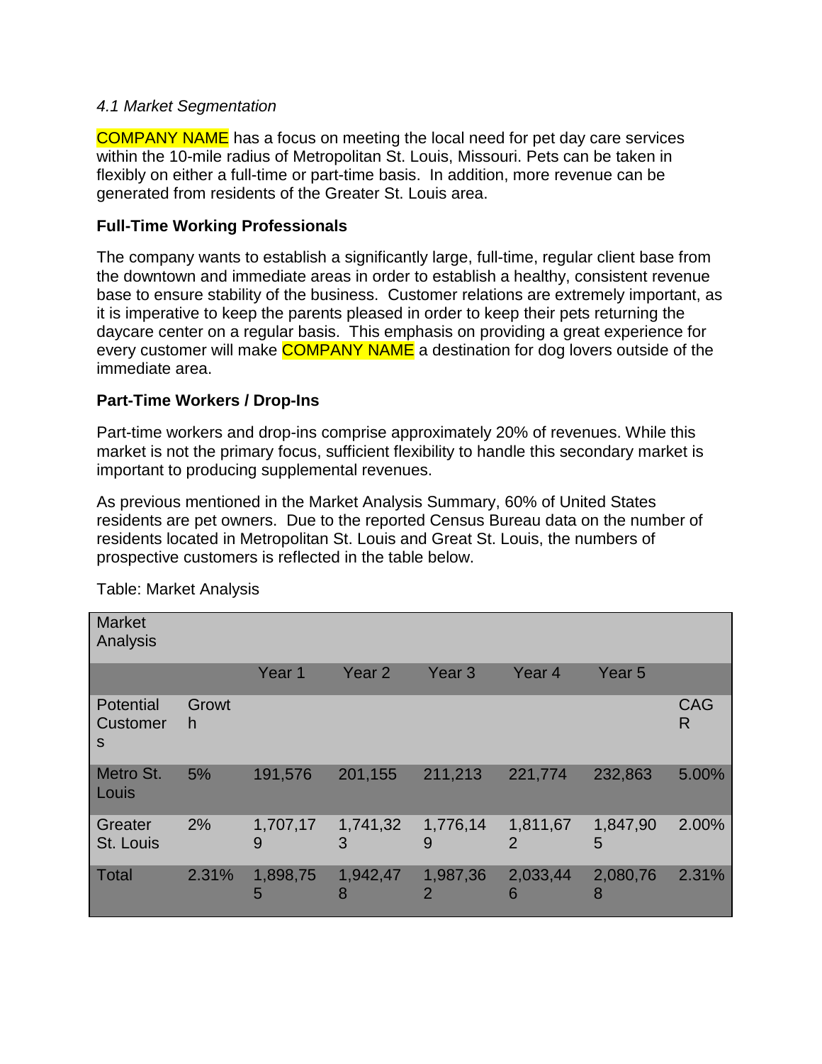*4.1 Market Segmentation*

COMPANY NAME has a focus on meeting the local need for pet day care services within the 10-mile radius of Metropolitan St. Louis, Missouri. Pets can be taken in flexibly on either a full-time or part-time basis. In addition, more revenue can be generated from residents of the Greater St. Louis area.

**Full-Time Working Professionals**

The company wants to establish a significantly large, full-time, regular client base from the downtown and immediate areas in order to establish a healthy, consistent revenue base to ensure stability of the business. Customer relations are extremely important, as it is imperative to keep the parents pleased in order to keep their pets returning the daycare center on a regular basis. This emphasis on providing a great experience for every customer will make COMPANY NAME a destination for dog lovers outside of the immediate area.

**Part-Time Workers / Drop-Ins**

Part-time workers and drop-ins comprise approximately 20% of revenues. While this market is not the primary focus, sufficient flexibility to handle this secondary market is important to producing supplemental revenues.

As previous mentioned in the Market Analysis Summary, 60% of United States residents are pet owners. Due to the reported Census Bureau data on the number of residents located in Metropolitan St. Louis and Great St. Louis, the numbers of prospective customers is reflected in the table below.

Table: Market Analysis

| Market Analysis | | | | | | | |
|---|---|---|---|---|---|---|---|
| | | Year 1 | Year 2 | Year 3 | Year 4 | Year 5 | |
| Potential Customers | Growth | | | | | | CAGR |
| Metro St. Louis | 5% | 191,576 | 201,155 | 211,213 | 221,774 | 232,863 | 5.00% |
| Greater St. Louis | 2% | 1,707,179 | 1,741,323 | 1,776,149 | 1,811,672 | 1,847,905 | 2.00% |
| Total | 2.31% | 1,898,755 | 1,942,478 | 1,987,362 | 2,033,446 | 2,080,768 | 2.31% |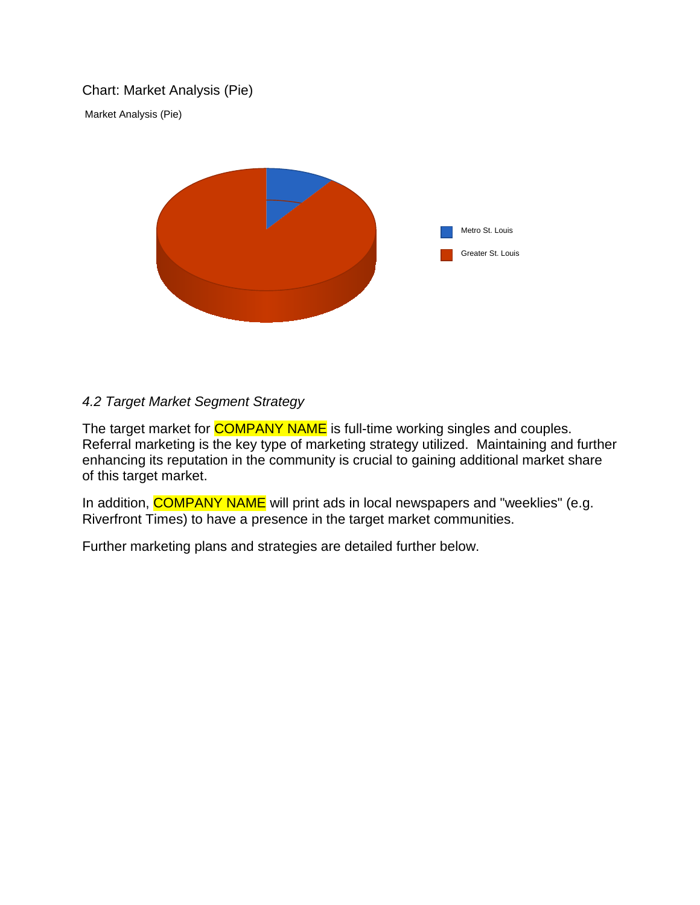Chart: Market Analysis (Pie)

Market Analysis (Pie)

Metro St. Louis

Greater St. Louis

*4.2 Target Market Segment Strategy*

The target market for COMPANY NAME is full-time working singles and couples. Referral marketing is the key type of marketing strategy utilized. Maintaining and further enhancing its reputation in the community is crucial to gaining additional market share of this target market.

In addition, COMPANY NAME will print ads in local newspapers and "weeklies" (e.g. Riverfront Times) to have a presence in the target market communities.

Further marketing plans and strategies are detailed further below.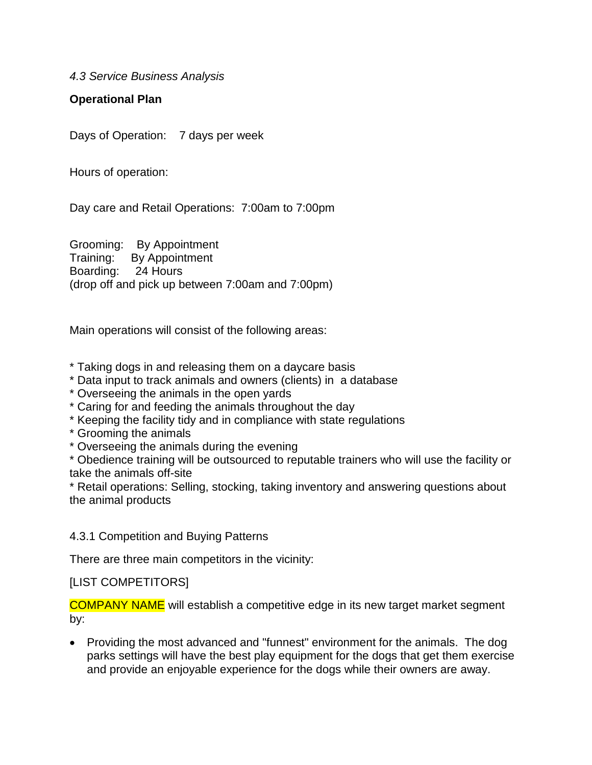*4.3 Service Business Analysis*

**Operational Plan**

Days of Operation: 7 days per week

Hours of operation:

Day care and Retail Operations: 7:00am to 7:00pm

Grooming: By Appointment
Training: By Appointment
Boarding: 24 Hours
(drop off and pick up between 7:00am and 7:00pm)

Main operations will consist of the following areas:

* Taking dogs in and releasing them on a daycare basis
* Data input to track animals and owners (clients) in a database
* Overseeing the animals in the open yards
* Caring for and feeding the animals throughout the day
* Keeping the facility tidy and in compliance with state regulations
* Grooming the animals
* Overseeing the animals during the evening
* Obedience training will be outsourced to reputable trainers who will use the facility or take the animals off-site
* Retail operations: Selling, stocking, taking inventory and answering questions about the animal products

4.3.1 Competition and Buying Patterns

There are three main competitors in the vicinity:

[LIST COMPETITORS]

COMPANY NAME will establish a competitive edge in its new target market segment by:

- Providing the most advanced and "funnest" environment for the animals. The dog parks settings will have the best play equipment for the dogs that get them exercise and provide an enjoyable experience for the dogs while their owners are away.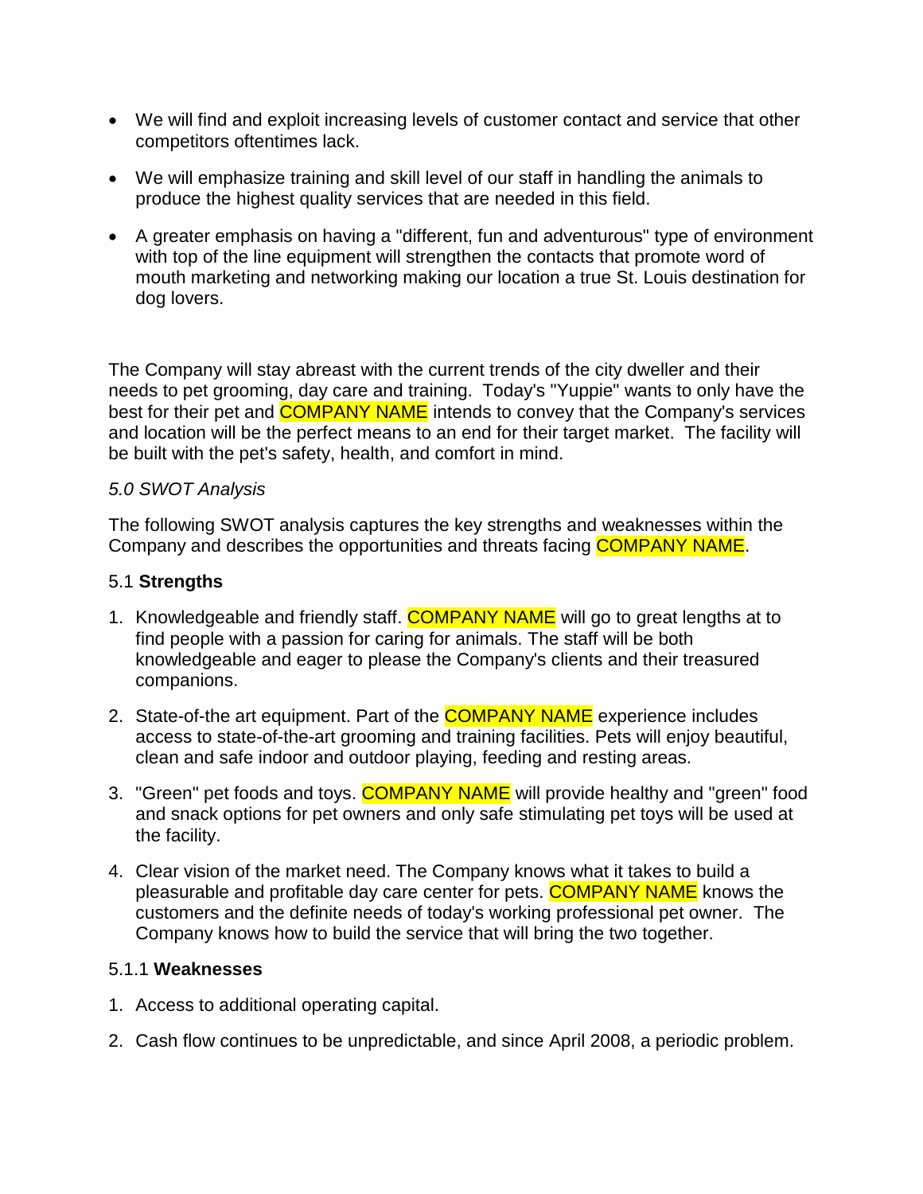- We will find and exploit increasing levels of customer contact and service that other competitors oftentimes lack.
- We will emphasize training and skill level of our staff in handling the animals to produce the highest quality services that are needed in this field.
- A greater emphasis on having a "different, fun and adventurous" type of environment with top of the line equipment will strengthen the contacts that promote word of mouth marketing and networking making our location a true St. Louis destination for dog lovers.

The Company will stay abreast with the current trends of the city dweller and their needs to pet grooming, day care and training. Today's "Yuppie" wants to only have the best for their pet and COMPANY NAME intends to convey that the Company's services and location will be the perfect means to an end for their target market. The facility will be built with the pet's safety, health, and comfort in mind.

*5.0 SWOT Analysis*

The following SWOT analysis captures the key strengths and weaknesses within the Company and describes the opportunities and threats facing COMPANY NAME.

5.1 **Strengths**

1. Knowledgeable and friendly staff. COMPANY NAME will go to great lengths at to find people with a passion for caring for animals. The staff will be both knowledgeable and eager to please the Company's clients and their treasured companions.
2. State-of-the art equipment. Part of the COMPANY NAME experience includes access to state-of-the-art grooming and training facilities. Pets will enjoy beautiful, clean and safe indoor and outdoor playing, feeding and resting areas.
3. "Green" pet foods and toys. COMPANY NAME will provide healthy and "green" food and snack options for pet owners and only safe stimulating pet toys will be used at the facility.
4. Clear vision of the market need. The Company knows what it takes to build a pleasurable and profitable day care center for pets. COMPANY NAME knows the customers and the definite needs of today's working professional pet owner. The Company knows how to build the service that will bring the two together.

5.1.1 **Weaknesses**

1. Access to additional operating capital.
2. Cash flow continues to be unpredictable, and since April 2008, a periodic problem.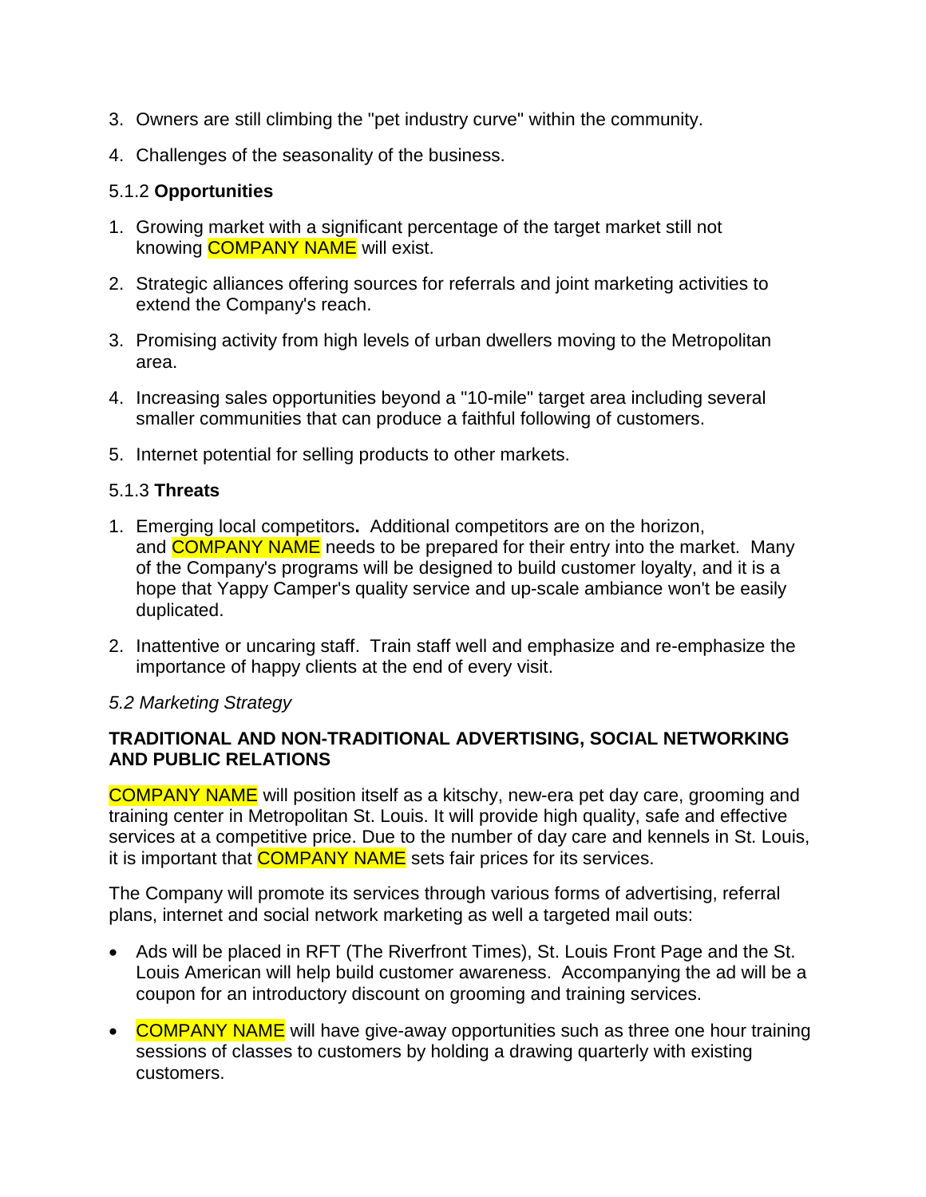3. Owners are still climbing the "pet industry curve" within the community.
4. Challenges of the seasonality of the business.

5.1.2 **Opportunities**

1. Growing market with a significant percentage of the target market still not knowing COMPANY NAME will exist.
2. Strategic alliances offering sources for referrals and joint marketing activities to extend the Company's reach.
3. Promising activity from high levels of urban dwellers moving to the Metropolitan area.
4. Increasing sales opportunities beyond a "10-mile" target area including several smaller communities that can produce a faithful following of customers.
5. Internet potential for selling products to other markets.

5.1.3 **Threats**

1. Emerging local competitors**.** Additional competitors are on the horizon, and COMPANY NAME needs to be prepared for their entry into the market. Many of the Company's programs will be designed to build customer loyalty, and it is a hope that Yappy Camper's quality service and up-scale ambiance won't be easily duplicated.
2. Inattentive or uncaring staff. Train staff well and emphasize and re-emphasize the importance of happy clients at the end of every visit.

*5.2 Marketing Strategy*

**TRADITIONAL AND NON-TRADITIONAL ADVERTISING, SOCIAL NETWORKING AND PUBLIC RELATIONS**

COMPANY NAME will position itself as a kitschy, new-era pet day care, grooming and training center in Metropolitan St. Louis. It will provide high quality, safe and effective services at a competitive price. Due to the number of day care and kennels in St. Louis, it is important that COMPANY NAME sets fair prices for its services.

The Company will promote its services through various forms of advertising, referral plans, internet and social network marketing as well a targeted mail outs:

- Ads will be placed in RFT (The Riverfront Times), St. Louis Front Page and the St. Louis American will help build customer awareness. Accompanying the ad will be a coupon for an introductory discount on grooming and training services.
- COMPANY NAME will have give-away opportunities such as three one hour training sessions of classes to customers by holding a drawing quarterly with existing customers.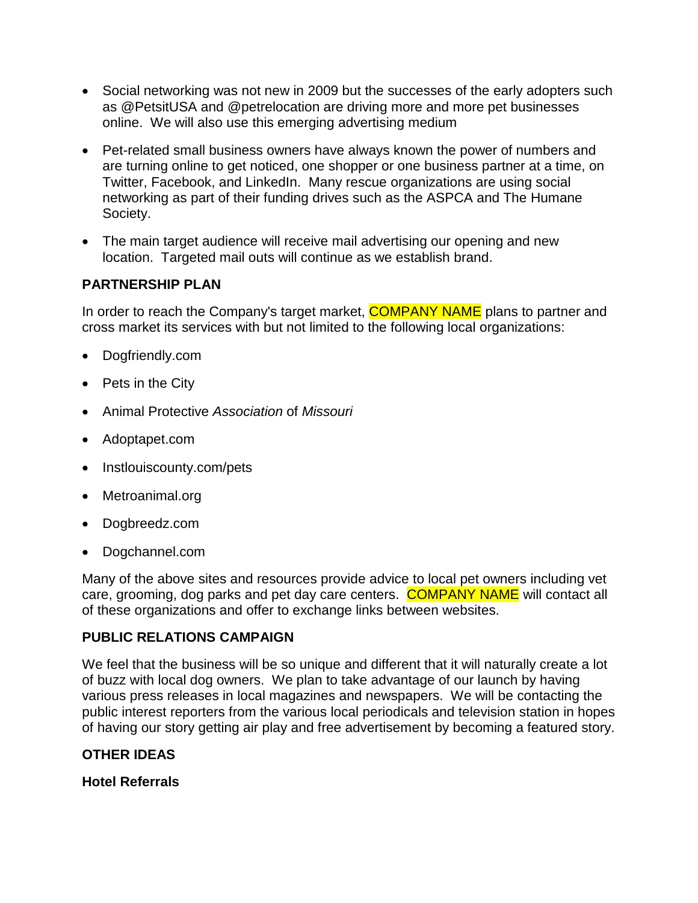- Social networking was not new in 2009 but the successes of the early adopters such as @PetsitUSA and @petrelocation are driving more and more pet businesses online. We will also use this emerging advertising medium

- Pet-related small business owners have always known the power of numbers and are turning online to get noticed, one shopper or one business partner at a time, on Twitter, Facebook, and LinkedIn. Many rescue organizations are using social networking as part of their funding drives such as the ASPCA and The Humane Society.

- The main target audience will receive mail advertising our opening and new location. Targeted mail outs will continue as we establish brand.

**PARTNERSHIP PLAN**

In order to reach the Company's target market, COMPANY NAME plans to partner and cross market its services with but not limited to the following local organizations:

- Dogfriendly.com
- Pets in the City
- Animal Protective *Association* of *Missouri*
- Adoptapet.com
- Instlouiscounty.com/pets
- Metroanimal.org
- Dogbreedz.com
- Dogchannel.com

Many of the above sites and resources provide advice to local pet owners including vet care, grooming, dog parks and pet day care centers. COMPANY NAME will contact all of these organizations and offer to exchange links between websites.

**PUBLIC RELATIONS CAMPAIGN**

We feel that the business will be so unique and different that it will naturally create a lot of buzz with local dog owners. We plan to take advantage of our launch by having various press releases in local magazines and newspapers. We will be contacting the public interest reporters from the various local periodicals and television station in hopes of having our story getting air play and free advertisement by becoming a featured story.

**OTHER IDEAS**

**Hotel Referrals**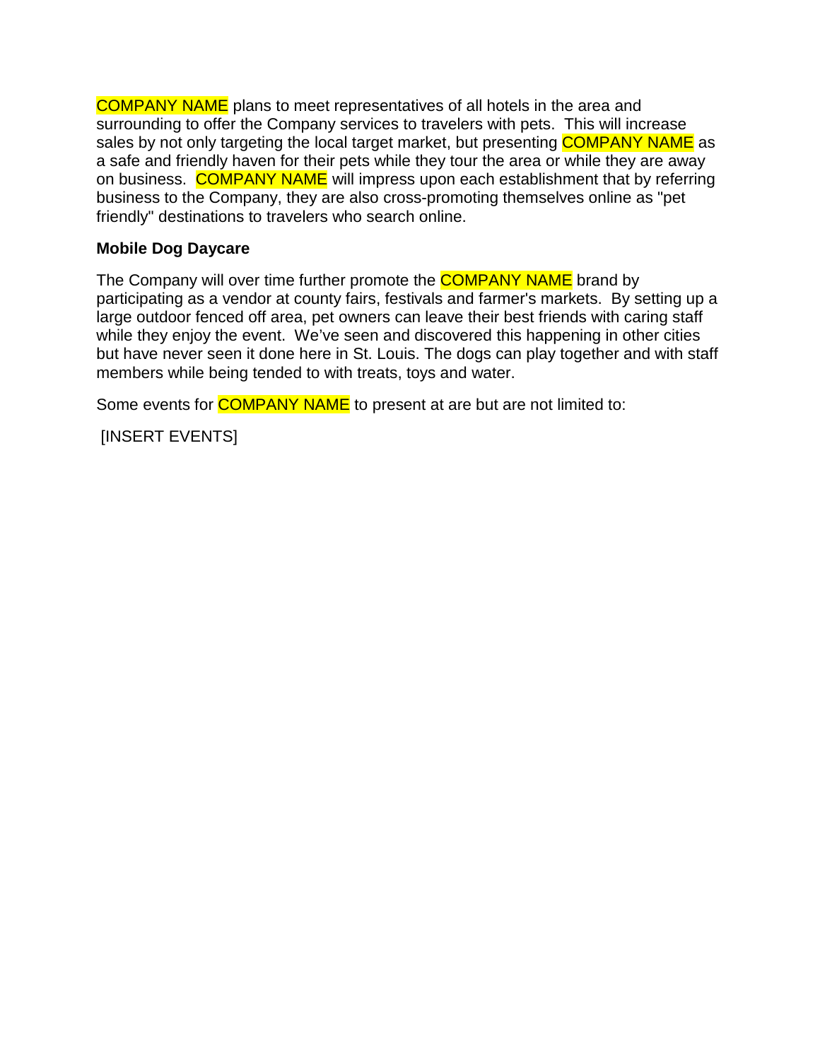COMPANY NAME plans to meet representatives of all hotels in the area and surrounding to offer the Company services to travelers with pets. This will increase sales by not only targeting the local target market, but presenting COMPANY NAME as a safe and friendly haven for their pets while they tour the area or while they are away on business. COMPANY NAME will impress upon each establishment that by referring business to the Company, they are also cross-promoting themselves online as "pet friendly" destinations to travelers who search online.

**Mobile Dog Daycare**

The Company will over time further promote the COMPANY NAME brand by participating as a vendor at county fairs, festivals and farmer's markets. By setting up a large outdoor fenced off area, pet owners can leave their best friends with caring staff while they enjoy the event. We've seen and discovered this happening in other cities but have never seen it done here in St. Louis. The dogs can play together and with staff members while being tended to with treats, toys and water.

Some events for COMPANY NAME to present at are but are not limited to:

[INSERT EVENTS]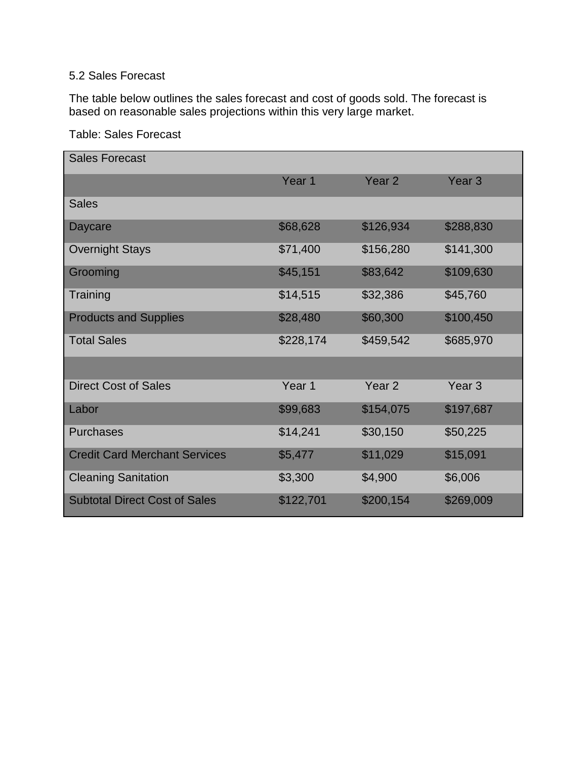### 5.2 Sales Forecast

The table below outlines the sales forecast and cost of goods sold. The forecast is based on reasonable sales projections within this very large market.

Table: Sales Forecast

| Sales Forecast | | | |
|---|---|---|---|
| | Year 1 | Year 2 | Year 3 |
| Sales | | | |
| Daycare | $68,628 | $126,934 | $288,830 |
| Overnight Stays | $71,400 | $156,280 | $141,300 |
| Grooming | $45,151 | $83,642 | $109,630 |
| Training | $14,515 | $32,386 | $45,760 |
| Products and Supplies | $28,480 | $60,300 | $100,450 |
| Total Sales | $228,174 | $459,542 | $685,970 |
| | | | |
| Direct Cost of Sales | Year 1 | Year 2 | Year 3 |
| Labor | $99,683 | $154,075 | $197,687 |
| Purchases | $14,241 | $30,150 | $50,225 |
| Credit Card Merchant Services | $5,477 | $11,029 | $15,091 |
| Cleaning Sanitation | $3,300 | $4,900 | $6,006 |
| Subtotal Direct Cost of Sales | $122,701 | $200,154 | $269,009 |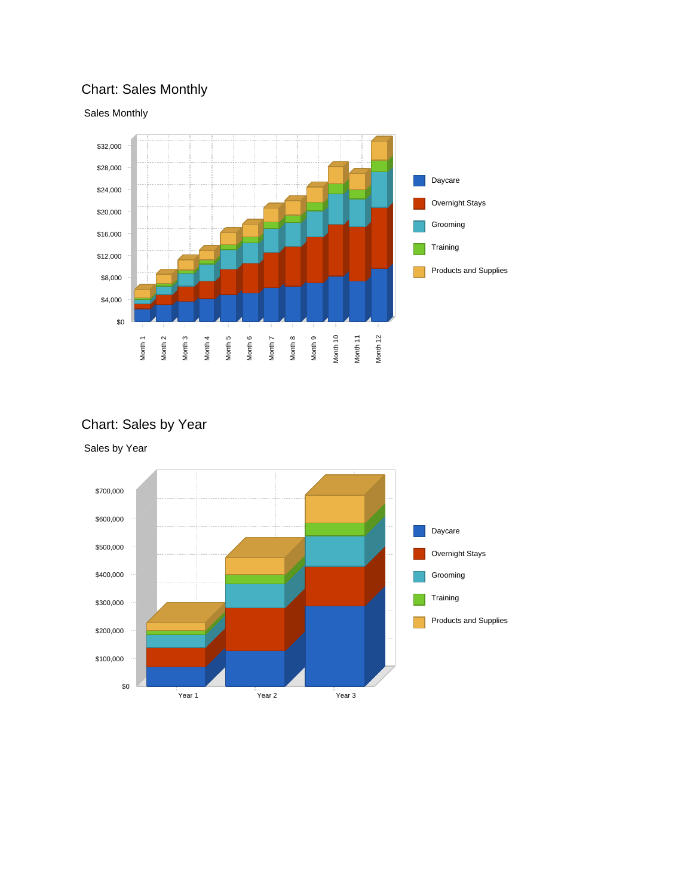## Chart: Sales Monthly

Sales Monthly

## Chart: Sales by Year

Sales by Year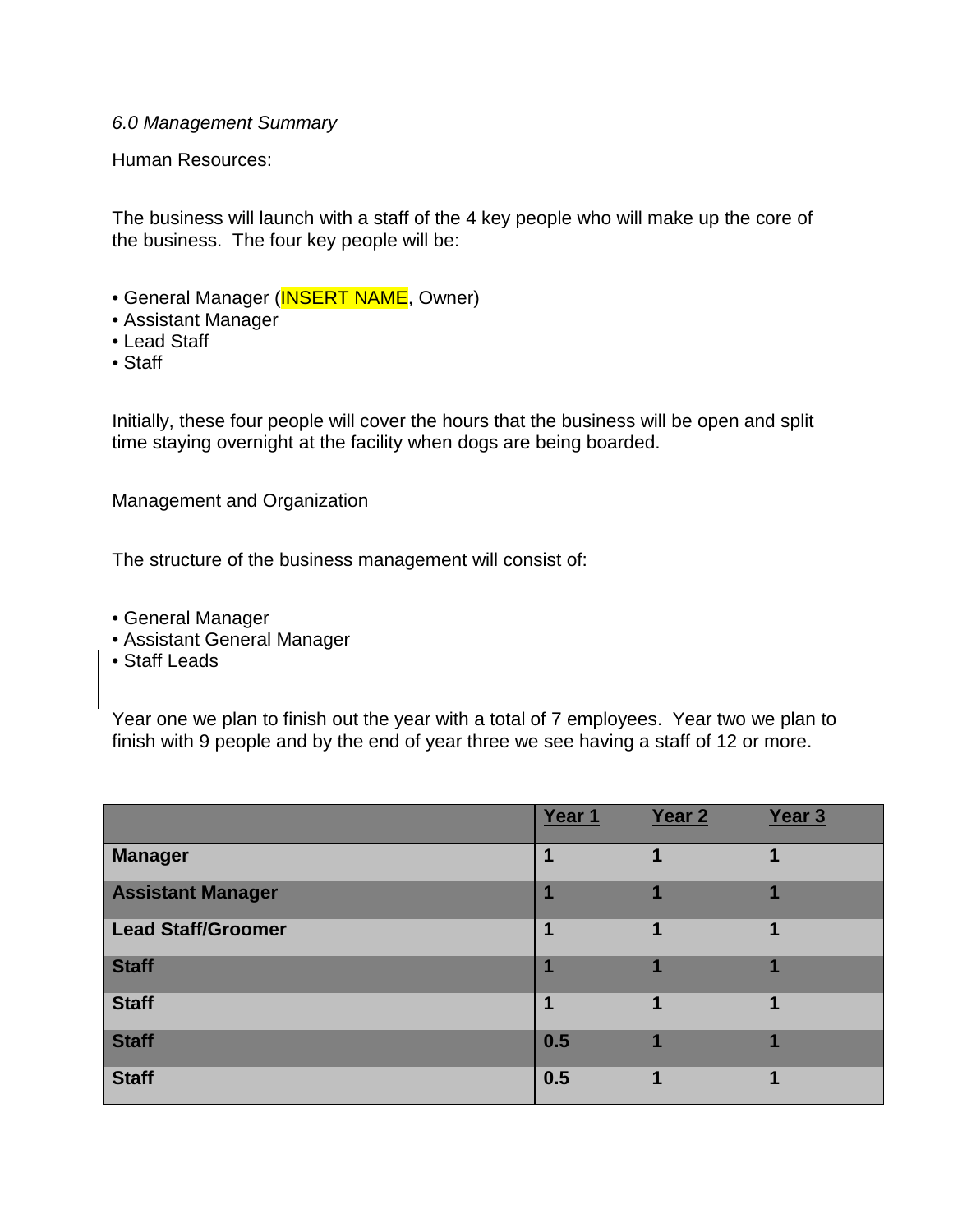*6.0 Management Summary*

Human Resources:

The business will launch with a staff of the 4 key people who will make up the core of the business. The four key people will be:

- General Manager (INSERT NAME, Owner)
- Assistant Manager
- Lead Staff
- Staff

Initially, these four people will cover the hours that the business will be open and split time staying overnight at the facility when dogs are being boarded.

Management and Organization

The structure of the business management will consist of:

- General Manager
- Assistant General Manager
- Staff Leads

Year one we plan to finish out the year with a total of 7 employees. Year two we plan to finish with 9 people and by the end of year three we see having a staff of 12 or more.

| | Year 1 | Year 2 | Year 3 |
|---|---|---|---|
| **Manager** | **1** | **1** | **1** |
| **Assistant Manager** | **1** | **1** | **1** |
| **Lead Staff/Groomer** | **1** | **1** | **1** |
| **Staff** | **1** | **1** | **1** |
| **Staff** | **1** | **1** | **1** |
| **Staff** | **0.5** | **1** | **1** |
| **Staff** | **0.5** | **1** | **1** |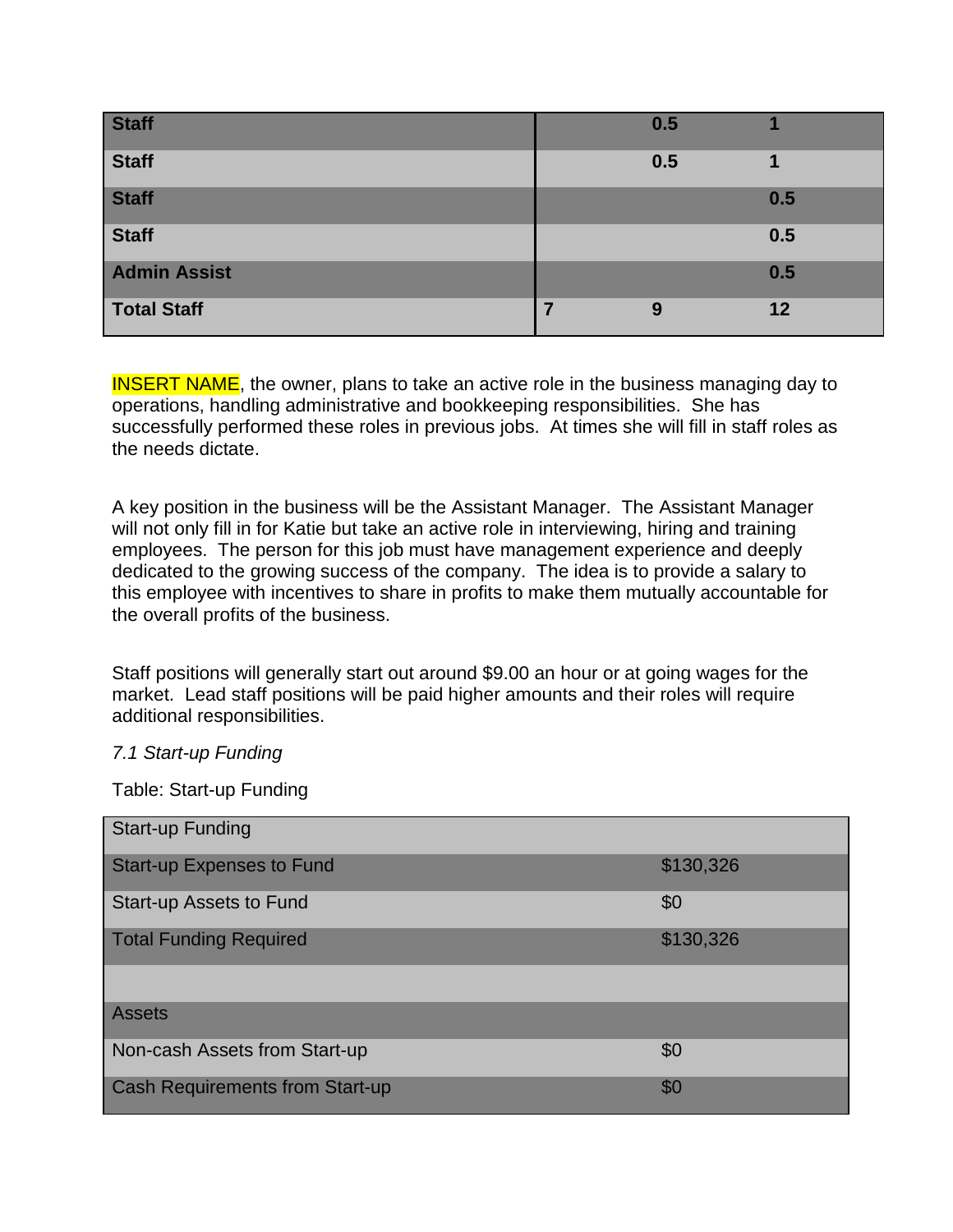| | | | |
|---|---|---|---|
| **Staff** | | **0.5** | **1** |
| **Staff** | | **0.5** | **1** |
| **Staff** | | | **0.5** |
| **Staff** | | | **0.5** |
| **Admin Assist** | | | **0.5** |
| **Total Staff** | **7** | **9** | **12** |

INSERT NAME, the owner, plans to take an active role in the business managing day to operations, handling administrative and bookkeeping responsibilities. She has successfully performed these roles in previous jobs. At times she will fill in staff roles as the needs dictate.

A key position in the business will be the Assistant Manager. The Assistant Manager will not only fill in for Katie but take an active role in interviewing, hiring and training employees. The person for this job must have management experience and deeply dedicated to the growing success of the company. The idea is to provide a salary to this employee with incentives to share in profits to make them mutually accountable for the overall profits of the business.

Staff positions will generally start out around $9.00 an hour or at going wages for the market. Lead staff positions will be paid higher amounts and their roles will require additional responsibilities.

*7.1 Start-up Funding*

Table: Start-up Funding

| Start-up Funding | |
|---|---|
| Start-up Expenses to Fund | $130,326 |
| Start-up Assets to Fund | $0 |
| Total Funding Required | $130,326 |
| | |
| Assets | |
| Non-cash Assets from Start-up | $0 |
| Cash Requirements from Start-up | $0 |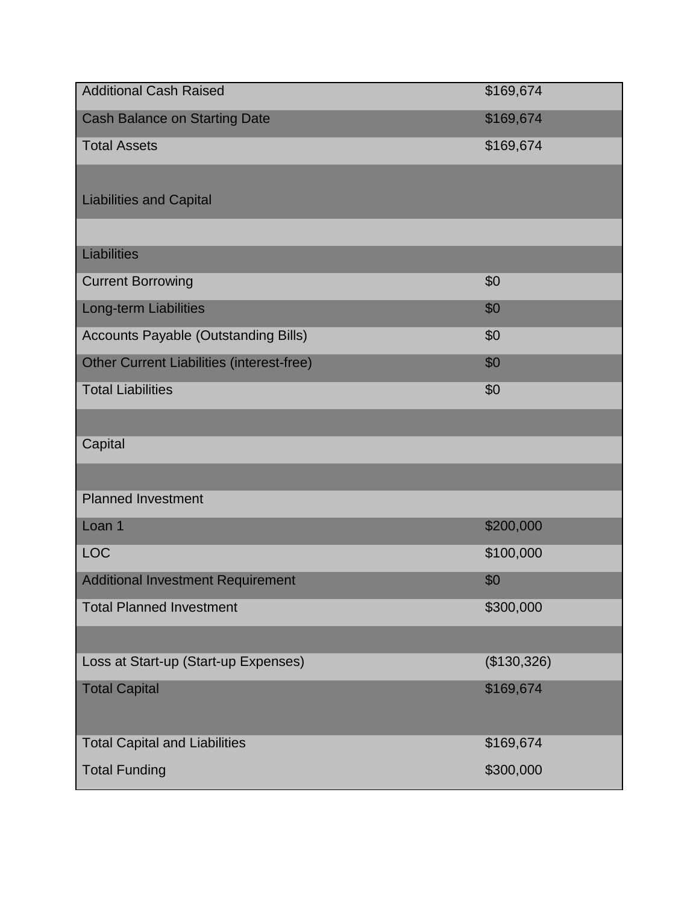| | |
|---|---|
| Additional Cash Raised | $169,674 |
| Cash Balance on Starting Date | $169,674 |
| Total Assets | $169,674 |
| | |
| Liabilities and Capital | |
| | |
| Liabilities | |
| Current Borrowing | $0 |
| Long-term Liabilities | $0 |
| Accounts Payable (Outstanding Bills) | $0 |
| Other Current Liabilities (interest-free) | $0 |
| Total Liabilities | $0 |
| | |
| Capital | |
| | |
| Planned Investment | |
| Loan 1 | $200,000 |
| LOC | $100,000 |
| Additional Investment Requirement | $0 |
| Total Planned Investment | $300,000 |
| | |
| Loss at Start-up (Start-up Expenses) | ($130,326) |
| Total Capital | $169,674 |
| Total Capital and Liabilities | $169,674 |
| Total Funding | $300,000 |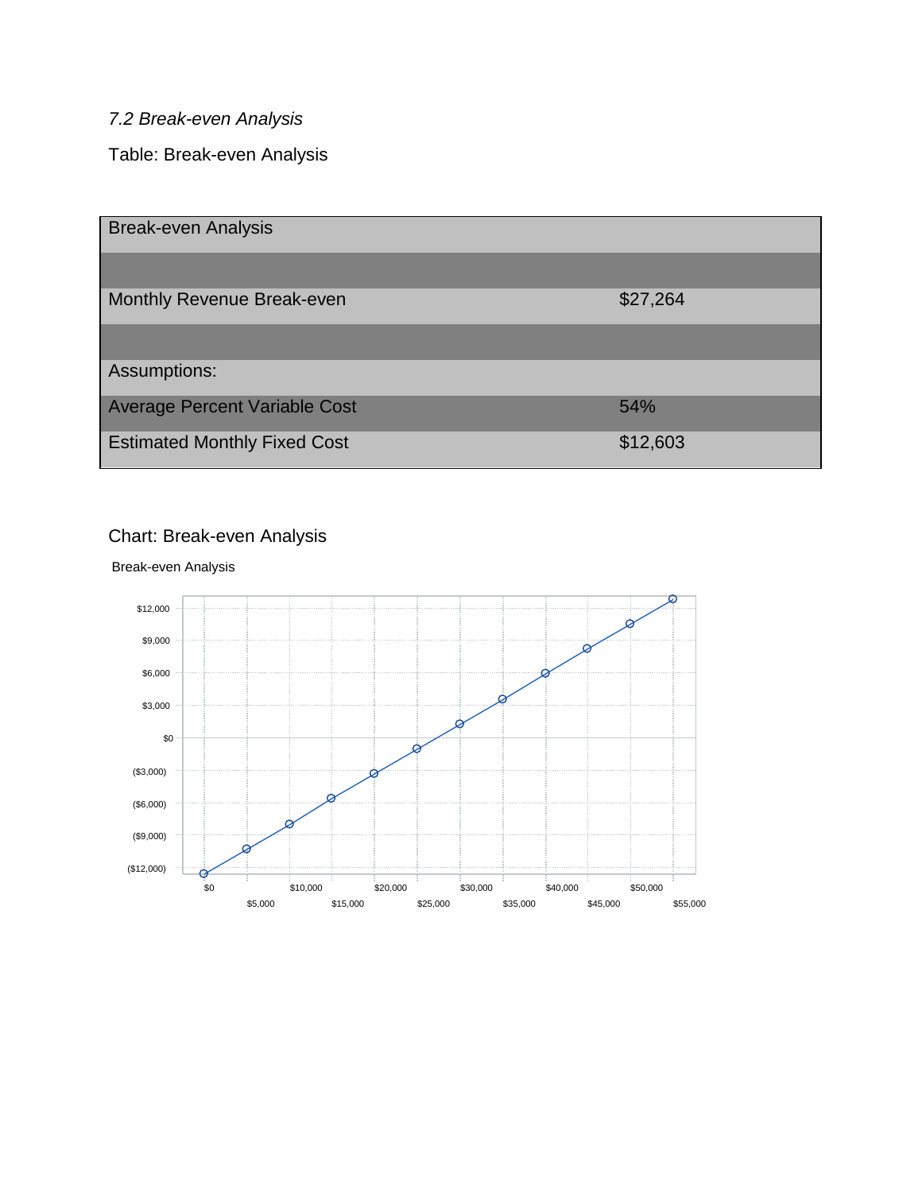*7.2 Break-even Analysis*

Table: Break-even Analysis

| Break-even Analysis | |
|---|---|
| | |
| Monthly Revenue Break-even | $27,264 |
| | |
| Assumptions: | |
| Average Percent Variable Cost | 54% |
| Estimated Monthly Fixed Cost | $12,603 |

Chart: Break-even Analysis

Break-even Analysis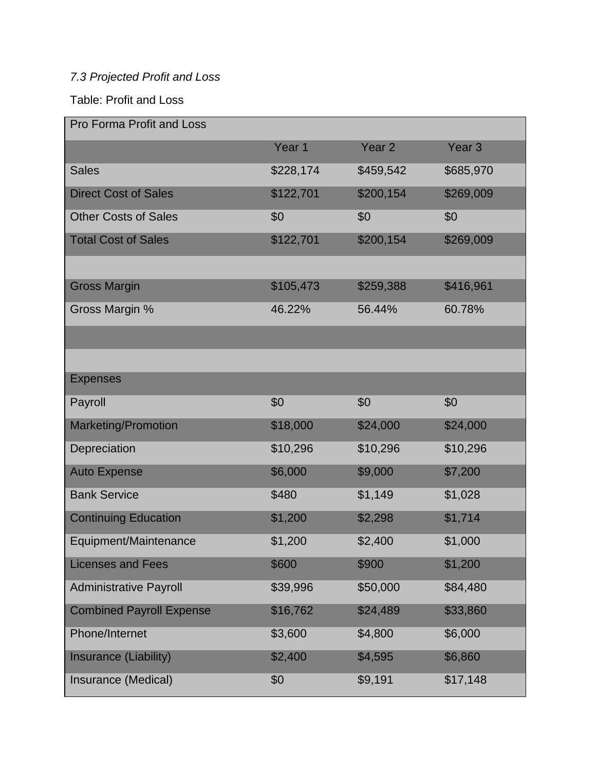*7.3 Projected Profit and Loss*

Table: Profit and Loss

| Pro Forma Profit and Loss | | | |
|---|---|---|---|
| | Year 1 | Year 2 | Year 3 |
| Sales | $228,174 | $459,542 | $685,970 |
| Direct Cost of Sales | $122,701 | $200,154 | $269,009 |
| Other Costs of Sales | $0 | $0 | $0 |
| Total Cost of Sales | $122,701 | $200,154 | $269,009 |
| | | | |
| Gross Margin | $105,473 | $259,388 | $416,961 |
| Gross Margin % | 46.22% | 56.44% | 60.78% |
| | | | |
| | | | |
| Expenses | | | |
| Payroll | $0 | $0 | $0 |
| Marketing/Promotion | $18,000 | $24,000 | $24,000 |
| Depreciation | $10,296 | $10,296 | $10,296 |
| Auto Expense | $6,000 | $9,000 | $7,200 |
| Bank Service | $480 | $1,149 | $1,028 |
| Continuing Education | $1,200 | $2,298 | $1,714 |
| Equipment/Maintenance | $1,200 | $2,400 | $1,000 |
| Licenses and Fees | $600 | $900 | $1,200 |
| Administrative Payroll | $39,996 | $50,000 | $84,480 |
| Combined Payroll Expense | $16,762 | $24,489 | $33,860 |
| Phone/Internet | $3,600 | $4,800 | $6,000 |
| Insurance (Liability) | $2,400 | $4,595 | $6,860 |
| Insurance (Medical) | $0 | $9,191 | $17,148 |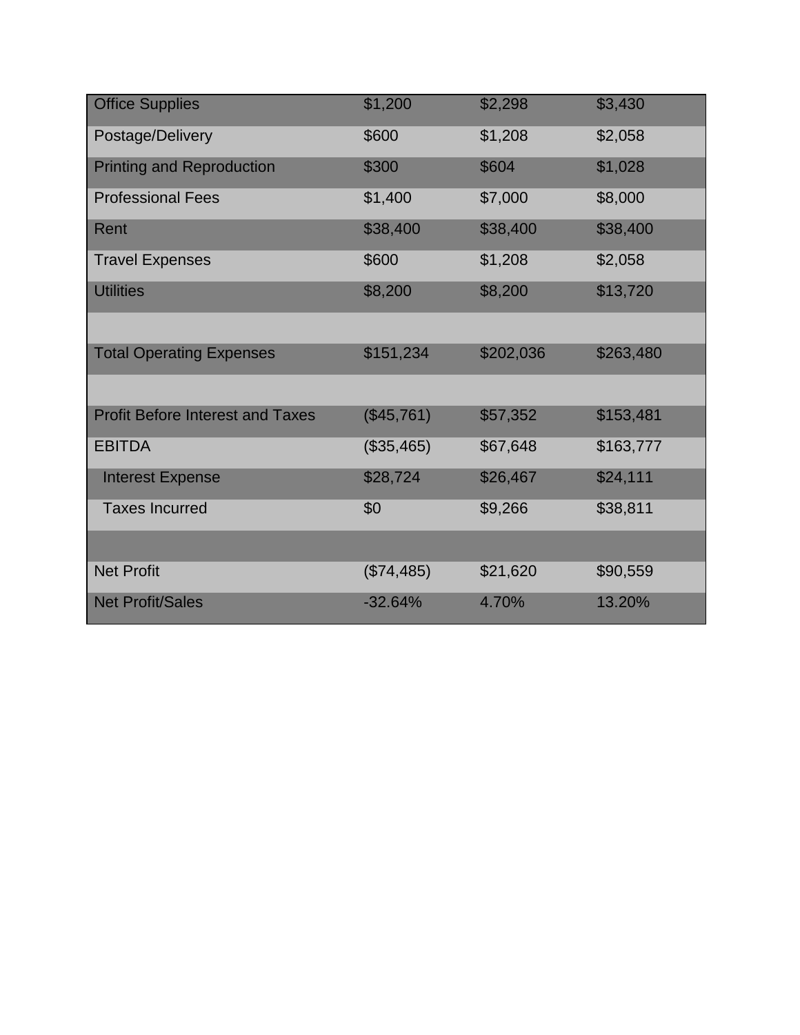| | | | |
|---|---|---|---|
| Office Supplies | $1,200 | $2,298 | $3,430 |
| Postage/Delivery | $600 | $1,208 | $2,058 |
| Printing and Reproduction | $300 | $604 | $1,028 |
| Professional Fees | $1,400 | $7,000 | $8,000 |
| Rent | $38,400 | $38,400 | $38,400 |
| Travel Expenses | $600 | $1,208 | $2,058 |
| Utilities | $8,200 | $8,200 | $13,720 |
| | | | |
| Total Operating Expenses | $151,234 | $202,036 | $263,480 |
| | | | |
| Profit Before Interest and Taxes | ($45,761) | $57,352 | $153,481 |
| EBITDA | ($35,465) | $67,648 | $163,777 |
| Interest Expense | $28,724 | $26,467 | $24,111 |
| Taxes Incurred | $0 | $9,266 | $38,811 |
| | | | |
| Net Profit | ($74,485) | $21,620 | $90,559 |
| Net Profit/Sales | -32.64% | 4.70% | 13.20% |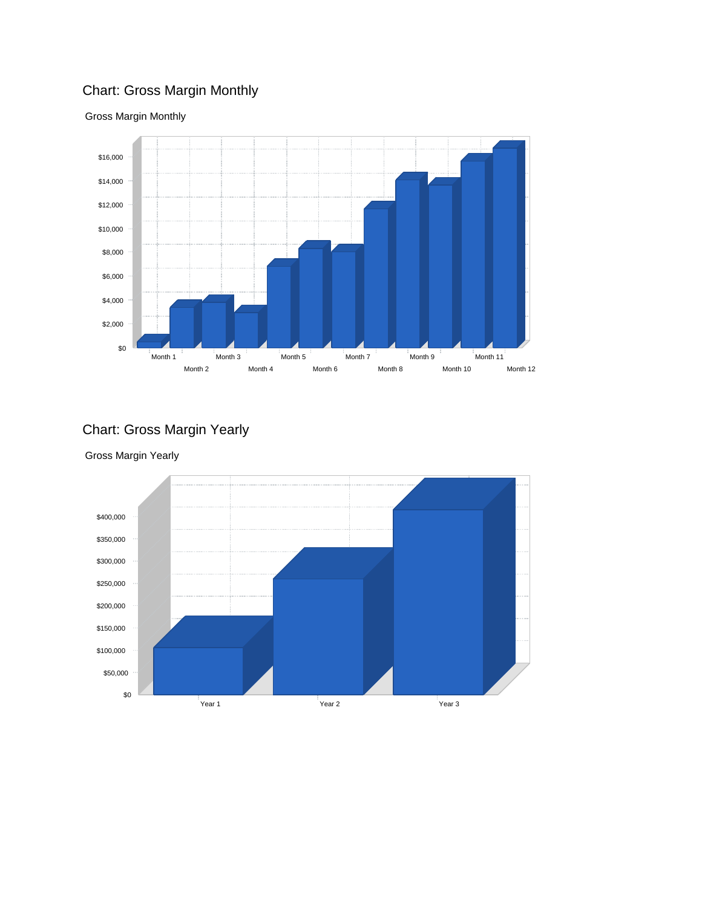## Chart: Gross Margin Monthly

Gross Margin Monthly

## Chart: Gross Margin Yearly

Gross Margin Yearly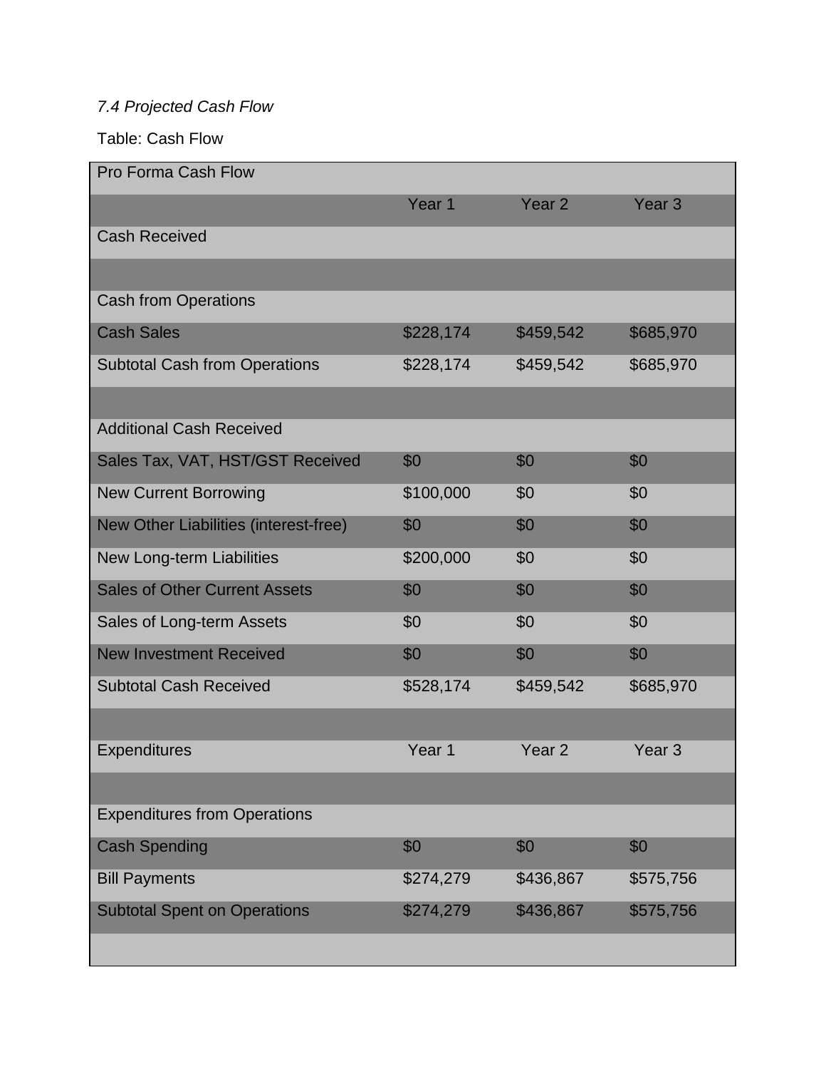*7.4 Projected Cash Flow*

Table: Cash Flow

| Pro Forma Cash Flow | | | |
|---|---|---|---|
| | Year 1 | Year 2 | Year 3 |
| Cash Received | | | |
| | | | |
| Cash from Operations | | | |
| Cash Sales | $228,174 | $459,542 | $685,970 |
| Subtotal Cash from Operations | $228,174 | $459,542 | $685,970 |
| | | | |
| Additional Cash Received | | | |
| Sales Tax, VAT, HST/GST Received | $0 | $0 | $0 |
| New Current Borrowing | $100,000 | $0 | $0 |
| New Other Liabilities (interest-free) | $0 | $0 | $0 |
| New Long-term Liabilities | $200,000 | $0 | $0 |
| Sales of Other Current Assets | $0 | $0 | $0 |
| Sales of Long-term Assets | $0 | $0 | $0 |
| New Investment Received | $0 | $0 | $0 |
| Subtotal Cash Received | $528,174 | $459,542 | $685,970 |
| | | | |
| Expenditures | Year 1 | Year 2 | Year 3 |
| | | | |
| Expenditures from Operations | | | |
| Cash Spending | $0 | $0 | $0 |
| Bill Payments | $274,279 | $436,867 | $575,756 |
| Subtotal Spent on Operations | $274,279 | $436,867 | $575,756 |
| | | | |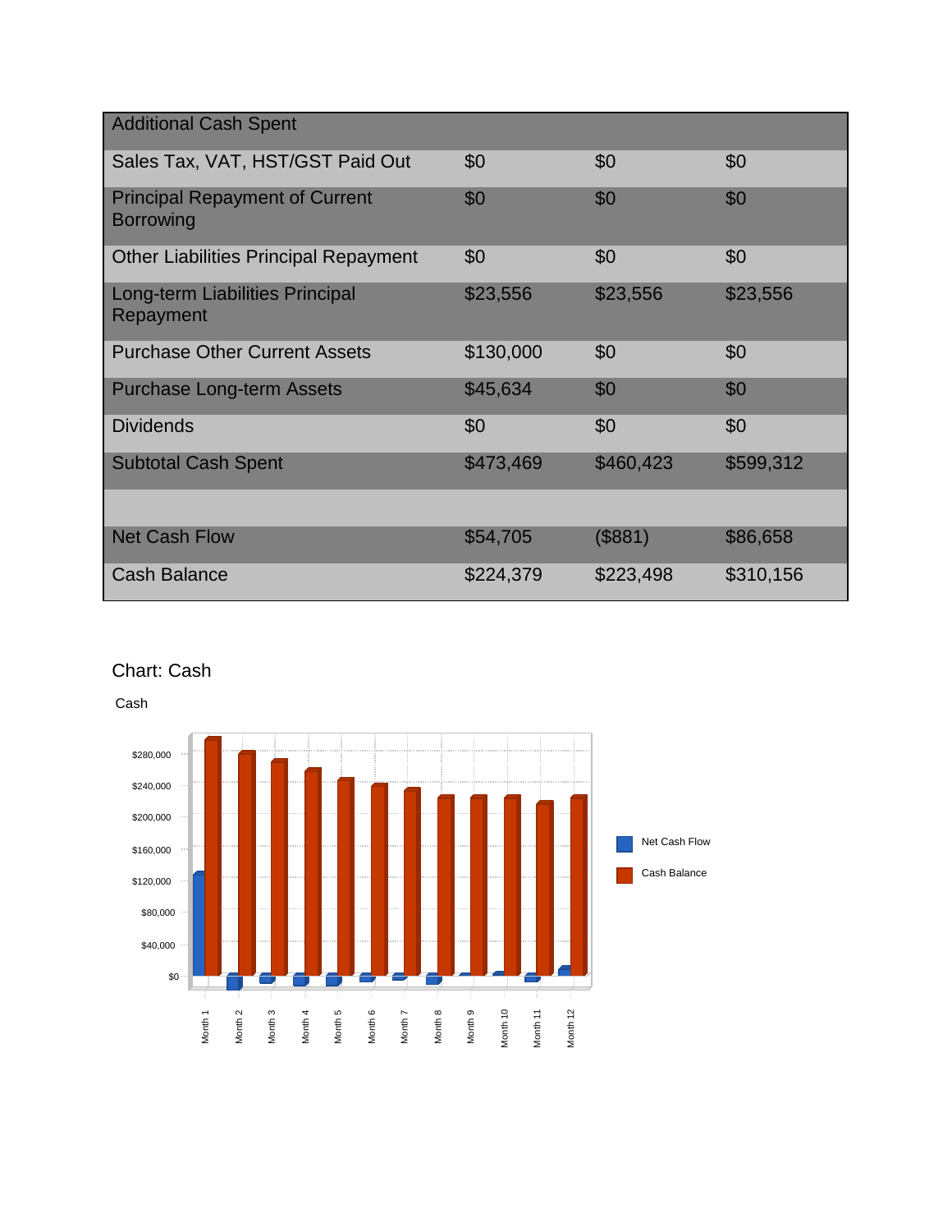| Additional Cash Spent | | | |
| --- | --- | --- | --- |
| Sales Tax, VAT, HST/GST Paid Out | $0 | $0 | $0 |
| Principal Repayment of Current Borrowing | $0 | $0 | $0 |
| Other Liabilities Principal Repayment | $0 | $0 | $0 |
| Long-term Liabilities Principal Repayment | $23,556 | $23,556 | $23,556 |
| Purchase Other Current Assets | $130,000 | $0 | $0 |
| Purchase Long-term Assets | $45,634 | $0 | $0 |
| Dividends | $0 | $0 | $0 |
| Subtotal Cash Spent | $473,469 | $460,423 | $599,312 |
| | | | |
| Net Cash Flow | $54,705 | ($881) | $86,658 |
| Cash Balance | $224,379 | $223,498 | $310,156 |

Chart: Cash

Cash

$280,000
$240,000
$200,000
$160,000
$120,000
$80,000
$40,000
$0

Month 1 Month 2 Month 3 Month 4 Month 5 Month 6 Month 7 Month 8 Month 9 Month 10 Month 11 Month 12

Net Cash Flow
Cash Balance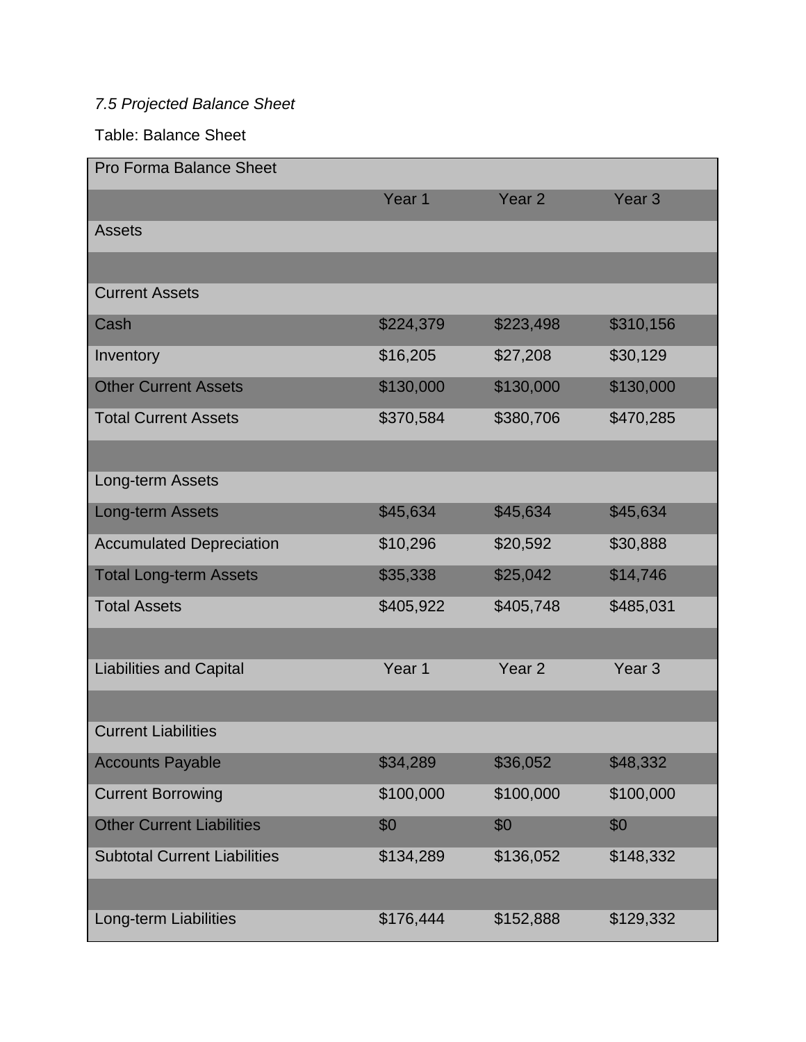*7.5 Projected Balance Sheet*

Table: Balance Sheet

| Pro Forma Balance Sheet | | | |
|---|---|---|---|
| | Year 1 | Year 2 | Year 3 |
| Assets | | | |
| | | | |
| Current Assets | | | |
| Cash | $224,379 | $223,498 | $310,156 |
| Inventory | $16,205 | $27,208 | $30,129 |
| Other Current Assets | $130,000 | $130,000 | $130,000 |
| Total Current Assets | $370,584 | $380,706 | $470,285 |
| | | | |
| Long-term Assets | | | |
| Long-term Assets | $45,634 | $45,634 | $45,634 |
| Accumulated Depreciation | $10,296 | $20,592 | $30,888 |
| Total Long-term Assets | $35,338 | $25,042 | $14,746 |
| Total Assets | $405,922 | $405,748 | $485,031 |
| | | | |
| Liabilities and Capital | Year 1 | Year 2 | Year 3 |
| | | | |
| Current Liabilities | | | |
| Accounts Payable | $34,289 | $36,052 | $48,332 |
| Current Borrowing | $100,000 | $100,000 | $100,000 |
| Other Current Liabilities | $0 | $0 | $0 |
| Subtotal Current Liabilities | $134,289 | $136,052 | $148,332 |
| | | | |
| Long-term Liabilities | $176,444 | $152,888 | $129,332 |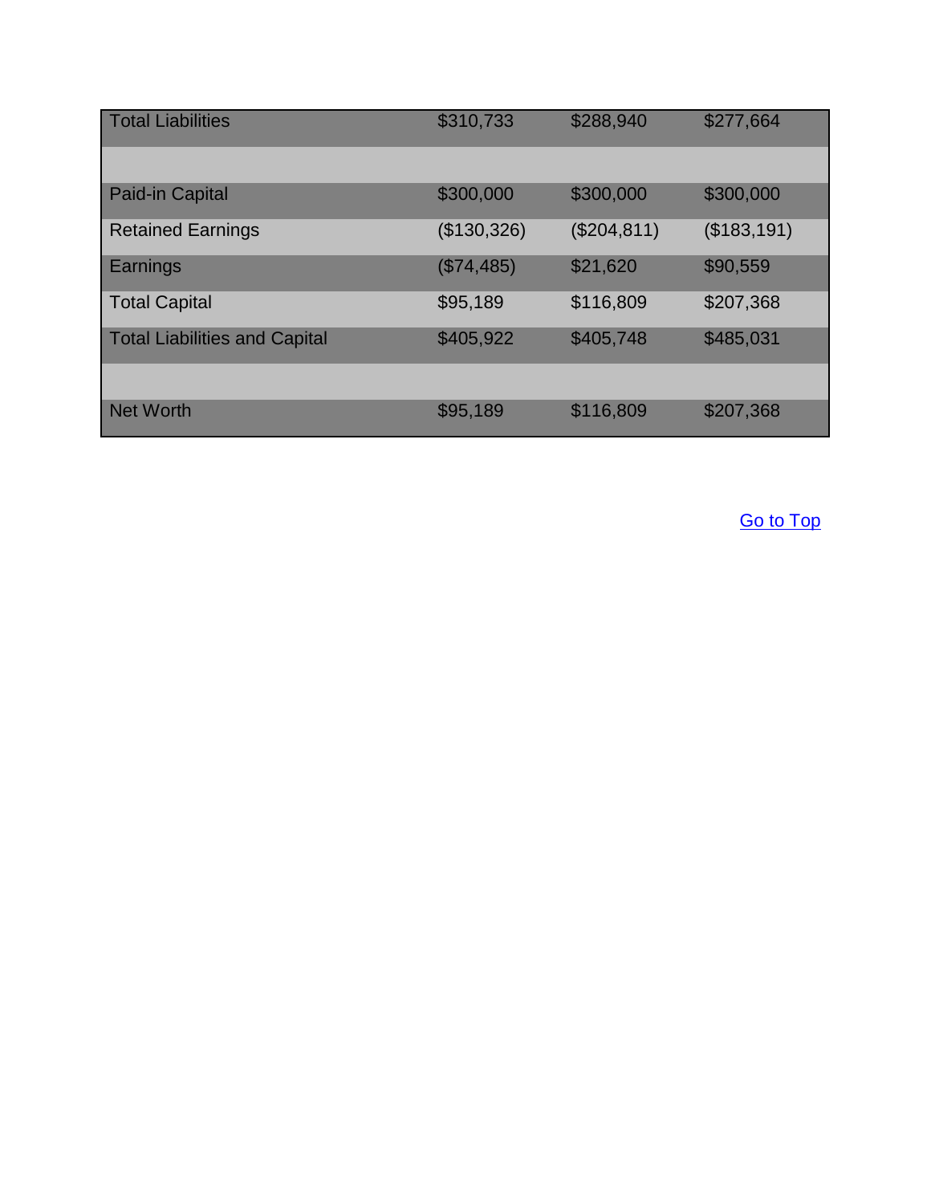| | | | |
|---|---|---|---|
| Total Liabilities | $310,733 | $288,940 | $277,664 |
| | | | |
| Paid-in Capital | $300,000 | $300,000 | $300,000 |
| Retained Earnings | ($130,326) | ($204,811) | ($183,191) |
| Earnings | ($74,485) | $21,620 | $90,559 |
| Total Capital | $95,189 | $116,809 | $207,368 |
| Total Liabilities and Capital | $405,922 | $405,748 | $485,031 |
| | | | |
| Net Worth | $95,189 | $116,809 | $207,368 |

Go to Top